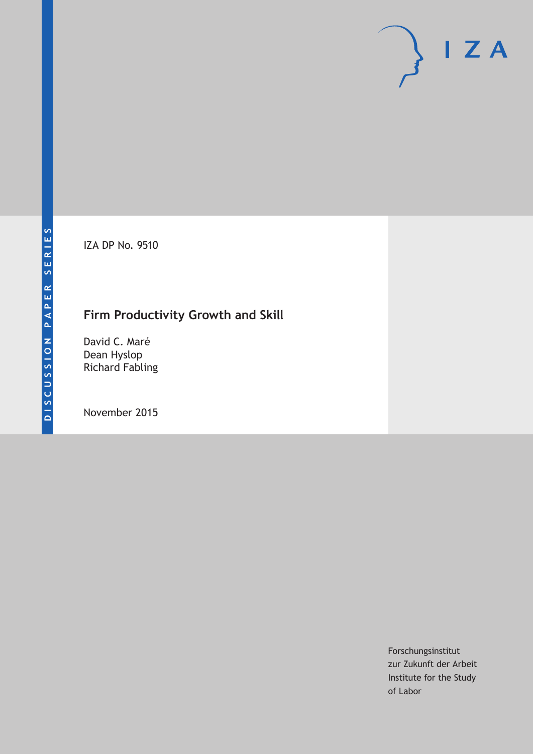DISCUSSION PAPER SERIES

IZA DP No. 9510

# Firm Productivity Growth and Skill

David C. Maré
Dean Hyslop
Richard Fabling

November 2015

Forschungsinstitut
zur Zukunft der Arbeit
Institute for the Study
of Labor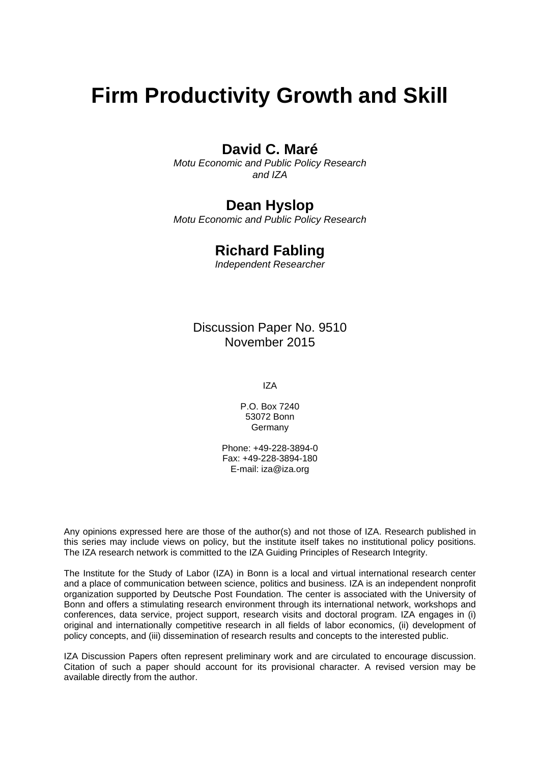# Firm Productivity Growth and Skill

**David C. Maré**

*Motu Economic and Public Policy Research and IZA*

**Dean Hyslop**

*Motu Economic and Public Policy Research*

**Richard Fabling**

*Independent Researcher*

Discussion Paper No. 9510
November 2015

IZA

P.O. Box 7240
53072 Bonn
Germany

Phone: +49-228-3894-0
Fax: +49-228-3894-180
E-mail: iza@iza.org

Any opinions expressed here are those of the author(s) and not those of IZA. Research published in this series may include views on policy, but the institute itself takes no institutional policy positions. The IZA research network is committed to the IZA Guiding Principles of Research Integrity.

The Institute for the Study of Labor (IZA) in Bonn is a local and virtual international research center and a place of communication between science, politics and business. IZA is an independent nonprofit organization supported by Deutsche Post Foundation. The center is associated with the University of Bonn and offers a stimulating research environment through its international network, workshops and conferences, data service, project support, research visits and doctoral program. IZA engages in (i) original and internationally competitive research in all fields of labor economics, (ii) development of policy concepts, and (iii) dissemination of research results and concepts to the interested public.

IZA Discussion Papers often represent preliminary work and are circulated to encourage discussion. Citation of such a paper should account for its provisional character. A revised version may be available directly from the author.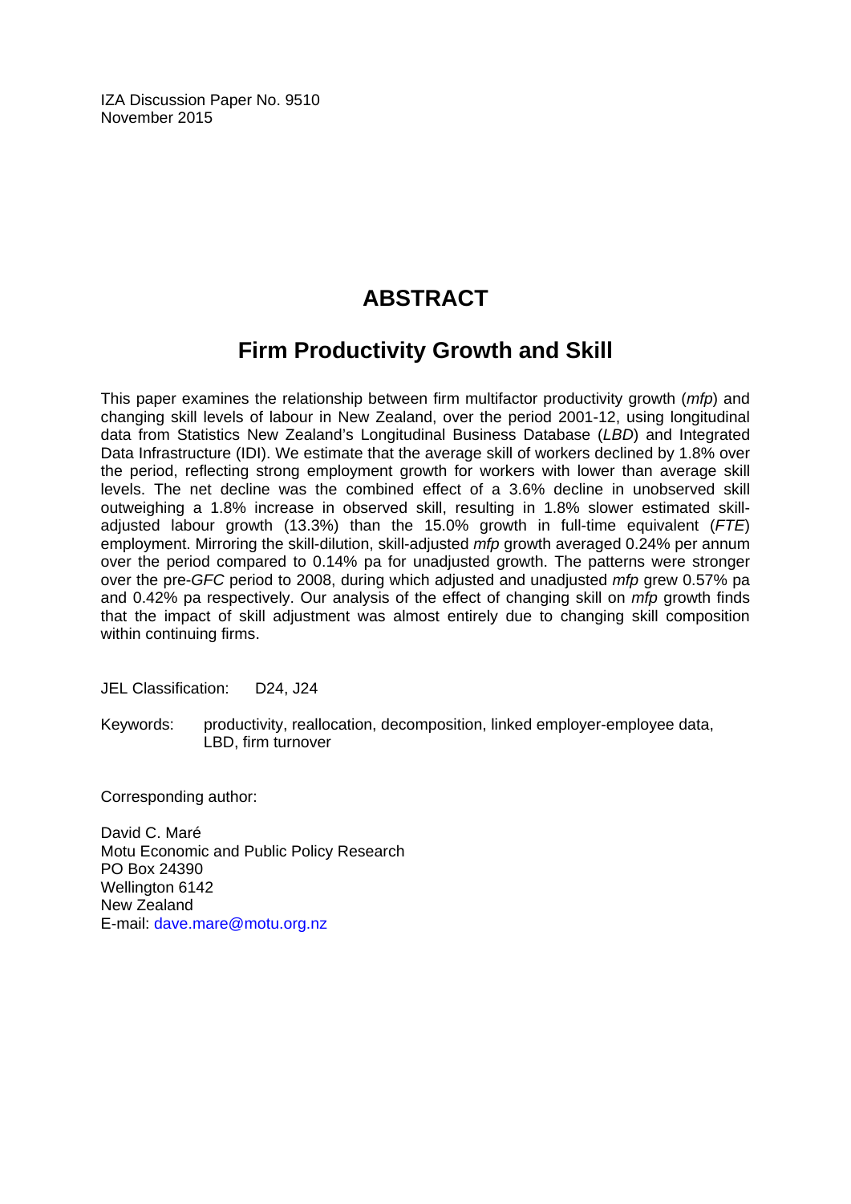IZA Discussion Paper No. 9510
November 2015

# ABSTRACT

## Firm Productivity Growth and Skill

This paper examines the relationship between firm multifactor productivity growth (*mfp*) and changing skill levels of labour in New Zealand, over the period 2001-12, using longitudinal data from Statistics New Zealand's Longitudinal Business Database (*LBD*) and Integrated Data Infrastructure (IDI). We estimate that the average skill of workers declined by 1.8% over the period, reflecting strong employment growth for workers with lower than average skill levels. The net decline was the combined effect of a 3.6% decline in unobserved skill outweighing a 1.8% increase in observed skill, resulting in 1.8% slower estimated skill-adjusted labour growth (13.3%) than the 15.0% growth in full-time equivalent (*FTE*) employment. Mirroring the skill-dilution, skill-adjusted *mfp* growth averaged 0.24% per annum over the period compared to 0.14% pa for unadjusted growth. The patterns were stronger over the pre-*GFC* period to 2008, during which adjusted and unadjusted *mfp* grew 0.57% pa and 0.42% pa respectively. Our analysis of the effect of changing skill on *mfp* growth finds that the impact of skill adjustment was almost entirely due to changing skill composition within continuing firms.

JEL Classification: D24, J24

Keywords: productivity, reallocation, decomposition, linked employer-employee data, LBD, firm turnover

Corresponding author:

David C. Maré
Motu Economic and Public Policy Research
PO Box 24390
Wellington 6142
New Zealand
E-mail: dave.mare@motu.org.nz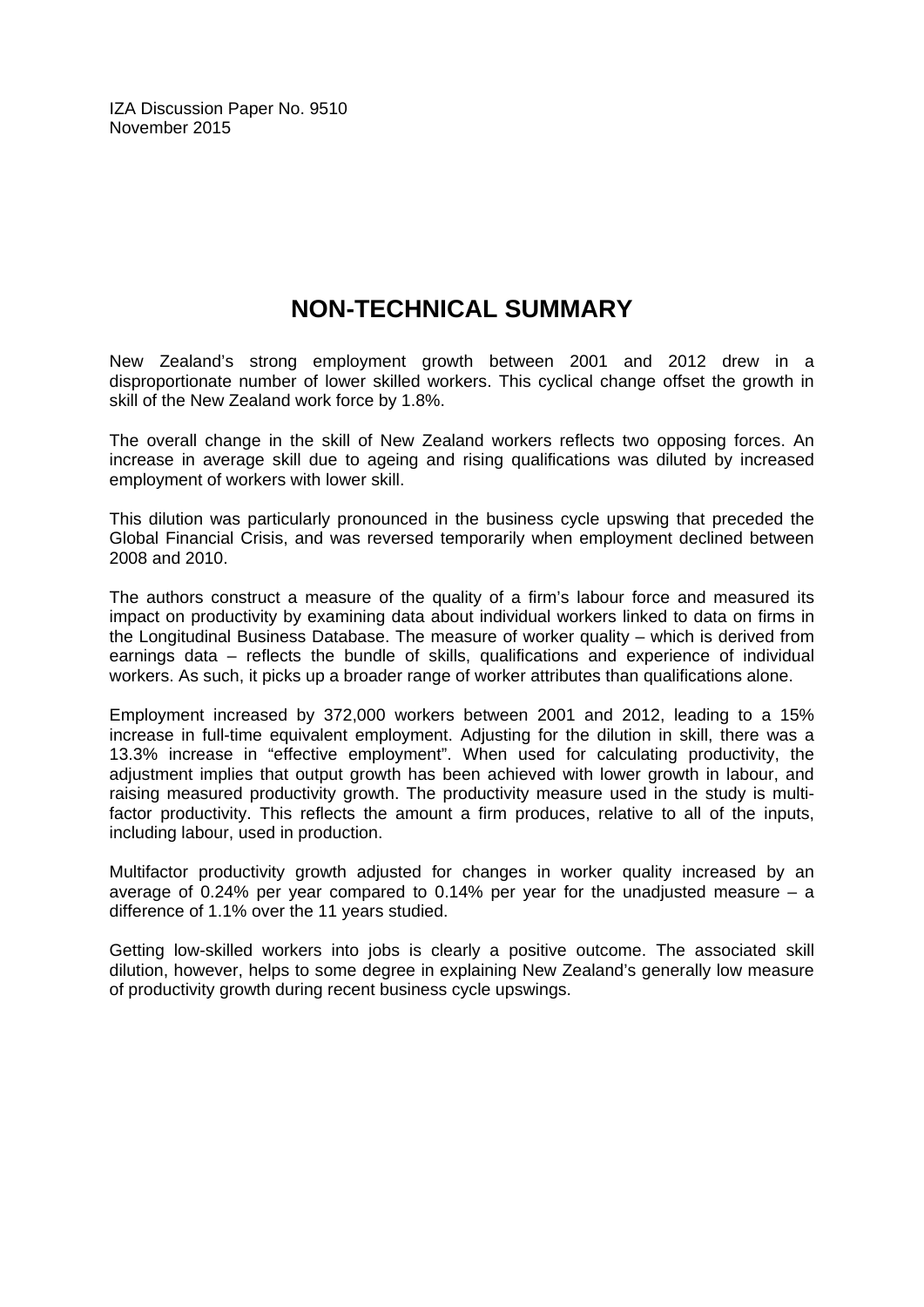IZA Discussion Paper No. 9510
November 2015

# NON-TECHNICAL SUMMARY

New Zealand's strong employment growth between 2001 and 2012 drew in a disproportionate number of lower skilled workers. This cyclical change offset the growth in skill of the New Zealand work force by 1.8%.

The overall change in the skill of New Zealand workers reflects two opposing forces. An increase in average skill due to ageing and rising qualifications was diluted by increased employment of workers with lower skill.

This dilution was particularly pronounced in the business cycle upswing that preceded the Global Financial Crisis, and was reversed temporarily when employment declined between 2008 and 2010.

The authors construct a measure of the quality of a firm's labour force and measured its impact on productivity by examining data about individual workers linked to data on firms in the Longitudinal Business Database. The measure of worker quality – which is derived from earnings data – reflects the bundle of skills, qualifications and experience of individual workers. As such, it picks up a broader range of worker attributes than qualifications alone.

Employment increased by 372,000 workers between 2001 and 2012, leading to a 15% increase in full-time equivalent employment. Adjusting for the dilution in skill, there was a 13.3% increase in "effective employment". When used for calculating productivity, the adjustment implies that output growth has been achieved with lower growth in labour, and raising measured productivity growth. The productivity measure used in the study is multi-factor productivity. This reflects the amount a firm produces, relative to all of the inputs, including labour, used in production.

Multifactor productivity growth adjusted for changes in worker quality increased by an average of 0.24% per year compared to 0.14% per year for the unadjusted measure – a difference of 1.1% over the 11 years studied.

Getting low-skilled workers into jobs is clearly a positive outcome. The associated skill dilution, however, helps to some degree in explaining New Zealand's generally low measure of productivity growth during recent business cycle upswings.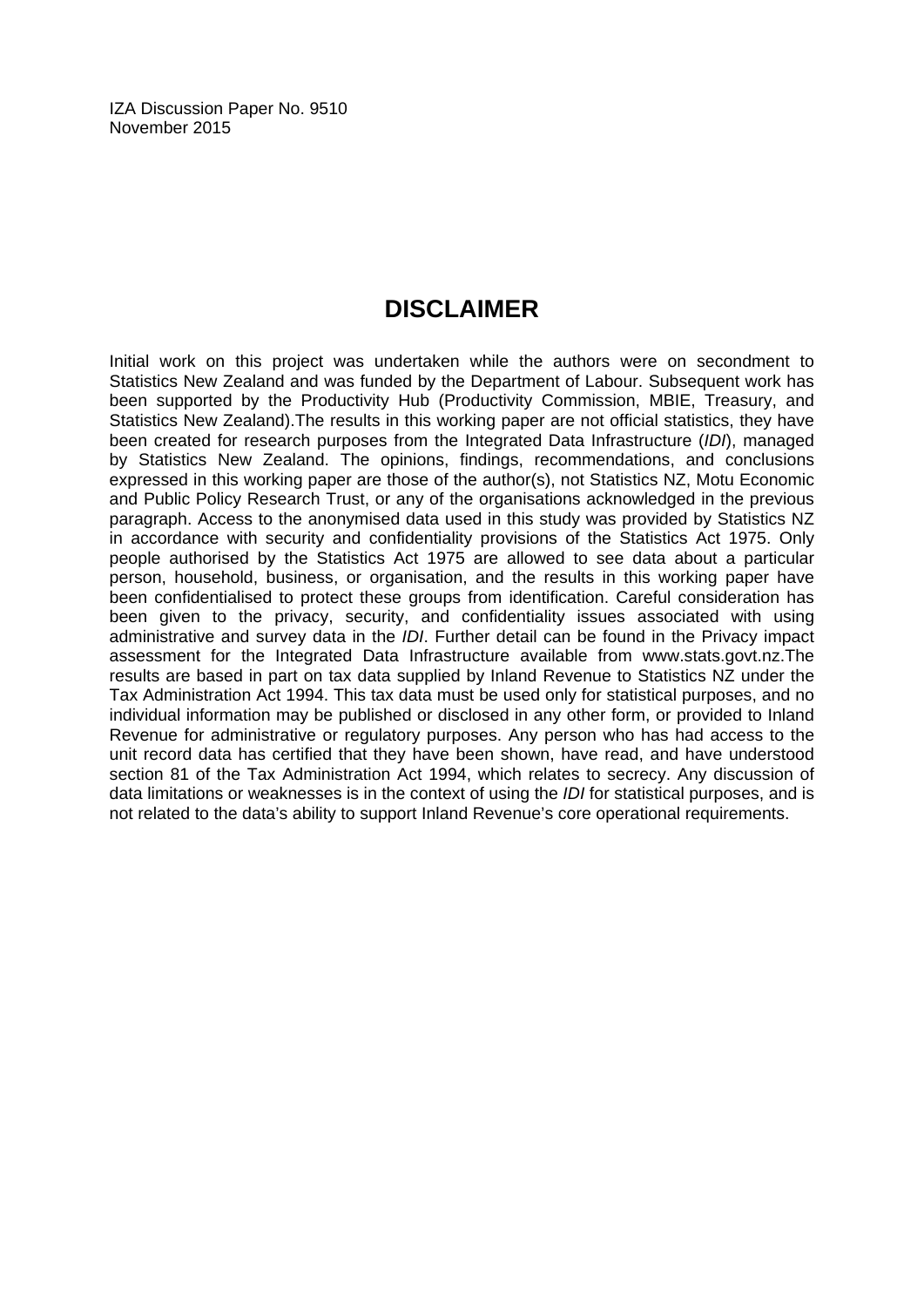IZA Discussion Paper No. 9510
November 2015

# DISCLAIMER

Initial work on this project was undertaken while the authors were on secondment to Statistics New Zealand and was funded by the Department of Labour. Subsequent work has been supported by the Productivity Hub (Productivity Commission, MBIE, Treasury, and Statistics New Zealand).The results in this working paper are not official statistics, they have been created for research purposes from the Integrated Data Infrastructure (*IDI*), managed by Statistics New Zealand. The opinions, findings, recommendations, and conclusions expressed in this working paper are those of the author(s), not Statistics NZ, Motu Economic and Public Policy Research Trust, or any of the organisations acknowledged in the previous paragraph. Access to the anonymised data used in this study was provided by Statistics NZ in accordance with security and confidentiality provisions of the Statistics Act 1975. Only people authorised by the Statistics Act 1975 are allowed to see data about a particular person, household, business, or organisation, and the results in this working paper have been confidentialised to protect these groups from identification. Careful consideration has been given to the privacy, security, and confidentiality issues associated with using administrative and survey data in the *IDI*. Further detail can be found in the Privacy impact assessment for the Integrated Data Infrastructure available from www.stats.govt.nz.The results are based in part on tax data supplied by Inland Revenue to Statistics NZ under the Tax Administration Act 1994. This tax data must be used only for statistical purposes, and no individual information may be published or disclosed in any other form, or provided to Inland Revenue for administrative or regulatory purposes. Any person who has had access to the unit record data has certified that they have been shown, have read, and have understood section 81 of the Tax Administration Act 1994, which relates to secrecy. Any discussion of data limitations or weaknesses is in the context of using the *IDI* for statistical purposes, and is not related to the data's ability to support Inland Revenue's core operational requirements.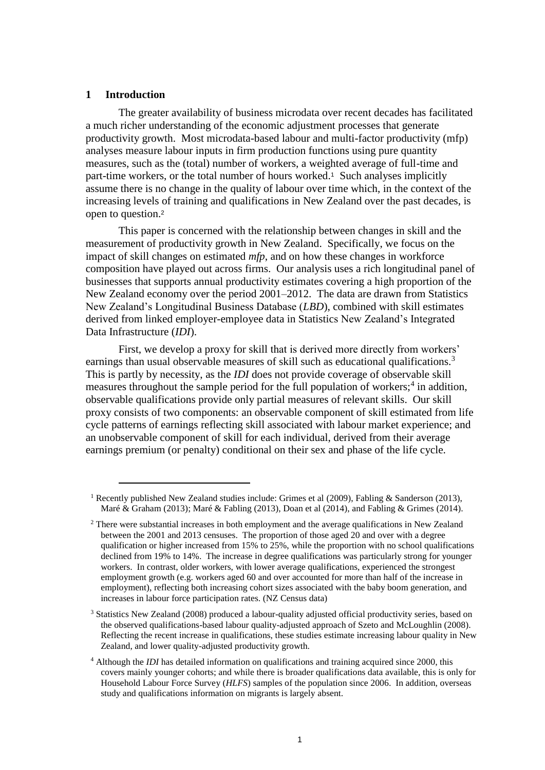# 1 Introduction

The greater availability of business microdata over recent decades has facilitated a much richer understanding of the economic adjustment processes that generate productivity growth. Most microdata-based labour and multi-factor productivity (mfp) analyses measure labour inputs in firm production functions using pure quantity measures, such as the (total) number of workers, a weighted average of full-time and part-time workers, or the total number of hours worked.[1] Such analyses implicitly assume there is no change in the quality of labour over time which, in the context of the increasing levels of training and qualifications in New Zealand over the past decades, is open to question.[2]

This paper is concerned with the relationship between changes in skill and the measurement of productivity growth in New Zealand. Specifically, we focus on the impact of skill changes on estimated *mfp*, and on how these changes in workforce composition have played out across firms. Our analysis uses a rich longitudinal panel of businesses that supports annual productivity estimates covering a high proportion of the New Zealand economy over the period 2001–2012. The data are drawn from Statistics New Zealand's Longitudinal Business Database (*LBD*), combined with skill estimates derived from linked employer-employee data in Statistics New Zealand's Integrated Data Infrastructure (*IDI*).

First, we develop a proxy for skill that is derived more directly from workers' earnings than usual observable measures of skill such as educational qualifications.[3] This is partly by necessity, as the *IDI* does not provide coverage of observable skill measures throughout the sample period for the full population of workers;[4] in addition, observable qualifications provide only partial measures of relevant skills. Our skill proxy consists of two components: an observable component of skill estimated from life cycle patterns of earnings reflecting skill associated with labour market experience; and an unobservable component of skill for each individual, derived from their average earnings premium (or penalty) conditional on their sex and phase of the life cycle.

[1] Recently published New Zealand studies include: Grimes et al (2009), Fabling & Sanderson (2013), Maré & Graham (2013); Maré & Fabling (2013), Doan et al (2014), and Fabling & Grimes (2014).

[2] There were substantial increases in both employment and the average qualifications in New Zealand between the 2001 and 2013 censuses. The proportion of those aged 20 and over with a degree qualification or higher increased from 15% to 25%, while the proportion with no school qualifications declined from 19% to 14%. The increase in degree qualifications was particularly strong for younger workers. In contrast, older workers, with lower average qualifications, experienced the strongest employment growth (e.g. workers aged 60 and over accounted for more than half of the increase in employment), reflecting both increasing cohort sizes associated with the baby boom generation, and increases in labour force participation rates. (NZ Census data)

[3] Statistics New Zealand (2008) produced a labour-quality adjusted official productivity series, based on the observed qualifications-based labour quality-adjusted approach of Szeto and McLoughlin (2008). Reflecting the recent increase in qualifications, these studies estimate increasing labour quality in New Zealand, and lower quality-adjusted productivity growth.

[4] Although the *IDI* has detailed information on qualifications and training acquired since 2000, this covers mainly younger cohorts; and while there is broader qualifications data available, this is only for Household Labour Force Survey (*HLFS*) samples of the population since 2006. In addition, overseas study and qualifications information on migrants is largely absent.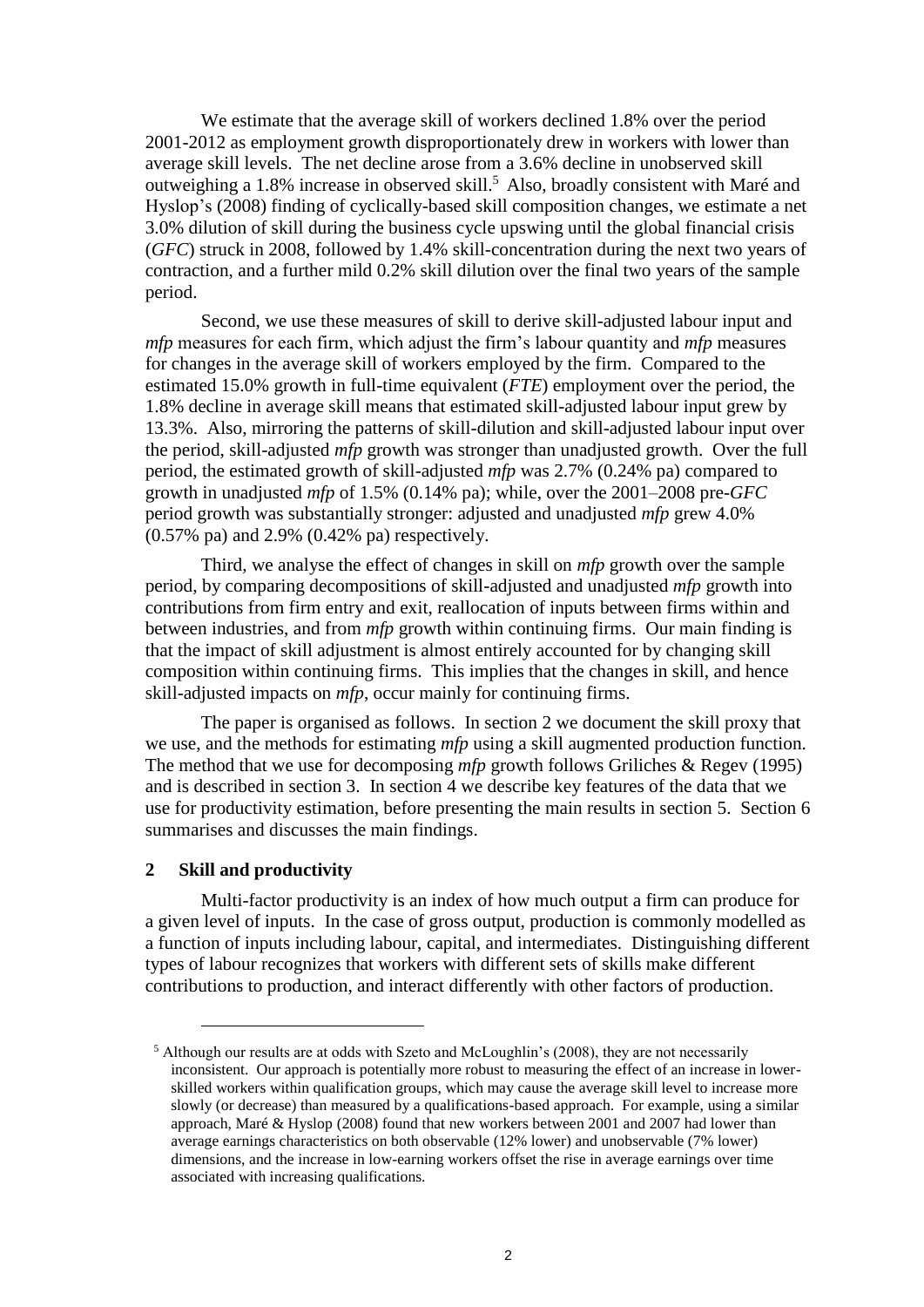We estimate that the average skill of workers declined 1.8% over the period 2001-2012 as employment growth disproportionately drew in workers with lower than average skill levels. The net decline arose from a 3.6% decline in unobserved skill outweighing a 1.8% increase in observed skill.[5] Also, broadly consistent with Maré and Hyslop's (2008) finding of cyclically-based skill composition changes, we estimate a net 3.0% dilution of skill during the business cycle upswing until the global financial crisis (*GFC*) struck in 2008, followed by 1.4% skill-concentration during the next two years of contraction, and a further mild 0.2% skill dilution over the final two years of the sample period.

Second, we use these measures of skill to derive skill-adjusted labour input and *mfp* measures for each firm, which adjust the firm's labour quantity and *mfp* measures for changes in the average skill of workers employed by the firm. Compared to the estimated 15.0% growth in full-time equivalent (*FTE*) employment over the period, the 1.8% decline in average skill means that estimated skill-adjusted labour input grew by 13.3%. Also, mirroring the patterns of skill-dilution and skill-adjusted labour input over the period, skill-adjusted *mfp* growth was stronger than unadjusted growth. Over the full period, the estimated growth of skill-adjusted *mfp* was 2.7% (0.24% pa) compared to growth in unadjusted *mfp* of 1.5% (0.14% pa); while, over the 2001–2008 pre-*GFC* period growth was substantially stronger: adjusted and unadjusted *mfp* grew 4.0% (0.57% pa) and 2.9% (0.42% pa) respectively.

Third, we analyse the effect of changes in skill on *mfp* growth over the sample period, by comparing decompositions of skill-adjusted and unadjusted *mfp* growth into contributions from firm entry and exit, reallocation of inputs between firms within and between industries, and from *mfp* growth within continuing firms. Our main finding is that the impact of skill adjustment is almost entirely accounted for by changing skill composition within continuing firms. This implies that the changes in skill, and hence skill-adjusted impacts on *mfp*, occur mainly for continuing firms.

The paper is organised as follows. In section 2 we document the skill proxy that we use, and the methods for estimating *mfp* using a skill augmented production function. The method that we use for decomposing *mfp* growth follows Griliches & Regev (1995) and is described in section 3. In section 4 we describe key features of the data that we use for productivity estimation, before presenting the main results in section 5. Section 6 summarises and discusses the main findings.

## 2 Skill and productivity

Multi-factor productivity is an index of how much output a firm can produce for a given level of inputs. In the case of gross output, production is commonly modelled as a function of inputs including labour, capital, and intermediates. Distinguishing different types of labour recognizes that workers with different sets of skills make different contributions to production, and interact differently with other factors of production.

[5] Although our results are at odds with Szeto and McLoughlin's (2008), they are not necessarily inconsistent. Our approach is potentially more robust to measuring the effect of an increase in lower-skilled workers within qualification groups, which may cause the average skill level to increase more slowly (or decrease) than measured by a qualifications-based approach. For example, using a similar approach, Maré & Hyslop (2008) found that new workers between 2001 and 2007 had lower than average earnings characteristics on both observable (12% lower) and unobservable (7% lower) dimensions, and the increase in low-earning workers offset the rise in average earnings over time associated with increasing qualifications.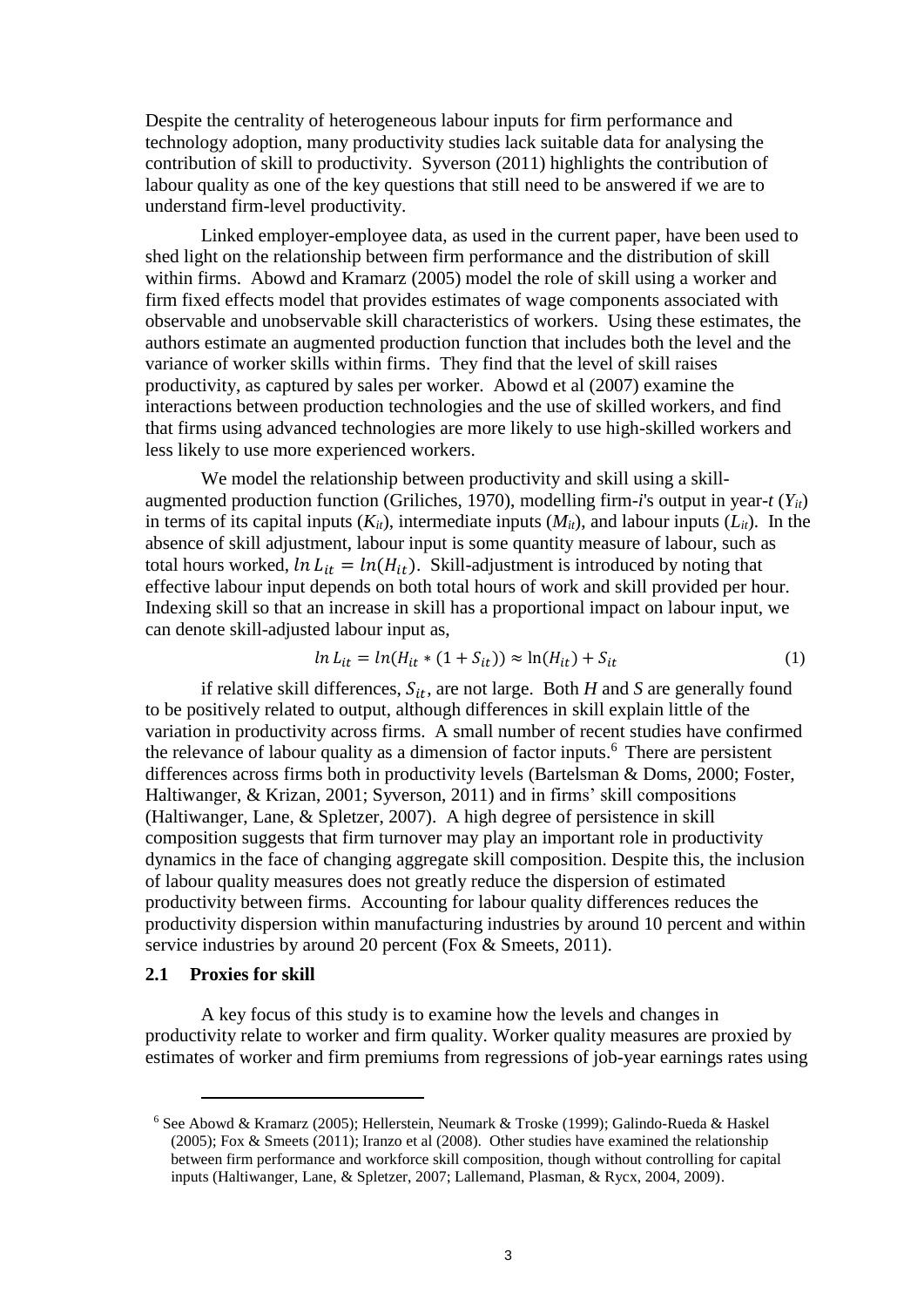Despite the centrality of heterogeneous labour inputs for firm performance and technology adoption, many productivity studies lack suitable data for analysing the contribution of skill to productivity. Syverson (2011) highlights the contribution of labour quality as one of the key questions that still need to be answered if we are to understand firm-level productivity.

Linked employer-employee data, as used in the current paper, have been used to shed light on the relationship between firm performance and the distribution of skill within firms. Abowd and Kramarz (2005) model the role of skill using a worker and firm fixed effects model that provides estimates of wage components associated with observable and unobservable skill characteristics of workers. Using these estimates, the authors estimate an augmented production function that includes both the level and the variance of worker skills within firms. They find that the level of skill raises productivity, as captured by sales per worker. Abowd et al (2007) examine the interactions between production technologies and the use of skilled workers, and find that firms using advanced technologies are more likely to use high-skilled workers and less likely to use more experienced workers.

We model the relationship between productivity and skill using a skill-augmented production function (Griliches, 1970), modelling firm-*i*'s output in year-*t* ($Y_{it}$) in terms of its capital inputs ($K_{it}$), intermediate inputs ($M_{it}$), and labour inputs ($L_{it}$). In the absence of skill adjustment, labour input is some quantity measure of labour, such as total hours worked, $\ln L_{it} = \ln(H_{it})$. Skill-adjustment is introduced by noting that effective labour input depends on both total hours of work and skill provided per hour. Indexing skill so that an increase in skill has a proportional impact on labour input, we can denote skill-adjusted labour input as,

$$\ln L_{it} = \ln(H_{it} * (1 + S_{it})) \approx \ln(H_{it}) + S_{it} \tag{1}$$

if relative skill differences, $S_{it}$, are not large. Both *H* and *S* are generally found to be positively related to output, although differences in skill explain little of the variation in productivity across firms. A small number of recent studies have confirmed the relevance of labour quality as a dimension of factor inputs.[6] There are persistent differences across firms both in productivity levels (Bartelsman & Doms, 2000; Foster, Haltiwanger, & Krizan, 2001; Syverson, 2011) and in firms' skill compositions (Haltiwanger, Lane, & Spletzer, 2007). A high degree of persistence in skill composition suggests that firm turnover may play an important role in productivity dynamics in the face of changing aggregate skill composition. Despite this, the inclusion of labour quality measures does not greatly reduce the dispersion of estimated productivity between firms. Accounting for labour quality differences reduces the productivity dispersion within manufacturing industries by around 10 percent and within service industries by around 20 percent (Fox & Smeets, 2011).

### 2.1 Proxies for skill

A key focus of this study is to examine how the levels and changes in productivity relate to worker and firm quality. Worker quality measures are proxied by estimates of worker and firm premiums from regressions of job-year earnings rates using

---

[6] See Abowd & Kramarz (2005); Hellerstein, Neumark & Troske (1999); Galindo-Rueda & Haskel (2005); Fox & Smeets (2011); Iranzo et al (2008). Other studies have examined the relationship between firm performance and workforce skill composition, though without controlling for capital inputs (Haltiwanger, Lane, & Spletzer, 2007; Lallemand, Plasman, & Rycx, 2004, 2009).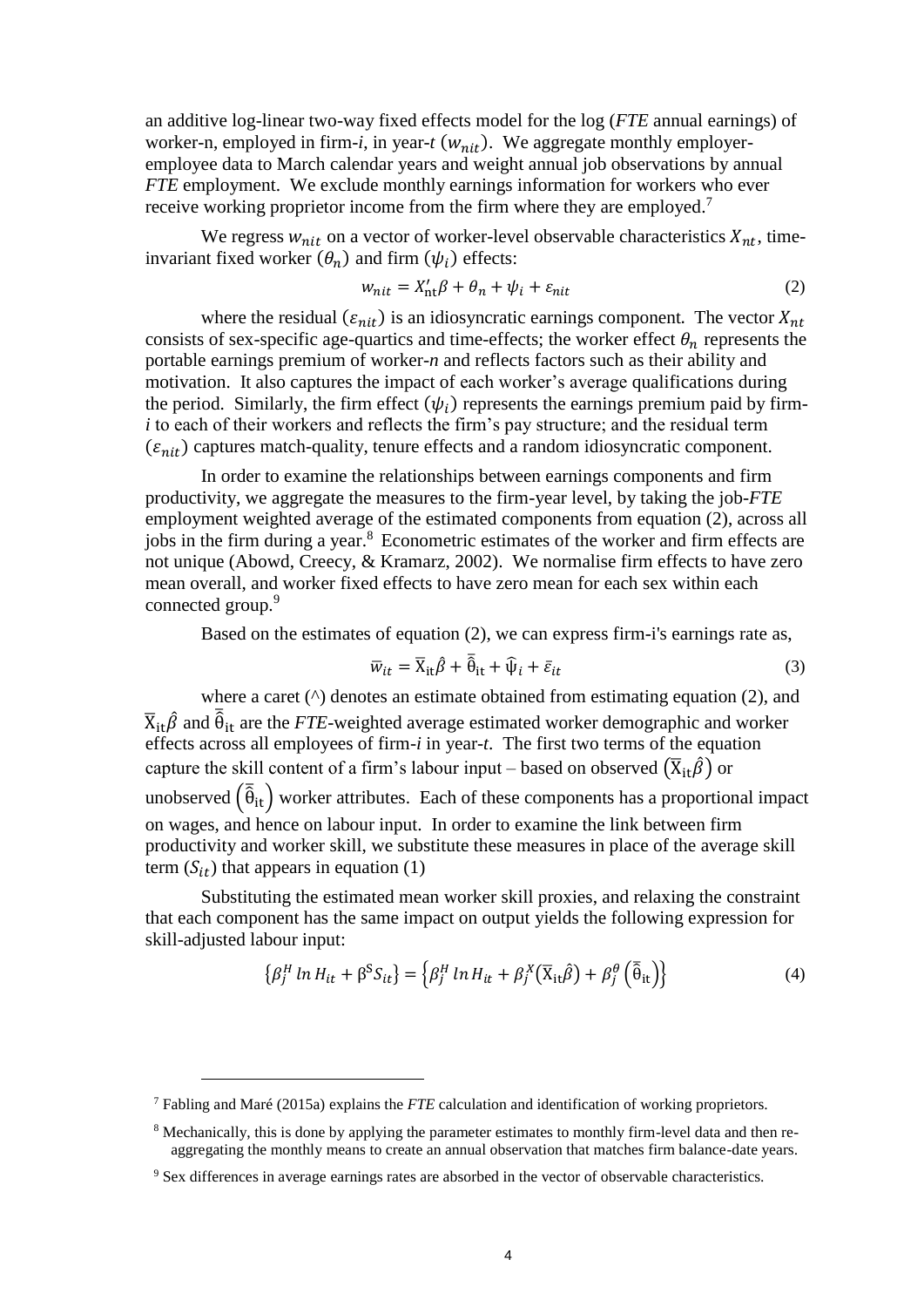an additive log-linear two-way fixed effects model for the log (*FTE* annual earnings) of worker-n, employed in firm-*i*, in year-*t* ($w_{nit}$). We aggregate monthly employer-employee data to March calendar years and weight annual job observations by annual *FTE* employment. We exclude monthly earnings information for workers who ever receive working proprietor income from the firm where they are employed.[7]

We regress $w_{nit}$ on a vector of worker-level observable characteristics $X_{nt}$, time-invariant fixed worker ($\theta_n$) and firm ($\psi_i$) effects:

$$w_{nit} = X_{nt}'\beta + \theta_n + \psi_i + \varepsilon_{nit} \tag{2}$$

where the residual ($\varepsilon_{nit}$) is an idiosyncratic earnings component. The vector $X_{nt}$ consists of sex-specific age-quartics and time-effects; the worker effect $\theta_n$ represents the portable earnings premium of worker-*n* and reflects factors such as their ability and motivation. It also captures the impact of each worker's average qualifications during the period. Similarly, the firm effect ($\psi_i$) represents the earnings premium paid by firm-*i* to each of their workers and reflects the firm's pay structure; and the residual term ($\varepsilon_{nit}$) captures match-quality, tenure effects and a random idiosyncratic component.

In order to examine the relationships between earnings components and firm productivity, we aggregate the measures to the firm-year level, by taking the job-*FTE* employment weighted average of the estimated components from equation (2), across all jobs in the firm during a year.[8] Econometric estimates of the worker and firm effects are not unique (Abowd, Creecy, & Kramarz, 2002). We normalise firm effects to have zero mean overall, and worker fixed effects to have zero mean for each sex within each connected group.[9]

Based on the estimates of equation (2), we can express firm-i's earnings rate as,

$$\bar{w}_{it} = \bar{X}_{it}\hat{\beta} + \bar{\hat{\theta}}_{it} + \hat{\psi}_i + \bar{\varepsilon}_{it} \tag{3}$$

where a caret (^) denotes an estimate obtained from estimating equation (2), and $\bar{X}_{it}\hat{\beta}$ and $\bar{\hat{\theta}}_{it}$ are the *FTE*-weighted average estimated worker demographic and worker effects across all employees of firm-*i* in year-*t*. The first two terms of the equation capture the skill content of a firm's labour input – based on observed $\left(\bar{X}_{it}\hat{\beta}\right)$ or unobserved $\left(\bar{\hat{\theta}}_{it}\right)$ worker attributes. Each of these components has a proportional impact on wages, and hence on labour input. In order to examine the link between firm productivity and worker skill, we substitute these measures in place of the average skill term ($S_{it}$) that appears in equation (1)

Substituting the estimated mean worker skill proxies, and relaxing the constraint that each component has the same impact on output yields the following expression for skill-adjusted labour input:

$$\left\{\beta_j^H \ln H_{it} + \beta^S S_{it}\right\} = \left\{\beta_j^H \ln H_{it} + \beta_j^X\left(\bar{X}_{it}\hat{\beta}\right) + \beta_j^\theta\left(\bar{\hat{\theta}}_{it}\right)\right\} \tag{4}$$

---

[7] Fabling and Maré (2015a) explains the *FTE* calculation and identification of working proprietors.

[8] Mechanically, this is done by applying the parameter estimates to monthly firm-level data and then re-aggregating the monthly means to create an annual observation that matches firm balance-date years.

[9] Sex differences in average earnings rates are absorbed in the vector of observable characteristics.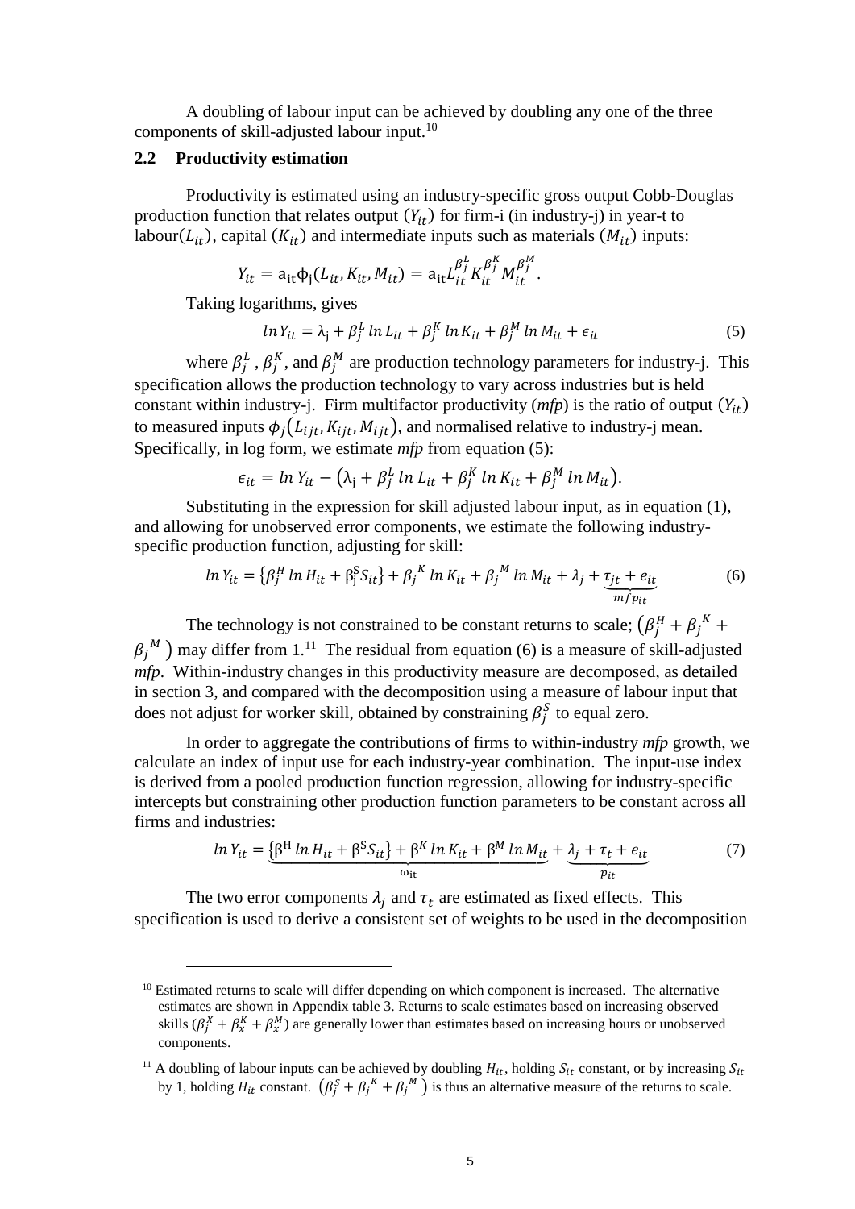A doubling of labour input can be achieved by doubling any one of the three components of skill-adjusted labour input.[10]

### 2.2 Productivity estimation

Productivity is estimated using an industry-specific gross output Cobb-Douglas production function that relates output $(Y_{it})$ for firm-i (in industry-j) in year-t to labour$(L_{it})$, capital $(K_{it})$ and intermediate inputs such as materials $(M_{it})$ inputs:

$$Y_{it} = \mathrm{a}_{\mathrm{it}}\phi_{\mathrm{j}}(L_{it}, K_{it}, M_{it}) = \mathrm{a}_{\mathrm{it}}L_{it}^{\beta_j^L}K_{it}^{\beta_j^K}M_{it}^{\beta_j^M}.$$

Taking logarithms, gives

$$\ln Y_{it} = \lambda_{\mathrm{j}} + \beta_j^L \ln L_{it} + \beta_j^K \ln K_{it} + \beta_j^M \ln M_{it} + \epsilon_{it} \quad (5)$$

where $\beta_j^L$ , $\beta_j^K$, and $\beta_j^M$ are production technology parameters for industry-j. This specification allows the production technology to vary across industries but is held constant within industry-j. Firm multifactor productivity (*mfp*) is the ratio of output $(Y_{it})$ to measured inputs $\phi_j(L_{ijt}, K_{ijt}, M_{ijt})$, and normalised relative to industry-j mean. Specifically, in log form, we estimate *mfp* from equation (5):

$$\epsilon_{it} = \ln Y_{it} - \left(\lambda_{\mathrm{j}} + \beta_j^L \ln L_{it} + \beta_j^K \ln K_{it} + \beta_j^M \ln M_{it}\right).$$

Substituting in the expression for skill adjusted labour input, as in equation (1), and allowing for unobserved error components, we estimate the following industry-specific production function, adjusting for skill:

$$\ln Y_{it} = \left\{\beta_j^H \ln H_{it} + \beta_{\mathrm{j}}^{\mathrm{S}} S_{it}\right\} + {\beta_j}^K \ln K_{it} + {\beta_j}^M \ln M_{it} + \lambda_j + \underbrace{\tau_{jt} + e_{it}}_{mfp_{it}} \quad (6)$$

The technology is not constrained to be constant returns to scale; $\left(\beta_j^H + {\beta_j}^K + {\beta_j}^M\right)$ may differ from 1.[11] The residual from equation (6) is a measure of skill-adjusted *mfp*. Within-industry changes in this productivity measure are decomposed, as detailed in section 3, and compared with the decomposition using a measure of labour input that does not adjust for worker skill, obtained by constraining $\beta_j^S$ to equal zero.

In order to aggregate the contributions of firms to within-industry *mfp* growth, we calculate an index of input use for each industry-year combination. The input-use index is derived from a pooled production function regression, allowing for industry-specific intercepts but constraining other production function parameters to be constant across all firms and industries:

$$\ln Y_{it} = \underbrace{\left\{\beta^{\mathrm{H}} \ln H_{it} + \beta^{\mathrm{S}} S_{it}\right\} + \beta^K \ln K_{it} + \beta^M \ln M_{it}}_{\omega_{\mathrm{it}}} + \underbrace{\lambda_j + \tau_t + e_{it}}_{p_{it}} \quad (7)$$

The two error components $\lambda_j$ and $\tau_t$ are estimated as fixed effects. This specification is used to derive a consistent set of weights to be used in the decomposition

---

[10] Estimated returns to scale will differ depending on which component is increased. The alternative estimates are shown in Appendix table 3. Returns to scale estimates based on increasing observed skills $(\beta_j^X + \beta_x^K + \beta_x^M)$ are generally lower than estimates based on increasing hours or unobserved components.

[11] A doubling of labour inputs can be achieved by doubling $H_{it}$, holding $S_{it}$ constant, or by increasing $S_{it}$ by 1, holding $H_{it}$ constant. $\left(\beta_j^S + {\beta_j}^K + {\beta_j}^M\right)$ is thus an alternative measure of the returns to scale.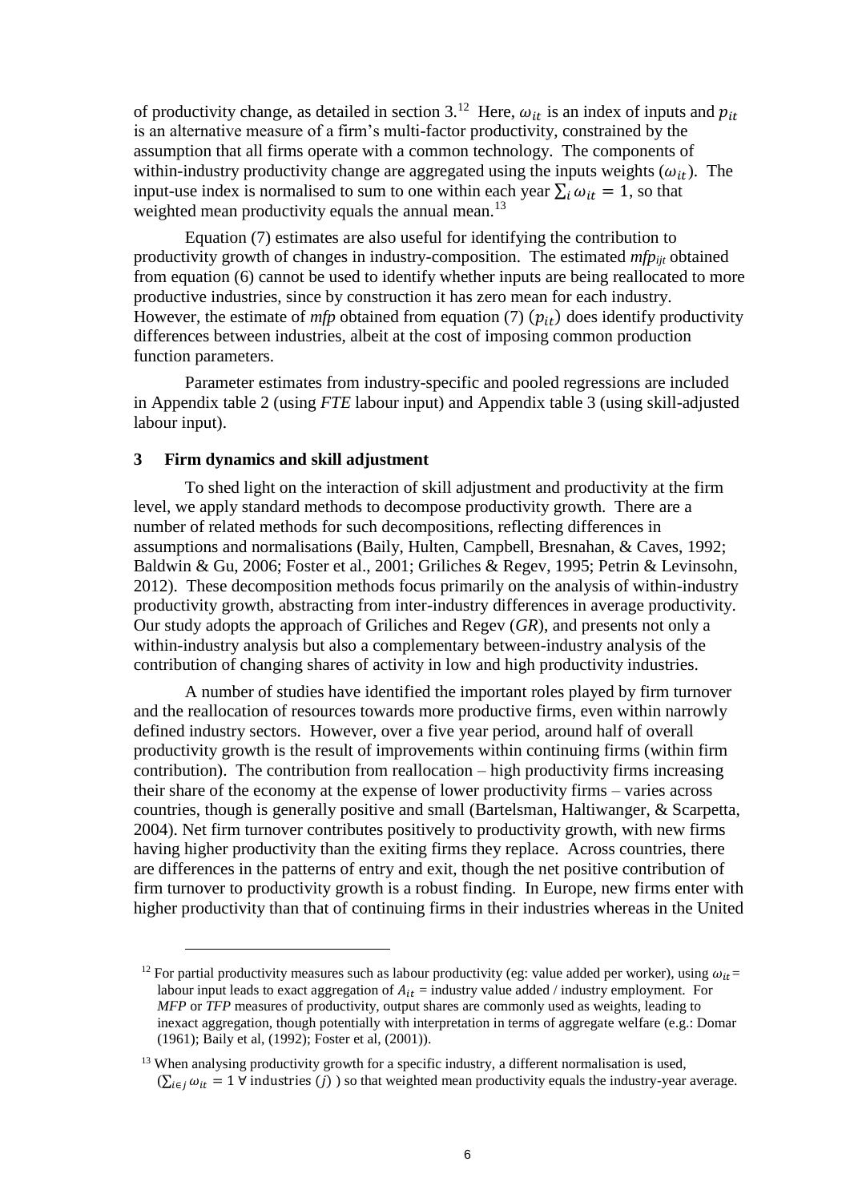of productivity change, as detailed in section 3.[12] Here, $\omega_{it}$ is an index of inputs and $p_{it}$ is an alternative measure of a firm's multi-factor productivity, constrained by the assumption that all firms operate with a common technology. The components of within-industry productivity change are aggregated using the inputs weights ($\omega_{it}$). The input-use index is normalised to sum to one within each year $\sum_i \omega_{it} = 1$, so that weighted mean productivity equals the annual mean.[13]

Equation (7) estimates are also useful for identifying the contribution to productivity growth of changes in industry-composition. The estimated $mfp_{ijt}$ obtained from equation (6) cannot be used to identify whether inputs are being reallocated to more productive industries, since by construction it has zero mean for each industry. However, the estimate of *mfp* obtained from equation (7) ($p_{it}$) does identify productivity differences between industries, albeit at the cost of imposing common production function parameters.

Parameter estimates from industry-specific and pooled regressions are included in Appendix table 2 (using *FTE* labour input) and Appendix table 3 (using skill-adjusted labour input).

## 3 Firm dynamics and skill adjustment

To shed light on the interaction of skill adjustment and productivity at the firm level, we apply standard methods to decompose productivity growth. There are a number of related methods for such decompositions, reflecting differences in assumptions and normalisations (Baily, Hulten, Campbell, Bresnahan, & Caves, 1992; Baldwin & Gu, 2006; Foster et al., 2001; Griliches & Regev, 1995; Petrin & Levinsohn, 2012). These decomposition methods focus primarily on the analysis of within-industry productivity growth, abstracting from inter-industry differences in average productivity. Our study adopts the approach of Griliches and Regev (*GR*), and presents not only a within-industry analysis but also a complementary between-industry analysis of the contribution of changing shares of activity in low and high productivity industries.

A number of studies have identified the important roles played by firm turnover and the reallocation of resources towards more productive firms, even within narrowly defined industry sectors. However, over a five year period, around half of overall productivity growth is the result of improvements within continuing firms (within firm contribution). The contribution from reallocation – high productivity firms increasing their share of the economy at the expense of lower productivity firms – varies across countries, though is generally positive and small (Bartelsman, Haltiwanger, & Scarpetta, 2004). Net firm turnover contributes positively to productivity growth, with new firms having higher productivity than the exiting firms they replace. Across countries, there are differences in the patterns of entry and exit, though the net positive contribution of firm turnover to productivity growth is a robust finding. In Europe, new firms enter with higher productivity than that of continuing firms in their industries whereas in the United

---

[12] For partial productivity measures such as labour productivity (eg: value added per worker), using $\omega_{it}$ = labour input leads to exact aggregation of $A_{it}$ = industry value added / industry employment. For *MFP* or *TFP* measures of productivity, output shares are commonly used as weights, leading to inexact aggregation, though potentially with interpretation in terms of aggregate welfare (e.g.: Domar (1961); Baily et al, (1992); Foster et al, (2001)).

[13] When analysing productivity growth for a specific industry, a different normalisation is used, ($\sum_{i \in j} \omega_{it} = 1 \; \forall$ industries ($j$) ) so that weighted mean productivity equals the industry-year average.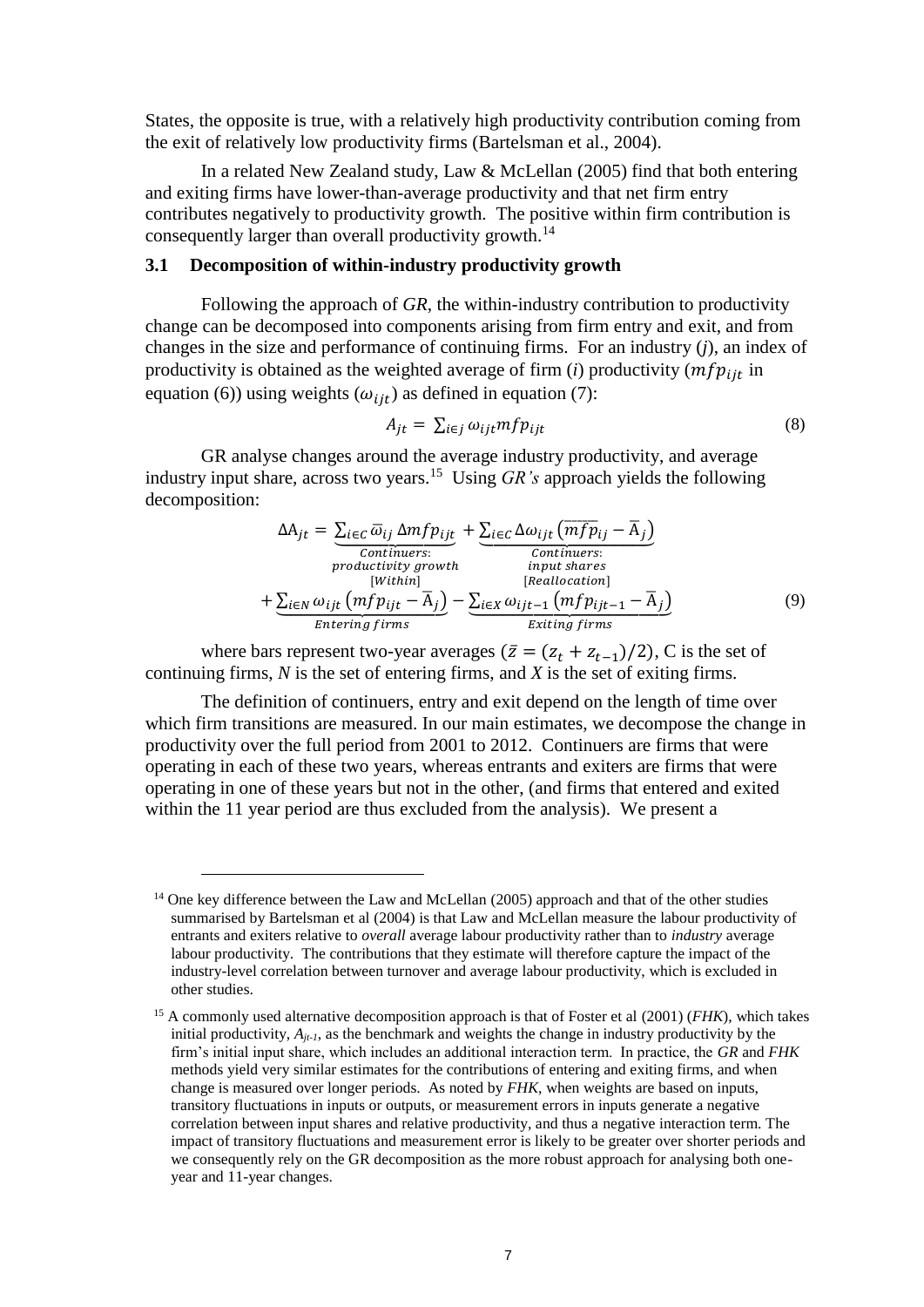States, the opposite is true, with a relatively high productivity contribution coming from the exit of relatively low productivity firms (Bartelsman et al., 2004).

In a related New Zealand study, Law & McLellan (2005) find that both entering and exiting firms have lower-than-average productivity and that net firm entry contributes negatively to productivity growth. The positive within firm contribution is consequently larger than overall productivity growth.[14]

### 3.1 Decomposition of within-industry productivity growth

Following the approach of *GR*, the within-industry contribution to productivity change can be decomposed into components arising from firm entry and exit, and from changes in the size and performance of continuing firms. For an industry ($j$), an index of productivity is obtained as the weighted average of firm ($i$) productivity ($mfp_{ijt}$ in equation (6)) using weights ($\omega_{ijt}$) as defined in equation (7):

$$A_{jt} = \sum_{i \in j} \omega_{ijt} mfp_{ijt} \tag{8}$$

GR analyse changes around the average industry productivity, and average industry input share, across two years.[15] Using *GR's* approach yields the following decomposition:

$$\Delta A_{jt} = \underbrace{\sum_{i \in C} \bar{\omega}_{ij} \Delta mfp_{ijt}}_{\substack{Continuers: \\ productivity\ growth \\ [Within]}} + \underbrace{\sum_{i \in C} \Delta \omega_{ijt} \left(\overline{mfp}_{ij} - \bar{A}_j\right)}_{\substack{Continuers: \\ input\ shares \\ [Reallocation]}} + \underbrace{\sum_{i \in N} \omega_{ijt} \left(mfp_{ijt} - \bar{A}_j\right)}_{Entering\ firms} - \underbrace{\sum_{i \in X} \omega_{ijt-1} \left(mfp_{ijt-1} - \bar{A}_j\right)}_{Exiting\ firms} \tag{9}$$

where bars represent two-year averages ($\bar{z} = (z_t + z_{t-1})/2$), C is the set of continuing firms, *N* is the set of entering firms, and *X* is the set of exiting firms.

The definition of continuers, entry and exit depend on the length of time over which firm transitions are measured. In our main estimates, we decompose the change in productivity over the full period from 2001 to 2012. Continuers are firms that were operating in each of these two years, whereas entrants and exiters are firms that were operating in one of these years but not in the other, (and firms that entered and exited within the 11 year period are thus excluded from the analysis). We present a

[14] One key difference between the Law and McLellan (2005) approach and that of the other studies summarised by Bartelsman et al (2004) is that Law and McLellan measure the labour productivity of entrants and exiters relative to *overall* average labour productivity rather than to *industry* average labour productivity. The contributions that they estimate will therefore capture the impact of the industry-level correlation between turnover and average labour productivity, which is excluded in other studies.

[15] A commonly used alternative decomposition approach is that of Foster et al (2001) (*FHK*), which takes initial productivity, $A_{jt-1}$, as the benchmark and weights the change in industry productivity by the firm's initial input share, which includes an additional interaction term. In practice, the *GR* and *FHK* methods yield very similar estimates for the contributions of entering and exiting firms, and when change is measured over longer periods. As noted by *FHK*, when weights are based on inputs, transitory fluctuations in inputs or outputs, or measurement errors in inputs generate a negative correlation between input shares and relative productivity, and thus a negative interaction term. The impact of transitory fluctuations and measurement error is likely to be greater over shorter periods and we consequently rely on the GR decomposition as the more robust approach for analysing both one-year and 11-year changes.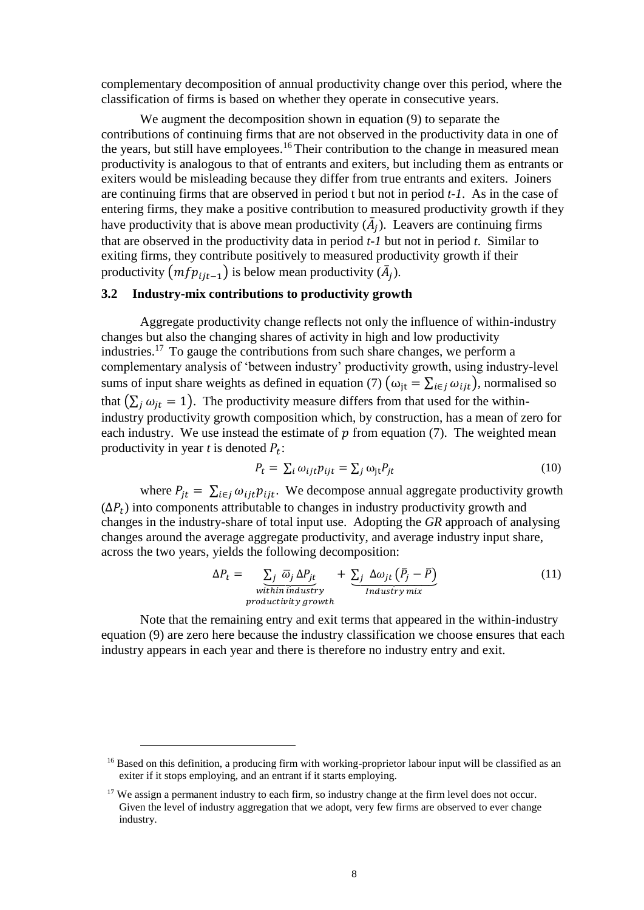complementary decomposition of annual productivity change over this period, where the classification of firms is based on whether they operate in consecutive years.

We augment the decomposition shown in equation (9) to separate the contributions of continuing firms that are not observed in the productivity data in one of the years, but still have employees.[16] Their contribution to the change in measured mean productivity is analogous to that of entrants and exiters, but including them as entrants or exiters would be misleading because they differ from true entrants and exiters. Joiners are continuing firms that are observed in period t but not in period *t-1*. As in the case of entering firms, they make a positive contribution to measured productivity growth if they have productivity that is above mean productivity ($\bar{A}_j$). Leavers are continuing firms that are observed in the productivity data in period *t-1* but not in period *t*. Similar to exiting firms, they contribute positively to measured productivity growth if their productivity $\left(mfp_{ijt-1}\right)$ is below mean productivity ($\bar{A}_j$).

### 3.2 Industry-mix contributions to productivity growth

Aggregate productivity change reflects not only the influence of within-industry changes but also the changing shares of activity in high and low productivity industries.[17] To gauge the contributions from such share changes, we perform a complementary analysis of 'between industry' productivity growth, using industry-level sums of input share weights as defined in equation (7) $\left(\omega_{jt} = \sum_{i \in j} \omega_{ijt}\right)$, normalised so that $\left(\sum_j \omega_{jt} = 1\right)$. The productivity measure differs from that used for the within-industry productivity growth composition which, by construction, has a mean of zero for each industry. We use instead the estimate of $p$ from equation (7). The weighted mean productivity in year *t* is denoted $P_t$:

$$P_t = \sum_i \omega_{ijt} p_{ijt} = \sum_j \omega_{jt} P_{jt} \tag{10}$$

where $P_{jt} = \sum_{i \in j} \omega_{ijt} p_{ijt}$. We decompose annual aggregate productivity growth ($\Delta P_t$) into components attributable to changes in industry productivity growth and changes in the industry-share of total input use. Adopting the *GR* approach of analysing changes around the average aggregate productivity, and average industry input share, across the two years, yields the following decomposition:

$$\Delta P_t = \underbrace{\sum_j \bar{\omega}_j \Delta P_{jt}}_{\substack{within\ industry \\ productivity\ growth}} + \underbrace{\sum_j \Delta\omega_{jt}\left(\bar{P}_j - \bar{P}\right)}_{Industry\ mix} \tag{11}$$

Note that the remaining entry and exit terms that appeared in the within-industry equation (9) are zero here because the industry classification we choose ensures that each industry appears in each year and there is therefore no industry entry and exit.

---

[16] Based on this definition, a producing firm with working-proprietor labour input will be classified as an exiter if it stops employing, and an entrant if it starts employing.

[17] We assign a permanent industry to each firm, so industry change at the firm level does not occur. Given the level of industry aggregation that we adopt, very few firms are observed to ever change industry.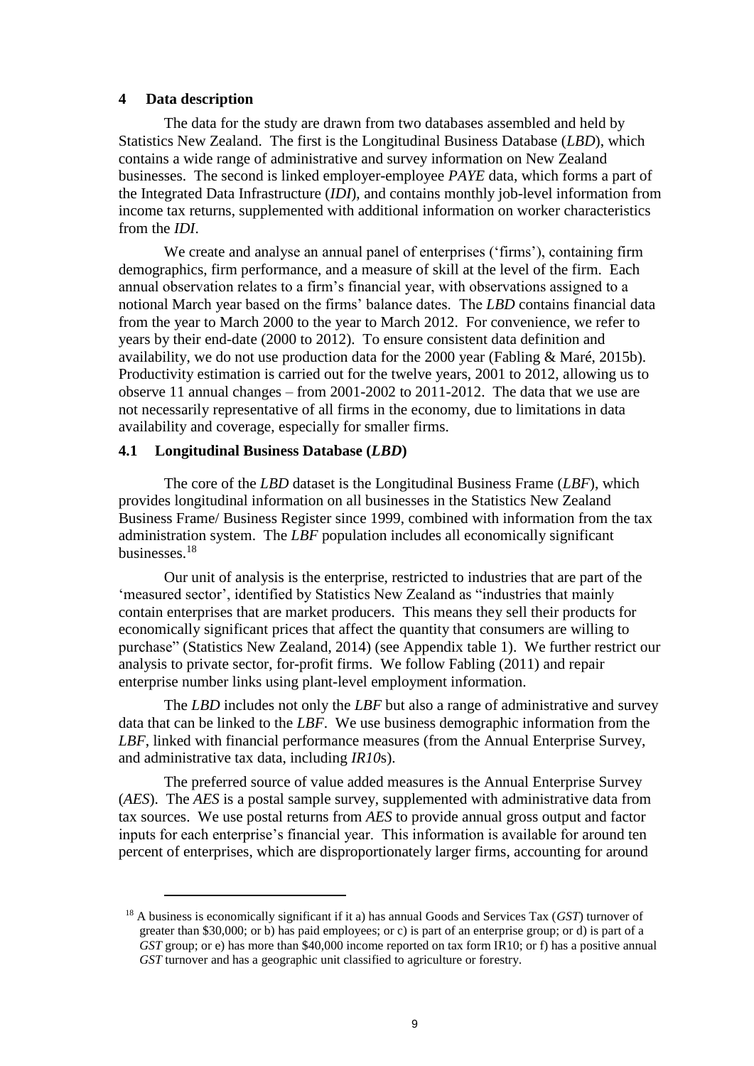## 4 Data description

The data for the study are drawn from two databases assembled and held by Statistics New Zealand. The first is the Longitudinal Business Database (*LBD*), which contains a wide range of administrative and survey information on New Zealand businesses. The second is linked employer-employee *PAYE* data, which forms a part of the Integrated Data Infrastructure (*IDI*), and contains monthly job-level information from income tax returns, supplemented with additional information on worker characteristics from the *IDI*.

We create and analyse an annual panel of enterprises ('firms'), containing firm demographics, firm performance, and a measure of skill at the level of the firm. Each annual observation relates to a firm's financial year, with observations assigned to a notional March year based on the firms' balance dates. The *LBD* contains financial data from the year to March 2000 to the year to March 2012. For convenience, we refer to years by their end-date (2000 to 2012). To ensure consistent data definition and availability, we do not use production data for the 2000 year (Fabling & Maré, 2015b). Productivity estimation is carried out for the twelve years, 2001 to 2012, allowing us to observe 11 annual changes – from 2001-2002 to 2011-2012. The data that we use are not necessarily representative of all firms in the economy, due to limitations in data availability and coverage, especially for smaller firms.

### 4.1 Longitudinal Business Database (*LBD*)

The core of the *LBD* dataset is the Longitudinal Business Frame (*LBF*), which provides longitudinal information on all businesses in the Statistics New Zealand Business Frame/ Business Register since 1999, combined with information from the tax administration system. The *LBF* population includes all economically significant businesses.[18]

Our unit of analysis is the enterprise, restricted to industries that are part of the 'measured sector', identified by Statistics New Zealand as "industries that mainly contain enterprises that are market producers. This means they sell their products for economically significant prices that affect the quantity that consumers are willing to purchase" (Statistics New Zealand, 2014) (see Appendix table 1). We further restrict our analysis to private sector, for-profit firms. We follow Fabling (2011) and repair enterprise number links using plant-level employment information.

The *LBD* includes not only the *LBF* but also a range of administrative and survey data that can be linked to the *LBF*. We use business demographic information from the *LBF*, linked with financial performance measures (from the Annual Enterprise Survey, and administrative tax data, including *IR10*s).

The preferred source of value added measures is the Annual Enterprise Survey (*AES*). The *AES* is a postal sample survey, supplemented with administrative data from tax sources. We use postal returns from *AES* to provide annual gross output and factor inputs for each enterprise's financial year. This information is available for around ten percent of enterprises, which are disproportionately larger firms, accounting for around

---

[18] A business is economically significant if it a) has annual Goods and Services Tax (*GST*) turnover of greater than $30,000; or b) has paid employees; or c) is part of an enterprise group; or d) is part of a *GST* group; or e) has more than $40,000 income reported on tax form IR10; or f) has a positive annual *GST* turnover and has a geographic unit classified to agriculture or forestry.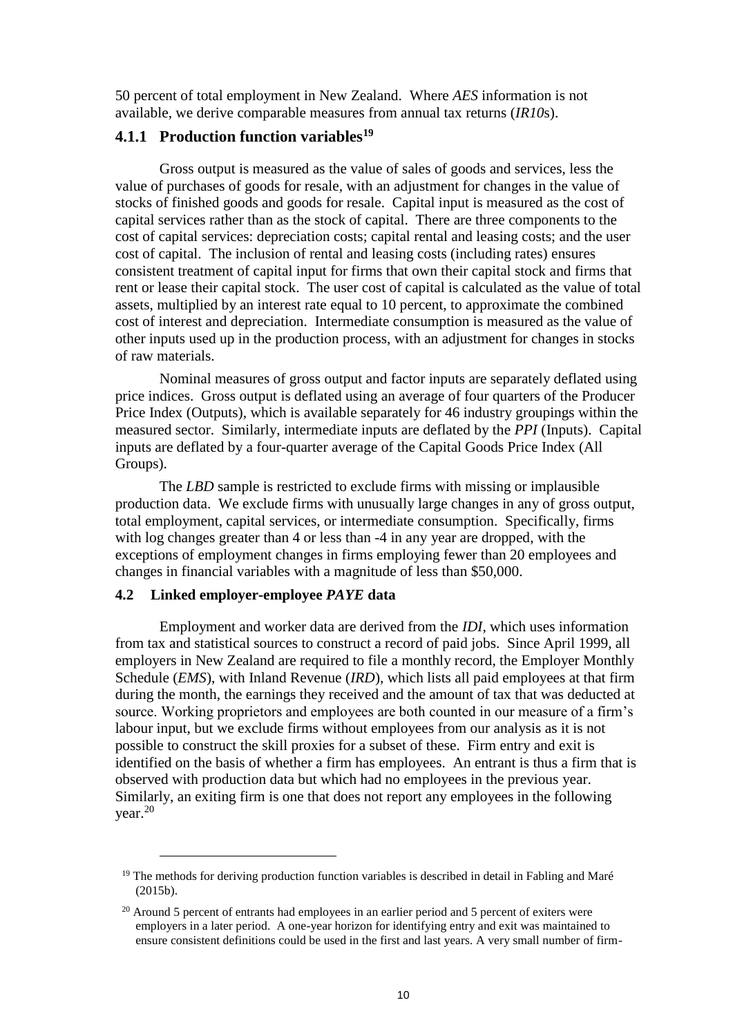50 percent of total employment in New Zealand. Where *AES* information is not available, we derive comparable measures from annual tax returns (*IR10*s).

### 4.1.1 Production function variables[19]

Gross output is measured as the value of sales of goods and services, less the value of purchases of goods for resale, with an adjustment for changes in the value of stocks of finished goods and goods for resale. Capital input is measured as the cost of capital services rather than as the stock of capital. There are three components to the cost of capital services: depreciation costs; capital rental and leasing costs; and the user cost of capital. The inclusion of rental and leasing costs (including rates) ensures consistent treatment of capital input for firms that own their capital stock and firms that rent or lease their capital stock. The user cost of capital is calculated as the value of total assets, multiplied by an interest rate equal to 10 percent, to approximate the combined cost of interest and depreciation. Intermediate consumption is measured as the value of other inputs used up in the production process, with an adjustment for changes in stocks of raw materials.

Nominal measures of gross output and factor inputs are separately deflated using price indices. Gross output is deflated using an average of four quarters of the Producer Price Index (Outputs), which is available separately for 46 industry groupings within the measured sector. Similarly, intermediate inputs are deflated by the *PPI* (Inputs). Capital inputs are deflated by a four-quarter average of the Capital Goods Price Index (All Groups).

The *LBD* sample is restricted to exclude firms with missing or implausible production data. We exclude firms with unusually large changes in any of gross output, total employment, capital services, or intermediate consumption. Specifically, firms with log changes greater than 4 or less than -4 in any year are dropped, with the exceptions of employment changes in firms employing fewer than 20 employees and changes in financial variables with a magnitude of less than $50,000.

### 4.2 Linked employer-employee *PAYE* data

Employment and worker data are derived from the *IDI*, which uses information from tax and statistical sources to construct a record of paid jobs. Since April 1999, all employers in New Zealand are required to file a monthly record, the Employer Monthly Schedule (*EMS*), with Inland Revenue (*IRD*), which lists all paid employees at that firm during the month, the earnings they received and the amount of tax that was deducted at source. Working proprietors and employees are both counted in our measure of a firm's labour input, but we exclude firms without employees from our analysis as it is not possible to construct the skill proxies for a subset of these. Firm entry and exit is identified on the basis of whether a firm has employees. An entrant is thus a firm that is observed with production data but which had no employees in the previous year. Similarly, an exiting firm is one that does not report any employees in the following year.[20]

---

[19] The methods for deriving production function variables is described in detail in Fabling and Maré (2015b).

[20] Around 5 percent of entrants had employees in an earlier period and 5 percent of exiters were employers in a later period. A one-year horizon for identifying entry and exit was maintained to ensure consistent definitions could be used in the first and last years. A very small number of firm-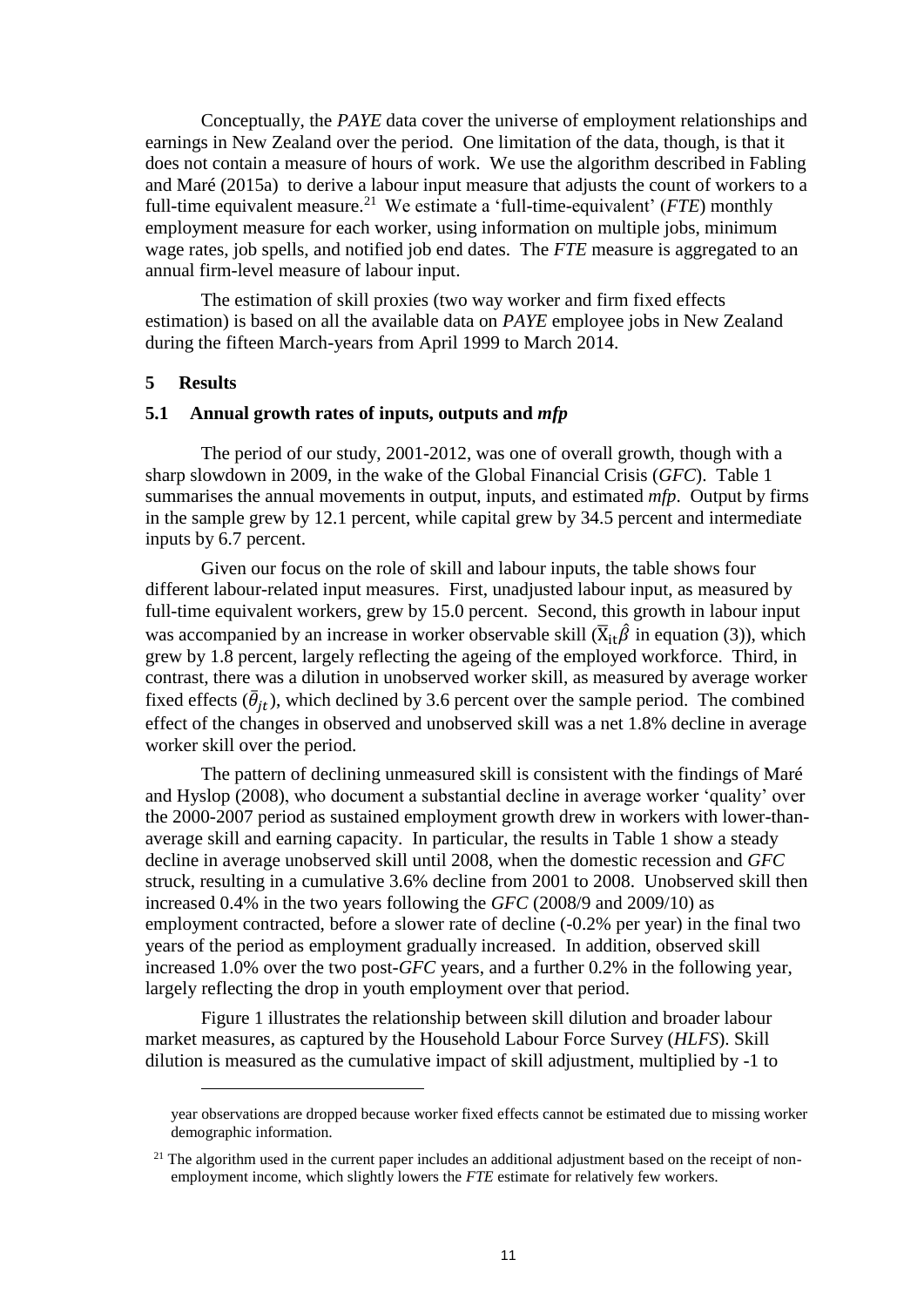Conceptually, the *PAYE* data cover the universe of employment relationships and earnings in New Zealand over the period. One limitation of the data, though, is that it does not contain a measure of hours of work. We use the algorithm described in Fabling and Maré (2015a) to derive a labour input measure that adjusts the count of workers to a full-time equivalent measure.[21] We estimate a 'full-time-equivalent' (*FTE*) monthly employment measure for each worker, using information on multiple jobs, minimum wage rates, job spells, and notified job end dates. The *FTE* measure is aggregated to an annual firm-level measure of labour input.

The estimation of skill proxies (two way worker and firm fixed effects estimation) is based on all the available data on *PAYE* employee jobs in New Zealand during the fifteen March-years from April 1999 to March 2014.

## 5 Results

### 5.1 Annual growth rates of inputs, outputs and *mfp*

The period of our study, 2001-2012, was one of overall growth, though with a sharp slowdown in 2009, in the wake of the Global Financial Crisis (*GFC*). Table 1 summarises the annual movements in output, inputs, and estimated *mfp*. Output by firms in the sample grew by 12.1 percent, while capital grew by 34.5 percent and intermediate inputs by 6.7 percent.

Given our focus on the role of skill and labour inputs, the table shows four different labour-related input measures. First, unadjusted labour input, as measured by full-time equivalent workers, grew by 15.0 percent. Second, this growth in labour input was accompanied by an increase in worker observable skill ($\overline{X}_{it}\hat{\beta}$ in equation (3)), which grew by 1.8 percent, largely reflecting the ageing of the employed workforce. Third, in contrast, there was a dilution in unobserved worker skill, as measured by average worker fixed effects ($\bar{\theta}_{jt}$), which declined by 3.6 percent over the sample period. The combined effect of the changes in observed and unobserved skill was a net 1.8% decline in average worker skill over the period.

The pattern of declining unmeasured skill is consistent with the findings of Maré and Hyslop (2008), who document a substantial decline in average worker 'quality' over the 2000-2007 period as sustained employment growth drew in workers with lower-than-average skill and earning capacity. In particular, the results in Table 1 show a steady decline in average unobserved skill until 2008, when the domestic recession and *GFC* struck, resulting in a cumulative 3.6% decline from 2001 to 2008. Unobserved skill then increased 0.4% in the two years following the *GFC* (2008/9 and 2009/10) as employment contracted, before a slower rate of decline (-0.2% per year) in the final two years of the period as employment gradually increased. In addition, observed skill increased 1.0% over the two post-*GFC* years, and a further 0.2% in the following year, largely reflecting the drop in youth employment over that period.

Figure 1 illustrates the relationship between skill dilution and broader labour market measures, as captured by the Household Labour Force Survey (*HLFS*). Skill dilution is measured as the cumulative impact of skill adjustment, multiplied by -1 to

---

year observations are dropped because worker fixed effects cannot be estimated due to missing worker demographic information.

[21] The algorithm used in the current paper includes an additional adjustment based on the receipt of non-employment income, which slightly lowers the *FTE* estimate for relatively few workers.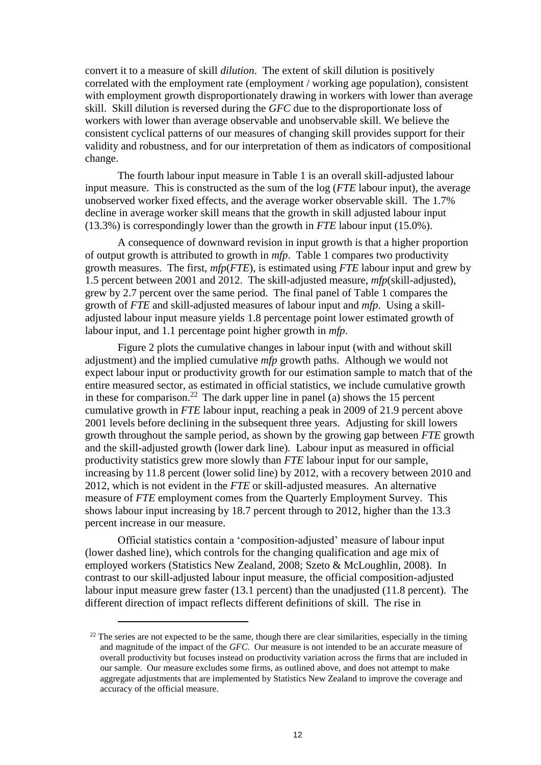convert it to a measure of skill *dilution*. The extent of skill dilution is positively correlated with the employment rate (employment / working age population), consistent with employment growth disproportionately drawing in workers with lower than average skill. Skill dilution is reversed during the *GFC* due to the disproportionate loss of workers with lower than average observable and unobservable skill. We believe the consistent cyclical patterns of our measures of changing skill provides support for their validity and robustness, and for our interpretation of them as indicators of compositional change.

The fourth labour input measure in Table 1 is an overall skill-adjusted labour input measure. This is constructed as the sum of the log (*FTE* labour input), the average unobserved worker fixed effects, and the average worker observable skill. The 1.7% decline in average worker skill means that the growth in skill adjusted labour input (13.3%) is correspondingly lower than the growth in *FTE* labour input (15.0%).

A consequence of downward revision in input growth is that a higher proportion of output growth is attributed to growth in *mfp*. Table 1 compares two productivity growth measures. The first, *mfp*(*FTE*), is estimated using *FTE* labour input and grew by 1.5 percent between 2001 and 2012. The skill-adjusted measure, *mfp*(skill-adjusted), grew by 2.7 percent over the same period. The final panel of Table 1 compares the growth of *FTE* and skill-adjusted measures of labour input and *mfp*. Using a skill-adjusted labour input measure yields 1.8 percentage point lower estimated growth of labour input, and 1.1 percentage point higher growth in *mfp*.

Figure 2 plots the cumulative changes in labour input (with and without skill adjustment) and the implied cumulative *mfp* growth paths. Although we would not expect labour input or productivity growth for our estimation sample to match that of the entire measured sector, as estimated in official statistics, we include cumulative growth in these for comparison.[22] The dark upper line in panel (a) shows the 15 percent cumulative growth in *FTE* labour input, reaching a peak in 2009 of 21.9 percent above 2001 levels before declining in the subsequent three years. Adjusting for skill lowers growth throughout the sample period, as shown by the growing gap between *FTE* growth and the skill-adjusted growth (lower dark line). Labour input as measured in official productivity statistics grew more slowly than *FTE* labour input for our sample, increasing by 11.8 percent (lower solid line) by 2012, with a recovery between 2010 and 2012, which is not evident in the *FTE* or skill-adjusted measures. An alternative measure of *FTE* employment comes from the Quarterly Employment Survey. This shows labour input increasing by 18.7 percent through to 2012, higher than the 13.3 percent increase in our measure.

Official statistics contain a 'composition-adjusted' measure of labour input (lower dashed line), which controls for the changing qualification and age mix of employed workers (Statistics New Zealand, 2008; Szeto & McLoughlin, 2008). In contrast to our skill-adjusted labour input measure, the official composition-adjusted labour input measure grew faster (13.1 percent) than the unadjusted (11.8 percent). The different direction of impact reflects different definitions of skill. The rise in

[22] The series are not expected to be the same, though there are clear similarities, especially in the timing and magnitude of the impact of the *GFC*. Our measure is not intended to be an accurate measure of overall productivity but focuses instead on productivity variation across the firms that are included in our sample. Our measure excludes some firms, as outlined above, and does not attempt to make aggregate adjustments that are implemented by Statistics New Zealand to improve the coverage and accuracy of the official measure.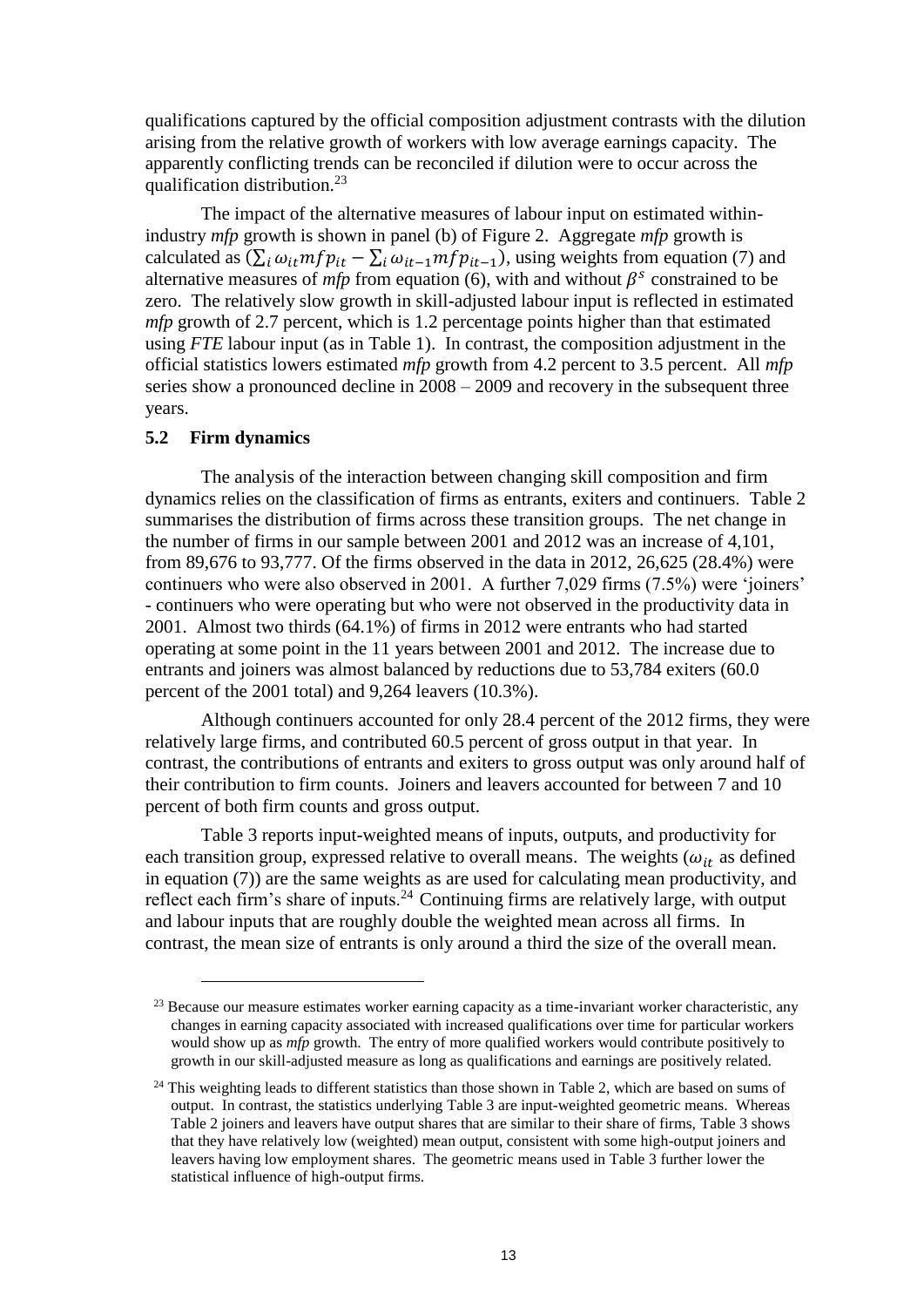qualifications captured by the official composition adjustment contrasts with the dilution arising from the relative growth of workers with low average earnings capacity. The apparently conflicting trends can be reconciled if dilution were to occur across the qualification distribution.[23]

The impact of the alternative measures of labour input on estimated within-industry *mfp* growth is shown in panel (b) of Figure 2. Aggregate *mfp* growth is calculated as $(\sum_i \omega_{it} mfp_{it} - \sum_i \omega_{it-1} mfp_{it-1})$, using weights from equation (7) and alternative measures of *mfp* from equation (6), with and without $\beta^s$ constrained to be zero. The relatively slow growth in skill-adjusted labour input is reflected in estimated *mfp* growth of 2.7 percent, which is 1.2 percentage points higher than that estimated using *FTE* labour input (as in Table 1). In contrast, the composition adjustment in the official statistics lowers estimated *mfp* growth from 4.2 percent to 3.5 percent. All *mfp* series show a pronounced decline in 2008 – 2009 and recovery in the subsequent three years.

### 5.2 Firm dynamics

The analysis of the interaction between changing skill composition and firm dynamics relies on the classification of firms as entrants, exiters and continuers. Table 2 summarises the distribution of firms across these transition groups. The net change in the number of firms in our sample between 2001 and 2012 was an increase of 4,101, from 89,676 to 93,777. Of the firms observed in the data in 2012, 26,625 (28.4%) were continuers who were also observed in 2001. A further 7,029 firms (7.5%) were 'joiners' - continuers who were operating but who were not observed in the productivity data in 2001. Almost two thirds (64.1%) of firms in 2012 were entrants who had started operating at some point in the 11 years between 2001 and 2012. The increase due to entrants and joiners was almost balanced by reductions due to 53,784 exiters (60.0 percent of the 2001 total) and 9,264 leavers (10.3%).

Although continuers accounted for only 28.4 percent of the 2012 firms, they were relatively large firms, and contributed 60.5 percent of gross output in that year. In contrast, the contributions of entrants and exiters to gross output was only around half of their contribution to firm counts. Joiners and leavers accounted for between 7 and 10 percent of both firm counts and gross output.

Table 3 reports input-weighted means of inputs, outputs, and productivity for each transition group, expressed relative to overall means. The weights ($\omega_{it}$ as defined in equation (7)) are the same weights as are used for calculating mean productivity, and reflect each firm's share of inputs.[24] Continuing firms are relatively large, with output and labour inputs that are roughly double the weighted mean across all firms. In contrast, the mean size of entrants is only around a third the size of the overall mean.

---

[23] Because our measure estimates worker earning capacity as a time-invariant worker characteristic, any changes in earning capacity associated with increased qualifications over time for particular workers would show up as *mfp* growth. The entry of more qualified workers would contribute positively to growth in our skill-adjusted measure as long as qualifications and earnings are positively related.

[24] This weighting leads to different statistics than those shown in Table 2, which are based on sums of output. In contrast, the statistics underlying Table 3 are input-weighted geometric means. Whereas Table 2 joiners and leavers have output shares that are similar to their share of firms, Table 3 shows that they have relatively low (weighted) mean output, consistent with some high-output joiners and leavers having low employment shares. The geometric means used in Table 3 further lower the statistical influence of high-output firms.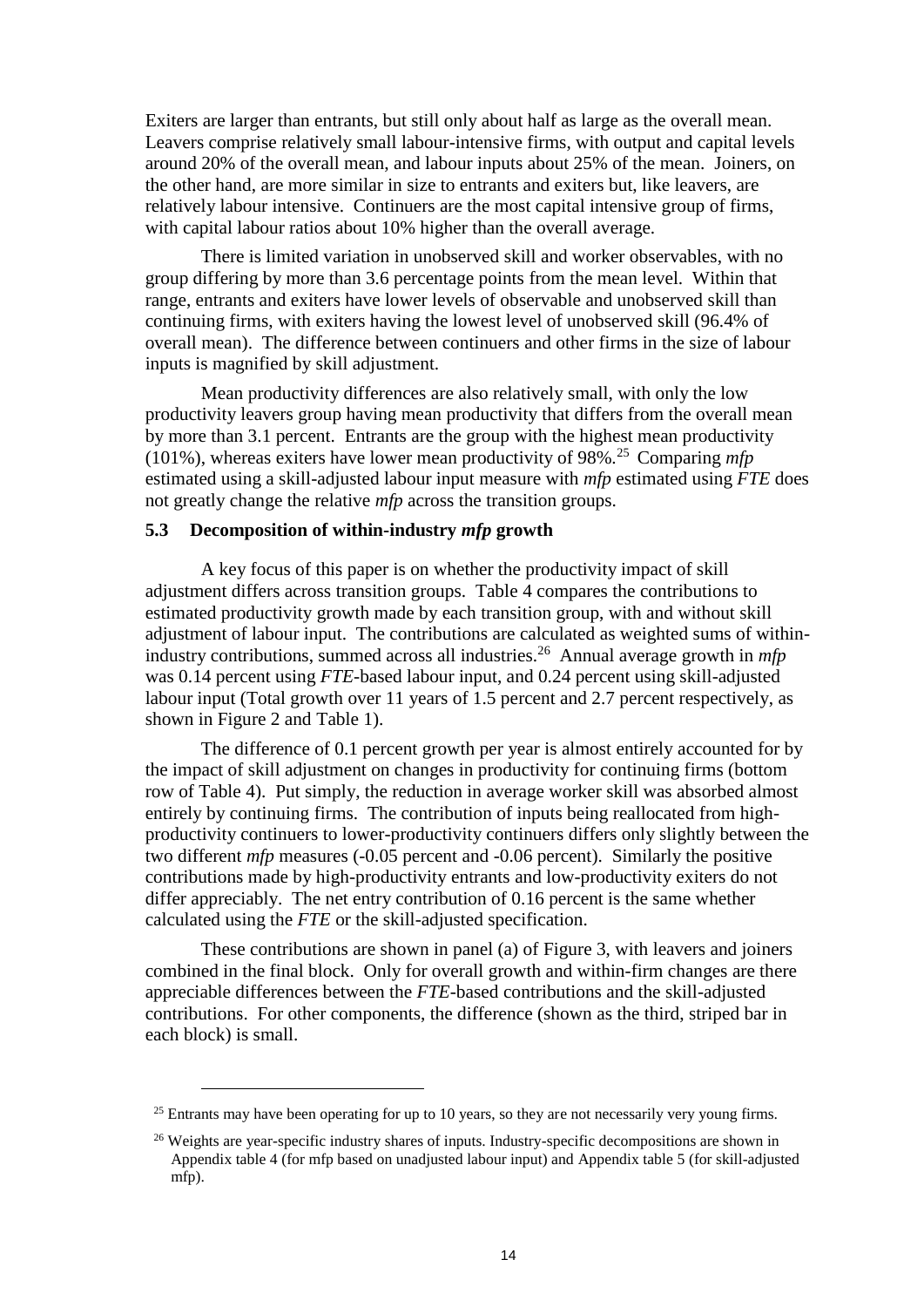Exiters are larger than entrants, but still only about half as large as the overall mean. Leavers comprise relatively small labour-intensive firms, with output and capital levels around 20% of the overall mean, and labour inputs about 25% of the mean. Joiners, on the other hand, are more similar in size to entrants and exiters but, like leavers, are relatively labour intensive. Continuers are the most capital intensive group of firms, with capital labour ratios about 10% higher than the overall average.

There is limited variation in unobserved skill and worker observables, with no group differing by more than 3.6 percentage points from the mean level. Within that range, entrants and exiters have lower levels of observable and unobserved skill than continuing firms, with exiters having the lowest level of unobserved skill (96.4% of overall mean). The difference between continuers and other firms in the size of labour inputs is magnified by skill adjustment.

Mean productivity differences are also relatively small, with only the low productivity leavers group having mean productivity that differs from the overall mean by more than 3.1 percent. Entrants are the group with the highest mean productivity (101%), whereas exiters have lower mean productivity of 98%.[25] Comparing *mfp* estimated using a skill-adjusted labour input measure with *mfp* estimated using *FTE* does not greatly change the relative *mfp* across the transition groups.

### 5.3 Decomposition of within-industry *mfp* growth

A key focus of this paper is on whether the productivity impact of skill adjustment differs across transition groups. Table 4 compares the contributions to estimated productivity growth made by each transition group, with and without skill adjustment of labour input. The contributions are calculated as weighted sums of within-industry contributions, summed across all industries.[26] Annual average growth in *mfp* was 0.14 percent using *FTE*-based labour input, and 0.24 percent using skill-adjusted labour input (Total growth over 11 years of 1.5 percent and 2.7 percent respectively, as shown in Figure 2 and Table 1).

The difference of 0.1 percent growth per year is almost entirely accounted for by the impact of skill adjustment on changes in productivity for continuing firms (bottom row of Table 4). Put simply, the reduction in average worker skill was absorbed almost entirely by continuing firms. The contribution of inputs being reallocated from high-productivity continuers to lower-productivity continuers differs only slightly between the two different *mfp* measures (-0.05 percent and -0.06 percent). Similarly the positive contributions made by high-productivity entrants and low-productivity exiters do not differ appreciably. The net entry contribution of 0.16 percent is the same whether calculated using the *FTE* or the skill-adjusted specification.

These contributions are shown in panel (a) of Figure 3, with leavers and joiners combined in the final block. Only for overall growth and within-firm changes are there appreciable differences between the *FTE*-based contributions and the skill-adjusted contributions. For other components, the difference (shown as the third, striped bar in each block) is small.

---

[25] Entrants may have been operating for up to 10 years, so they are not necessarily very young firms.

[26] Weights are year-specific industry shares of inputs. Industry-specific decompositions are shown in Appendix table 4 (for mfp based on unadjusted labour input) and Appendix table 5 (for skill-adjusted mfp).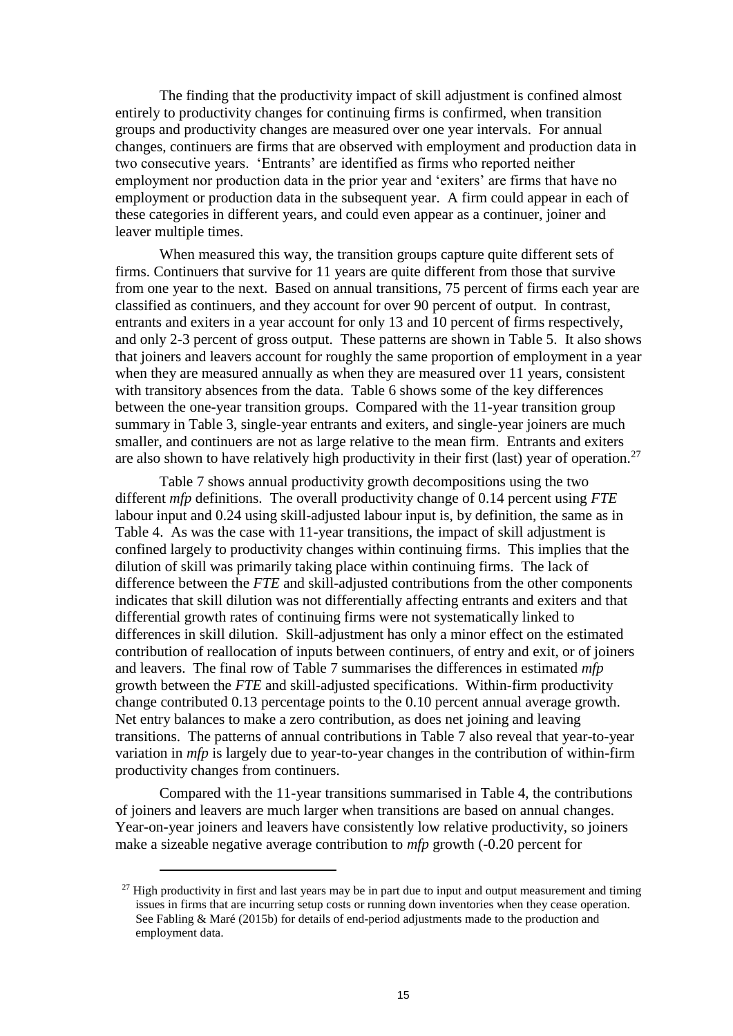The finding that the productivity impact of skill adjustment is confined almost entirely to productivity changes for continuing firms is confirmed, when transition groups and productivity changes are measured over one year intervals. For annual changes, continuers are firms that are observed with employment and production data in two consecutive years. 'Entrants' are identified as firms who reported neither employment nor production data in the prior year and 'exiters' are firms that have no employment or production data in the subsequent year. A firm could appear in each of these categories in different years, and could even appear as a continuer, joiner and leaver multiple times.

When measured this way, the transition groups capture quite different sets of firms. Continuers that survive for 11 years are quite different from those that survive from one year to the next. Based on annual transitions, 75 percent of firms each year are classified as continuers, and they account for over 90 percent of output. In contrast, entrants and exiters in a year account for only 13 and 10 percent of firms respectively, and only 2-3 percent of gross output. These patterns are shown in Table 5. It also shows that joiners and leavers account for roughly the same proportion of employment in a year when they are measured annually as when they are measured over 11 years, consistent with transitory absences from the data. Table 6 shows some of the key differences between the one-year transition groups. Compared with the 11-year transition group summary in Table 3, single-year entrants and exiters, and single-year joiners are much smaller, and continuers are not as large relative to the mean firm. Entrants and exiters are also shown to have relatively high productivity in their first (last) year of operation.[27]

Table 7 shows annual productivity growth decompositions using the two different *mfp* definitions. The overall productivity change of 0.14 percent using *FTE* labour input and 0.24 using skill-adjusted labour input is, by definition, the same as in Table 4. As was the case with 11-year transitions, the impact of skill adjustment is confined largely to productivity changes within continuing firms. This implies that the dilution of skill was primarily taking place within continuing firms. The lack of difference between the *FTE* and skill-adjusted contributions from the other components indicates that skill dilution was not differentially affecting entrants and exiters and that differential growth rates of continuing firms were not systematically linked to differences in skill dilution. Skill-adjustment has only a minor effect on the estimated contribution of reallocation of inputs between continuers, of entry and exit, or of joiners and leavers. The final row of Table 7 summarises the differences in estimated *mfp* growth between the *FTE* and skill-adjusted specifications. Within-firm productivity change contributed 0.13 percentage points to the 0.10 percent annual average growth. Net entry balances to make a zero contribution, as does net joining and leaving transitions. The patterns of annual contributions in Table 7 also reveal that year-to-year variation in *mfp* is largely due to year-to-year changes in the contribution of within-firm productivity changes from continuers.

Compared with the 11-year transitions summarised in Table 4, the contributions of joiners and leavers are much larger when transitions are based on annual changes. Year-on-year joiners and leavers have consistently low relative productivity, so joiners make a sizeable negative average contribution to *mfp* growth (-0.20 percent for

[27] High productivity in first and last years may be in part due to input and output measurement and timing issues in firms that are incurring setup costs or running down inventories when they cease operation. See Fabling & Maré (2015b) for details of end-period adjustments made to the production and employment data.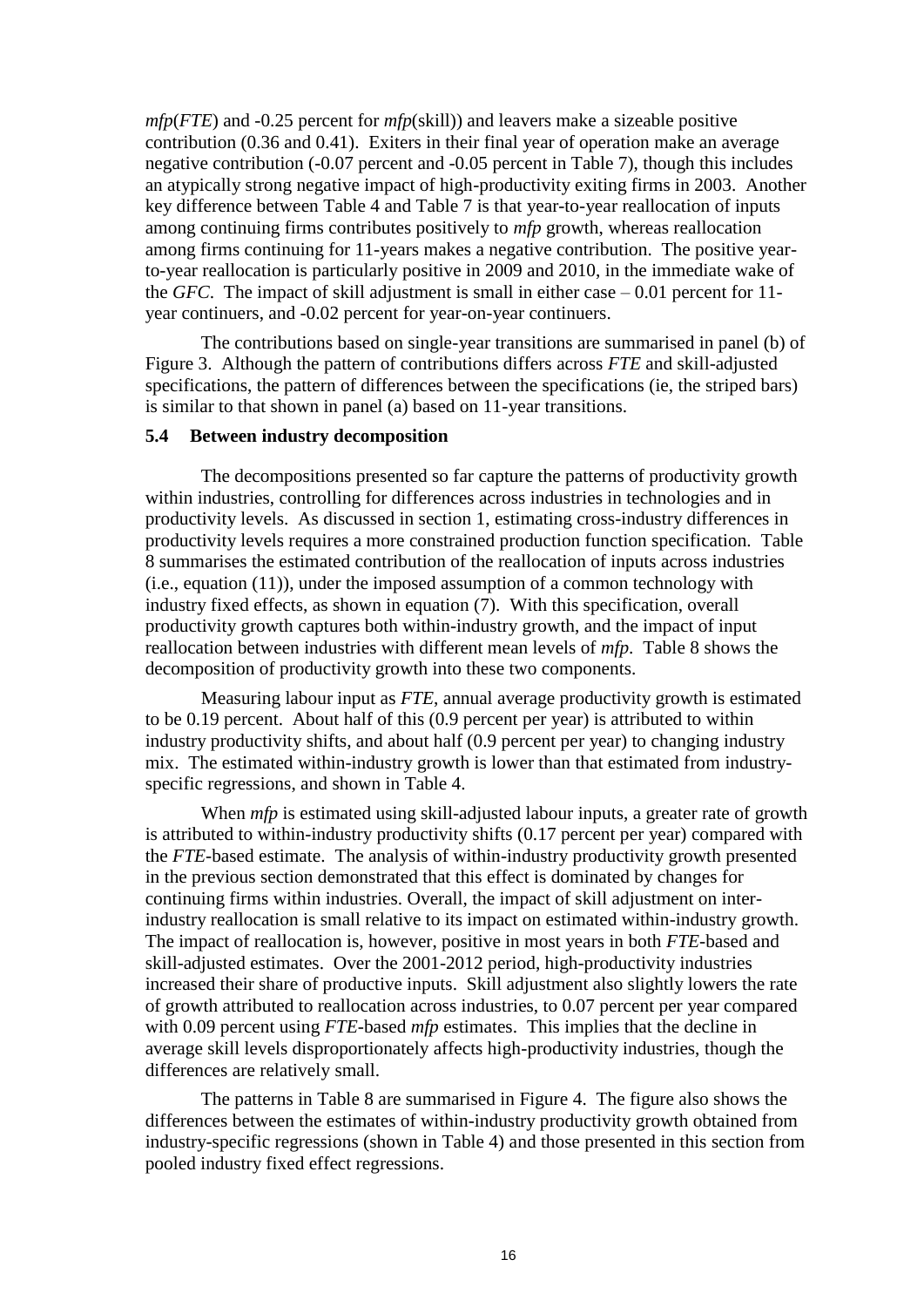*mfp*(*FTE*) and -0.25 percent for *mfp*(skill)) and leavers make a sizeable positive contribution (0.36 and 0.41). Exiters in their final year of operation make an average negative contribution (-0.07 percent and -0.05 percent in Table 7), though this includes an atypically strong negative impact of high-productivity exiting firms in 2003. Another key difference between Table 4 and Table 7 is that year-to-year reallocation of inputs among continuing firms contributes positively to *mfp* growth, whereas reallocation among firms continuing for 11-years makes a negative contribution. The positive year-to-year reallocation is particularly positive in 2009 and 2010, in the immediate wake of the *GFC*. The impact of skill adjustment is small in either case – 0.01 percent for 11-year continuers, and -0.02 percent for year-on-year continuers.

The contributions based on single-year transitions are summarised in panel (b) of Figure 3. Although the pattern of contributions differs across *FTE* and skill-adjusted specifications, the pattern of differences between the specifications (ie, the striped bars) is similar to that shown in panel (a) based on 11-year transitions.

### 5.4 Between industry decomposition

The decompositions presented so far capture the patterns of productivity growth within industries, controlling for differences across industries in technologies and in productivity levels. As discussed in section 1, estimating cross-industry differences in productivity levels requires a more constrained production function specification. Table 8 summarises the estimated contribution of the reallocation of inputs across industries (i.e., equation (11)), under the imposed assumption of a common technology with industry fixed effects, as shown in equation (7). With this specification, overall productivity growth captures both within-industry growth, and the impact of input reallocation between industries with different mean levels of *mfp*. Table 8 shows the decomposition of productivity growth into these two components.

Measuring labour input as *FTE*, annual average productivity growth is estimated to be 0.19 percent. About half of this (0.9 percent per year) is attributed to within industry productivity shifts, and about half (0.9 percent per year) to changing industry mix. The estimated within-industry growth is lower than that estimated from industry-specific regressions, and shown in Table 4.

When *mfp* is estimated using skill-adjusted labour inputs, a greater rate of growth is attributed to within-industry productivity shifts (0.17 percent per year) compared with the *FTE*-based estimate. The analysis of within-industry productivity growth presented in the previous section demonstrated that this effect is dominated by changes for continuing firms within industries. Overall, the impact of skill adjustment on inter-industry reallocation is small relative to its impact on estimated within-industry growth. The impact of reallocation is, however, positive in most years in both *FTE*-based and skill-adjusted estimates. Over the 2001-2012 period, high-productivity industries increased their share of productive inputs. Skill adjustment also slightly lowers the rate of growth attributed to reallocation across industries, to 0.07 percent per year compared with 0.09 percent using *FTE*-based *mfp* estimates. This implies that the decline in average skill levels disproportionately affects high-productivity industries, though the differences are relatively small.

The patterns in Table 8 are summarised in Figure 4. The figure also shows the differences between the estimates of within-industry productivity growth obtained from industry-specific regressions (shown in Table 4) and those presented in this section from pooled industry fixed effect regressions.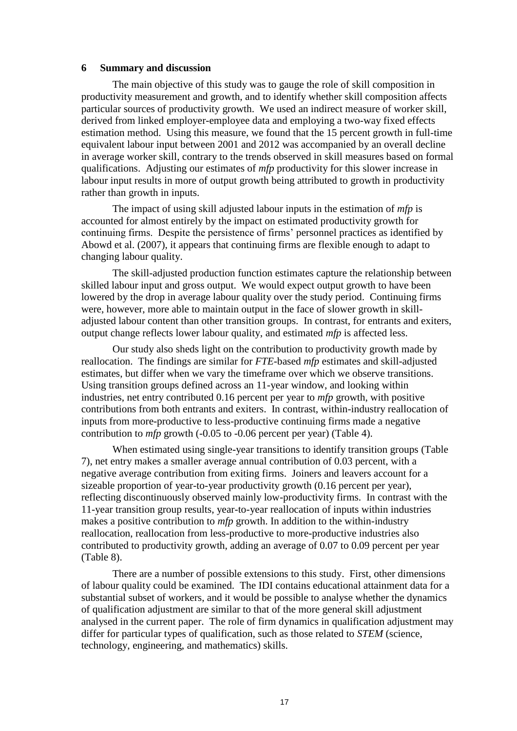## 6 Summary and discussion

The main objective of this study was to gauge the role of skill composition in productivity measurement and growth, and to identify whether skill composition affects particular sources of productivity growth. We used an indirect measure of worker skill, derived from linked employer-employee data and employing a two-way fixed effects estimation method. Using this measure, we found that the 15 percent growth in full-time equivalent labour input between 2001 and 2012 was accompanied by an overall decline in average worker skill, contrary to the trends observed in skill measures based on formal qualifications. Adjusting our estimates of *mfp* productivity for this slower increase in labour input results in more of output growth being attributed to growth in productivity rather than growth in inputs.

The impact of using skill adjusted labour inputs in the estimation of *mfp* is accounted for almost entirely by the impact on estimated productivity growth for continuing firms. Despite the persistence of firms' personnel practices as identified by Abowd et al. (2007), it appears that continuing firms are flexible enough to adapt to changing labour quality.

The skill-adjusted production function estimates capture the relationship between skilled labour input and gross output. We would expect output growth to have been lowered by the drop in average labour quality over the study period. Continuing firms were, however, more able to maintain output in the face of slower growth in skill-adjusted labour content than other transition groups. In contrast, for entrants and exiters, output change reflects lower labour quality, and estimated *mfp* is affected less.

Our study also sheds light on the contribution to productivity growth made by reallocation. The findings are similar for *FTE*-based *mfp* estimates and skill-adjusted estimates, but differ when we vary the timeframe over which we observe transitions. Using transition groups defined across an 11-year window, and looking within industries, net entry contributed 0.16 percent per year to *mfp* growth, with positive contributions from both entrants and exiters. In contrast, within-industry reallocation of inputs from more-productive to less-productive continuing firms made a negative contribution to *mfp* growth (-0.05 to -0.06 percent per year) (Table 4).

When estimated using single-year transitions to identify transition groups (Table 7), net entry makes a smaller average annual contribution of 0.03 percent, with a negative average contribution from exiting firms. Joiners and leavers account for a sizeable proportion of year-to-year productivity growth (0.16 percent per year), reflecting discontinuously observed mainly low-productivity firms. In contrast with the 11-year transition group results, year-to-year reallocation of inputs within industries makes a positive contribution to *mfp* growth. In addition to the within-industry reallocation, reallocation from less-productive to more-productive industries also contributed to productivity growth, adding an average of 0.07 to 0.09 percent per year (Table 8).

There are a number of possible extensions to this study. First, other dimensions of labour quality could be examined. The IDI contains educational attainment data for a substantial subset of workers, and it would be possible to analyse whether the dynamics of qualification adjustment are similar to that of the more general skill adjustment analysed in the current paper. The role of firm dynamics in qualification adjustment may differ for particular types of qualification, such as those related to *STEM* (science, technology, engineering, and mathematics) skills.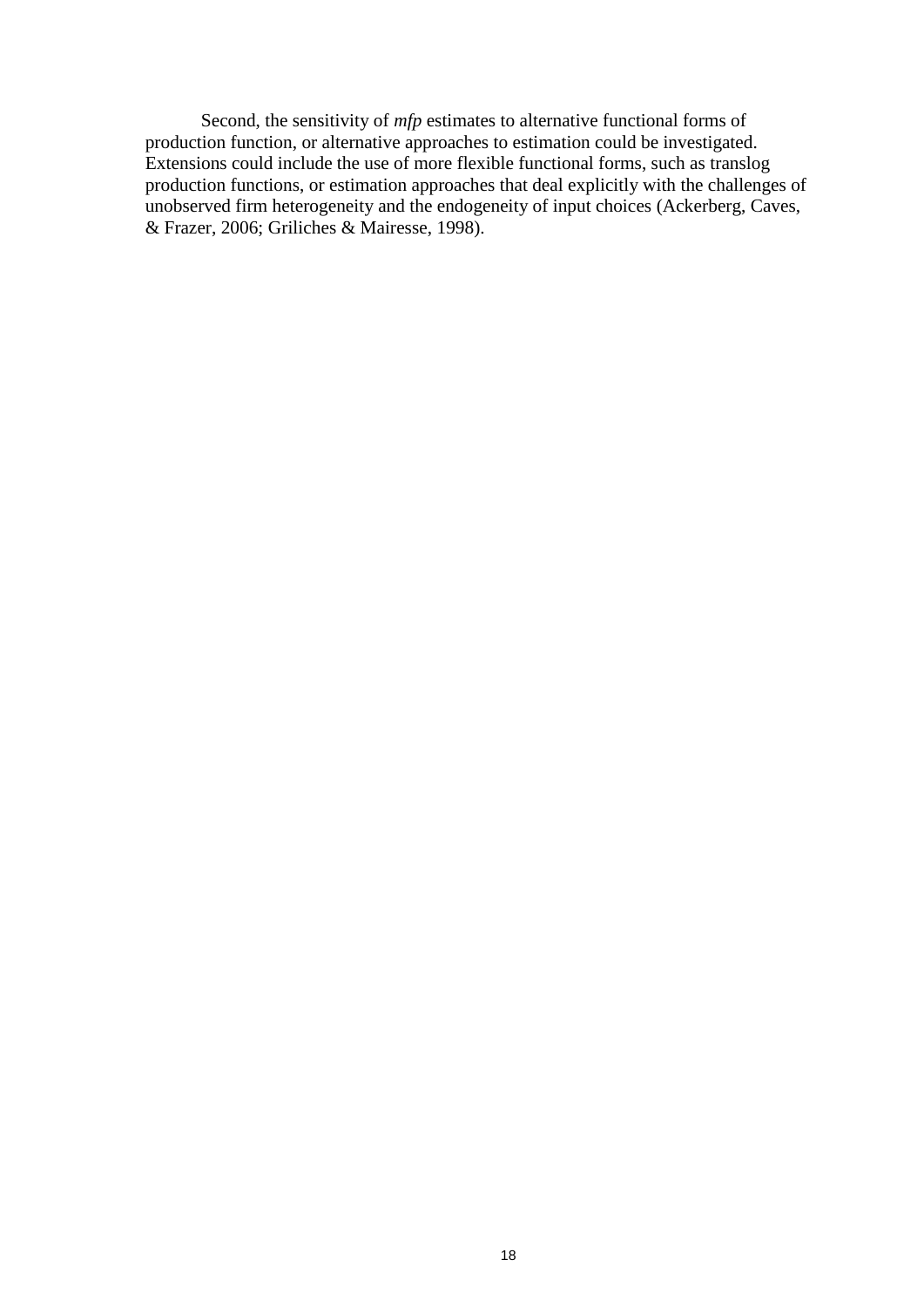Second, the sensitivity of *mfp* estimates to alternative functional forms of production function, or alternative approaches to estimation could be investigated. Extensions could include the use of more flexible functional forms, such as translog production functions, or estimation approaches that deal explicitly with the challenges of unobserved firm heterogeneity and the endogeneity of input choices (Ackerberg, Caves, & Frazer, 2006; Griliches & Mairesse, 1998).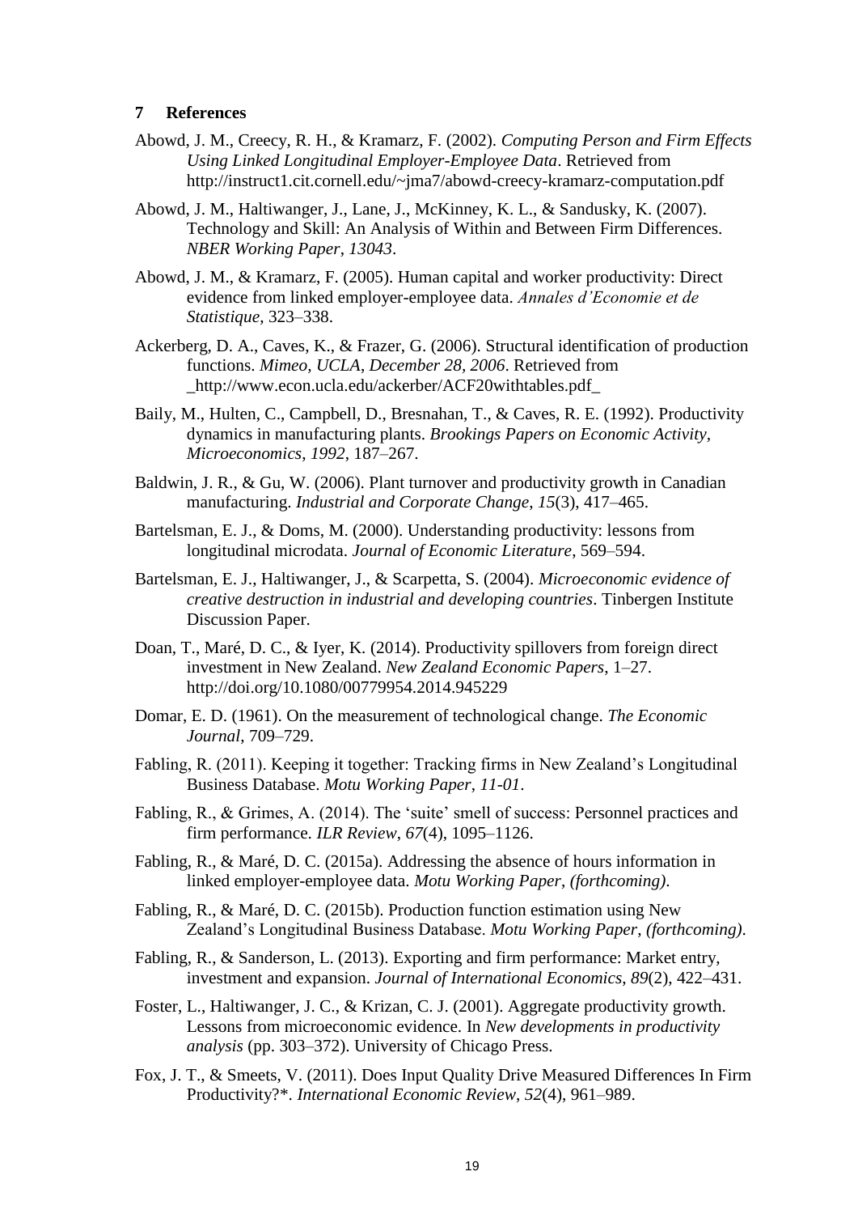## 7 References

Abowd, J. M., Creecy, R. H., & Kramarz, F. (2002). *Computing Person and Firm Effects Using Linked Longitudinal Employer-Employee Data*. Retrieved from http://instruct1.cit.cornell.edu/~jma7/abowd-creecy-kramarz-computation.pdf

Abowd, J. M., Haltiwanger, J., Lane, J., McKinney, K. L., & Sandusky, K. (2007). Technology and Skill: An Analysis of Within and Between Firm Differences. *NBER Working Paper*, *13043*.

Abowd, J. M., & Kramarz, F. (2005). Human capital and worker productivity: Direct evidence from linked employer-employee data. *Annales d'Economie et de Statistique*, 323–338.

Ackerberg, D. A., Caves, K., & Frazer, G. (2006). Structural identification of production functions. *Mimeo, UCLA, December 28, 2006*. Retrieved from _http://www.econ.ucla.edu/ackerber/ACF20withtables.pdf_

Baily, M., Hulten, C., Campbell, D., Bresnahan, T., & Caves, R. E. (1992). Productivity dynamics in manufacturing plants. *Brookings Papers on Economic Activity, Microeconomics*, *1992*, 187–267.

Baldwin, J. R., & Gu, W. (2006). Plant turnover and productivity growth in Canadian manufacturing. *Industrial and Corporate Change*, *15*(3), 417–465.

Bartelsman, E. J., & Doms, M. (2000). Understanding productivity: lessons from longitudinal microdata. *Journal of Economic Literature*, 569–594.

Bartelsman, E. J., Haltiwanger, J., & Scarpetta, S. (2004). *Microeconomic evidence of creative destruction in industrial and developing countries*. Tinbergen Institute Discussion Paper.

Doan, T., Maré, D. C., & Iyer, K. (2014). Productivity spillovers from foreign direct investment in New Zealand. *New Zealand Economic Papers*, 1–27. http://doi.org/10.1080/00779954.2014.945229

Domar, E. D. (1961). On the measurement of technological change. *The Economic Journal*, 709–729.

Fabling, R. (2011). Keeping it together: Tracking firms in New Zealand's Longitudinal Business Database. *Motu Working Paper*, *11-01*.

Fabling, R., & Grimes, A. (2014). The 'suite' smell of success: Personnel practices and firm performance. *ILR Review*, *67*(4), 1095–1126.

Fabling, R., & Maré, D. C. (2015a). Addressing the absence of hours information in linked employer-employee data. *Motu Working Paper*, *(forthcoming)*.

Fabling, R., & Maré, D. C. (2015b). Production function estimation using New Zealand's Longitudinal Business Database. *Motu Working Paper*, *(forthcoming)*.

Fabling, R., & Sanderson, L. (2013). Exporting and firm performance: Market entry, investment and expansion. *Journal of International Economics*, *89*(2), 422–431.

Foster, L., Haltiwanger, J. C., & Krizan, C. J. (2001). Aggregate productivity growth. Lessons from microeconomic evidence. In *New developments in productivity analysis* (pp. 303–372). University of Chicago Press.

Fox, J. T., & Smeets, V. (2011). Does Input Quality Drive Measured Differences In Firm Productivity?*. *International Economic Review*, *52*(4), 961–989.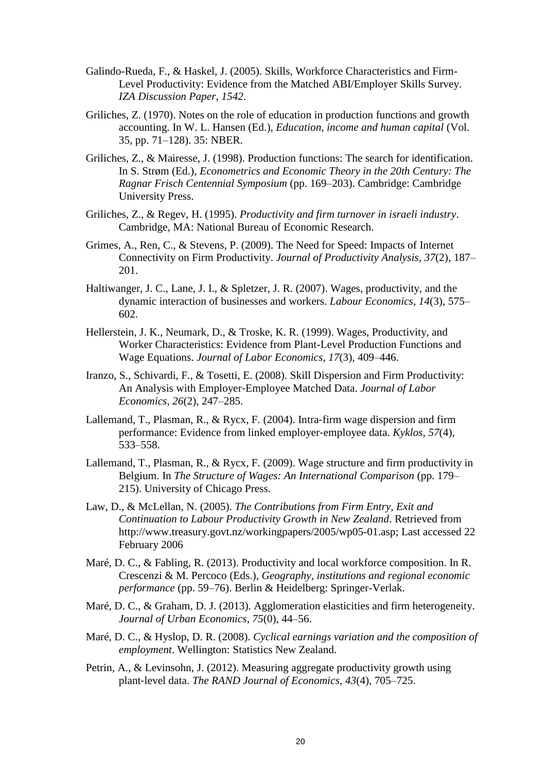Galindo-Rueda, F., & Haskel, J. (2005). Skills, Workforce Characteristics and Firm-Level Productivity: Evidence from the Matched ABI/Employer Skills Survey. *IZA Discussion Paper*, *1542*.

Griliches, Z. (1970). Notes on the role of education in production functions and growth accounting. In W. L. Hansen (Ed.), *Education, income and human capital* (Vol. 35, pp. 71–128). 35: NBER.

Griliches, Z., & Mairesse, J. (1998). Production functions: The search for identification. In S. Strøm (Ed.), *Econometrics and Economic Theory in the 20th Century: The Ragnar Frisch Centennial Symposium* (pp. 169–203). Cambridge: Cambridge University Press.

Griliches, Z., & Regev, H. (1995). *Productivity and firm turnover in israeli industry*. Cambridge, MA: National Bureau of Economic Research.

Grimes, A., Ren, C., & Stevens, P. (2009). The Need for Speed: Impacts of Internet Connectivity on Firm Productivity. *Journal of Productivity Analysis*, *37*(2), 187–201.

Haltiwanger, J. C., Lane, J. I., & Spletzer, J. R. (2007). Wages, productivity, and the dynamic interaction of businesses and workers. *Labour Economics*, *14*(3), 575–602.

Hellerstein, J. K., Neumark, D., & Troske, K. R. (1999). Wages, Productivity, and Worker Characteristics: Evidence from Plant-Level Production Functions and Wage Equations. *Journal of Labor Economics*, *17*(3), 409–446.

Iranzo, S., Schivardi, F., & Tosetti, E. (2008). Skill Dispersion and Firm Productivity: An Analysis with Employer-Employee Matched Data. *Journal of Labor Economics*, *26*(2), 247–285.

Lallemand, T., Plasman, R., & Rycx, F. (2004). Intra-firm wage dispersion and firm performance: Evidence from linked employer-employee data. *Kyklos*, *57*(4), 533–558.

Lallemand, T., Plasman, R., & Rycx, F. (2009). Wage structure and firm productivity in Belgium. In *The Structure of Wages: An International Comparison* (pp. 179–215). University of Chicago Press.

Law, D., & McLellan, N. (2005). *The Contributions from Firm Entry, Exit and Continuation to Labour Productivity Growth in New Zealand*. Retrieved from http://www.treasury.govt.nz/workingpapers/2005/wp05-01.asp; Last accessed 22 February 2006

Maré, D. C., & Fabling, R. (2013). Productivity and local workforce composition. In R. Crescenzi & M. Percoco (Eds.), *Geography, institutions and regional economic performance* (pp. 59–76). Berlin & Heidelberg: Springer-Verlak.

Maré, D. C., & Graham, D. J. (2013). Agglomeration elasticities and firm heterogeneity. *Journal of Urban Economics*, *75*(0), 44–56.

Maré, D. C., & Hyslop, D. R. (2008). *Cyclical earnings variation and the composition of employment*. Wellington: Statistics New Zealand.

Petrin, A., & Levinsohn, J. (2012). Measuring aggregate productivity growth using plant-level data. *The RAND Journal of Economics*, *43*(4), 705–725.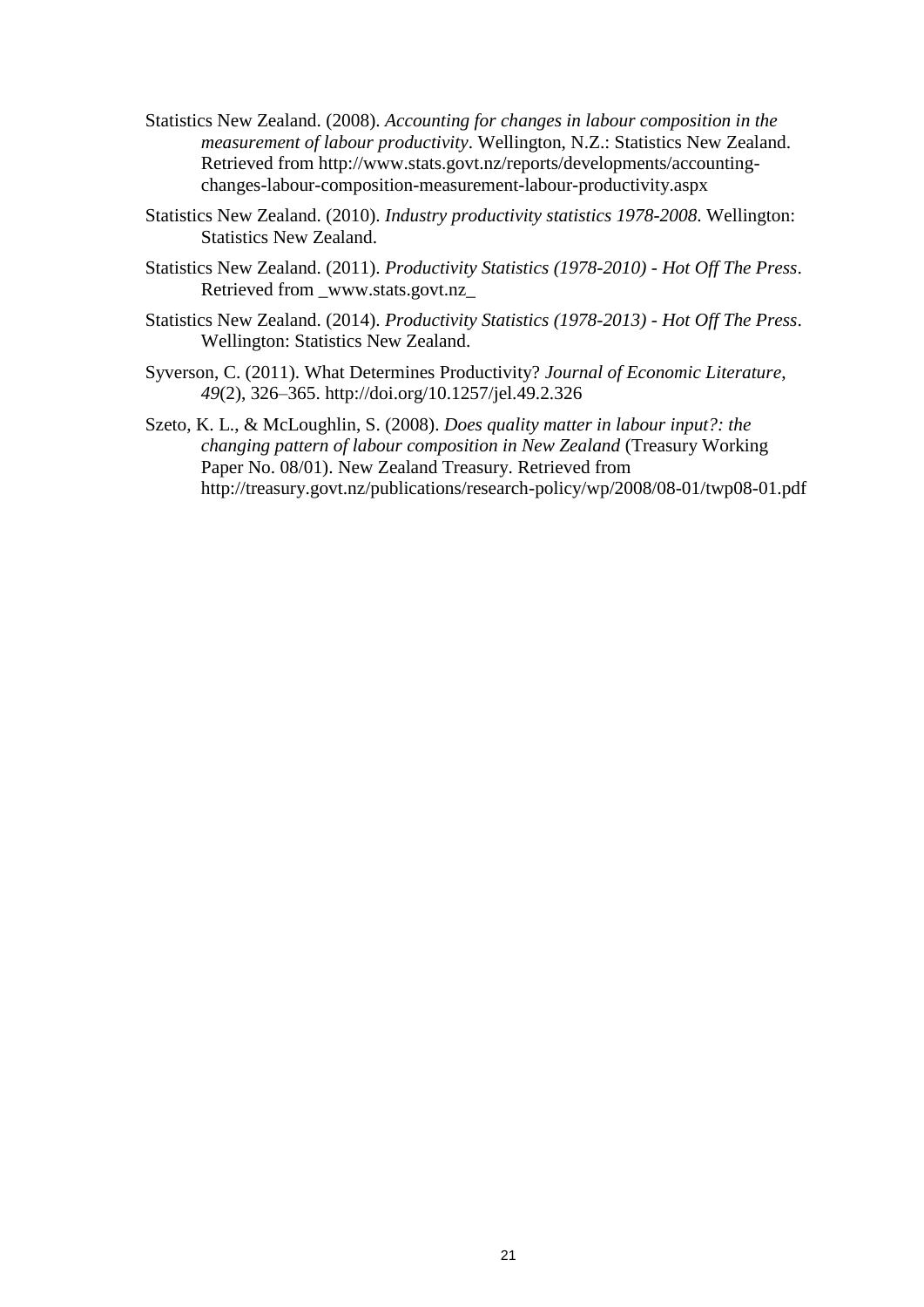Statistics New Zealand. (2008). *Accounting for changes in labour composition in the measurement of labour productivity*. Wellington, N.Z.: Statistics New Zealand. Retrieved from http://www.stats.govt.nz/reports/developments/accounting-changes-labour-composition-measurement-labour-productivity.aspx

Statistics New Zealand. (2010). *Industry productivity statistics 1978-2008.* Wellington: Statistics New Zealand.

Statistics New Zealand. (2011). *Productivity Statistics (1978-2010) - Hot Off The Press*. Retrieved from _www.stats.govt.nz_

Statistics New Zealand. (2014). *Productivity Statistics (1978-2013) - Hot Off The Press*. Wellington: Statistics New Zealand.

Syverson, C. (2011). What Determines Productivity? *Journal of Economic Literature*, *49*(2), 326–365. http://doi.org/10.1257/jel.49.2.326

Szeto, K. L., & McLoughlin, S. (2008). *Does quality matter in labour input?: the changing pattern of labour composition in New Zealand* (Treasury Working Paper No. 08/01). New Zealand Treasury. Retrieved from http://treasury.govt.nz/publications/research-policy/wp/2008/08-01/twp08-01.pdf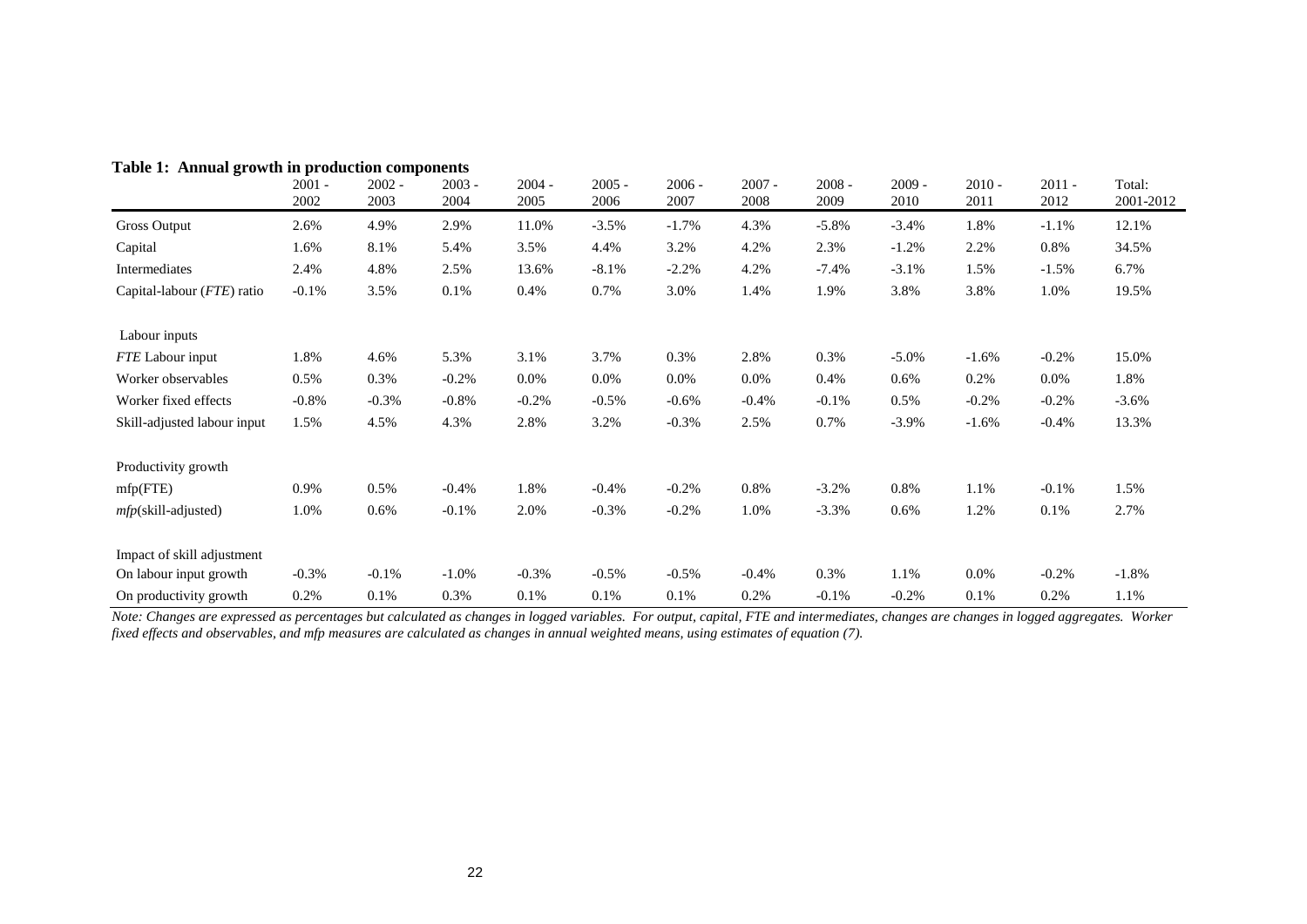**Table 1: Annual growth in production components**

| | 2001 - 2002 | 2002 - 2003 | 2003 - 2004 | 2004 - 2005 | 2005 - 2006 | 2006 - 2007 | 2007 - 2008 | 2008 - 2009 | 2009 - 2010 | 2010 - 2011 | 2011 - 2012 | Total: 2001-2012 |
|---|---|---|---|---|---|---|---|---|---|---|---|---|
| Gross Output | 2.6% | 4.9% | 2.9% | 11.0% | -3.5% | -1.7% | 4.3% | -5.8% | -3.4% | 1.8% | -1.1% | 12.1% |
| Capital | 1.6% | 8.1% | 5.4% | 3.5% | 4.4% | 3.2% | 4.2% | 2.3% | -1.2% | 2.2% | 0.8% | 34.5% |
| Intermediates | 2.4% | 4.8% | 2.5% | 13.6% | -8.1% | -2.2% | 4.2% | -7.4% | -3.1% | 1.5% | -1.5% | 6.7% |
| Capital-labour (*FTE*) ratio | -0.1% | 3.5% | 0.1% | 0.4% | 0.7% | 3.0% | 1.4% | 1.9% | 3.8% | 3.8% | 1.0% | 19.5% |
| Labour inputs | | | | | | | | | | | | |
| *FTE* Labour input | 1.8% | 4.6% | 5.3% | 3.1% | 3.7% | 0.3% | 2.8% | 0.3% | -5.0% | -1.6% | -0.2% | 15.0% |
| Worker observables | 0.5% | 0.3% | -0.2% | 0.0% | 0.0% | 0.0% | 0.0% | 0.4% | 0.6% | 0.2% | 0.0% | 1.8% |
| Worker fixed effects | -0.8% | -0.3% | -0.8% | -0.2% | -0.5% | -0.6% | -0.4% | -0.1% | 0.5% | -0.2% | -0.2% | -3.6% |
| Skill-adjusted labour input | 1.5% | 4.5% | 4.3% | 2.8% | 3.2% | -0.3% | 2.5% | 0.7% | -3.9% | -1.6% | -0.4% | 13.3% |
| Productivity growth | | | | | | | | | | | | |
| mfp(FTE) | 0.9% | 0.5% | -0.4% | 1.8% | -0.4% | -0.2% | 0.8% | -3.2% | 0.8% | 1.1% | -0.1% | 1.5% |
| *mfp*(skill-adjusted) | 1.0% | 0.6% | -0.1% | 2.0% | -0.3% | -0.2% | 1.0% | -3.3% | 0.6% | 1.2% | 0.1% | 2.7% |
| Impact of skill adjustment | | | | | | | | | | | | |
| On labour input growth | -0.3% | -0.1% | -1.0% | -0.3% | -0.5% | -0.5% | -0.4% | 0.3% | 1.1% | 0.0% | -0.2% | -1.8% |
| On productivity growth | 0.2% | 0.1% | 0.3% | 0.1% | 0.1% | 0.1% | 0.2% | -0.1% | -0.2% | 0.1% | 0.2% | 1.1% |

*Note: Changes are expressed as percentages but calculated as changes in logged variables. For output, capital, FTE and intermediates, changes are changes in logged aggregates. Worker fixed effects and observables, and mfp measures are calculated as changes in annual weighted means, using estimates of equation (7).*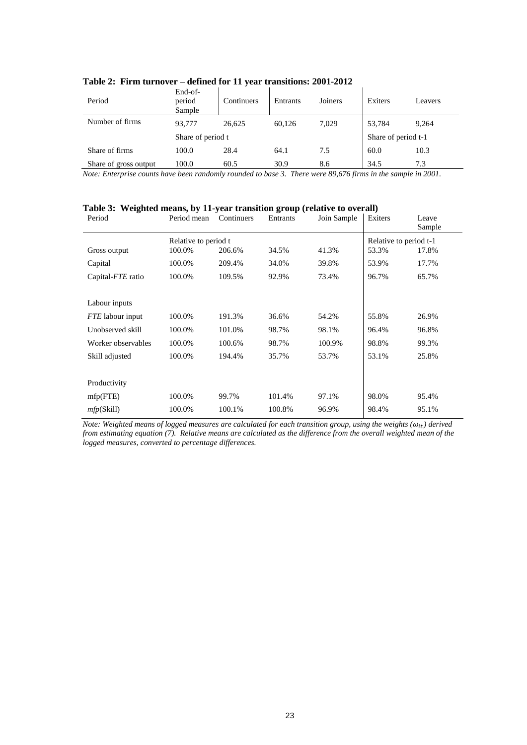**Table 2: Firm turnover – defined for 11 year transitions: 2001-2012**

| Period | End-of-period Sample | Continuers | Entrants | Joiners | Exiters | Leavers |
|---|---|---|---|---|---|---|
| Number of firms | 93,777 | 26,625 | 60,126 | 7,029 | 53,784 | 9,264 |
| | Share of period t | | | | Share of period t-1 | |
| Share of firms | 100.0 | 28.4 | 64.1 | 7.5 | 60.0 | 10.3 |
| Share of gross output | 100.0 | 60.5 | 30.9 | 8.6 | 34.5 | 7.3 |

*Note: Enterprise counts have been randomly rounded to base 3. There were 89,676 firms in the sample in 2001.*

**Table 3: Weighted means, by 11-year transition group (relative to overall)**

| Period | Period mean | Continuers | Entrants | Join Sample | Exiters | Leave Sample |
|---|---|---|---|---|---|---|
| | Relative to period t | | | | Relative to period t-1 | |
| Gross output | 100.0% | 206.6% | 34.5% | 41.3% | 53.3% | 17.8% |
| Capital | 100.0% | 209.4% | 34.0% | 39.8% | 53.9% | 17.7% |
| Capital-*FTE* ratio | 100.0% | 109.5% | 92.9% | 73.4% | 96.7% | 65.7% |
| | | | | | | |
| Labour inputs | | | | | | |
| *FTE* labour input | 100.0% | 191.3% | 36.6% | 54.2% | 55.8% | 26.9% |
| Unobserved skill | 100.0% | 101.0% | 98.7% | 98.1% | 96.4% | 96.8% |
| Worker observables | 100.0% | 100.6% | 98.7% | 100.9% | 98.8% | 99.3% |
| Skill adjusted | 100.0% | 194.4% | 35.7% | 53.7% | 53.1% | 25.8% |
| | | | | | | |
| Productivity | | | | | | |
| mfp(FTE) | 100.0% | 99.7% | 101.4% | 97.1% | 98.0% | 95.4% |
| *mfp*(Skill) | 100.0% | 100.1% | 100.8% | 96.9% | 98.4% | 95.1% |

*Note: Weighted means of logged measures are calculated for each transition group, using the weights ($\omega_{it}$) derived from estimating equation (7). Relative means are calculated as the difference from the overall weighted mean of the logged measures, converted to percentage differences.*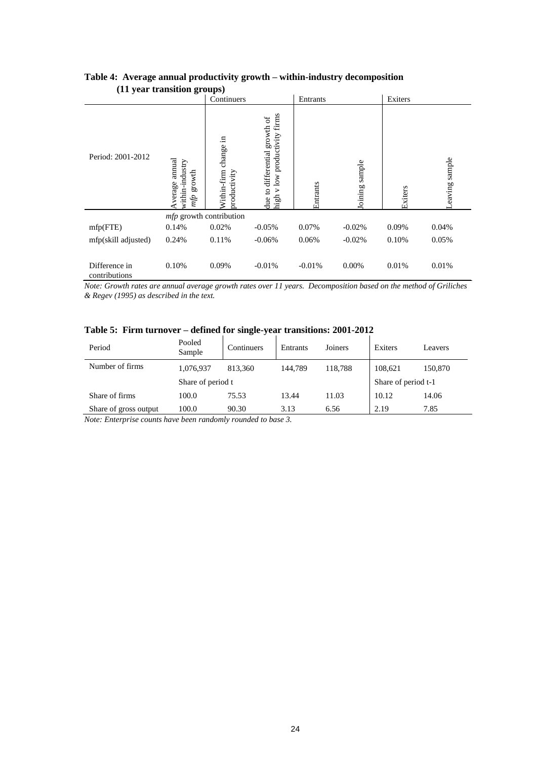**Table 4: Average annual productivity growth – within-industry decomposition (11 year transition groups)**

| | | Continuers | | Entrants | | Exiters | |
|---|---|---|---|---|---|---|---|
| Period: 2001-2012 | Average annual within-industry *mfp* growth | Within-firm change in productivity | due to differential growth of high v low productivity firms | Entrants | Joining sample | Exiters | Leaving sample |
| | *mfp* growth contribution | | | | | | |
| mfp(FTE) | 0.14% | 0.02% | -0.05% | 0.07% | -0.02% | 0.09% | 0.04% |
| mfp(skill adjusted) | 0.24% | 0.11% | -0.06% | 0.06% | -0.02% | 0.10% | 0.05% |
| Difference in contributions | 0.10% | 0.09% | -0.01% | -0.01% | 0.00% | 0.01% | 0.01% |

*Note: Growth rates are annual average growth rates over 11 years. Decomposition based on the method of Griliches & Regev (1995) as described in the text.*

**Table 5: Firm turnover – defined for single-year transitions: 2001-2012**

| Period | Pooled Sample | Continuers | Entrants | Joiners | Exiters | Leavers |
|---|---|---|---|---|---|---|
| Number of firms | 1,076,937 | 813,360 | 144,789 | 118,788 | 108,621 | 150,870 |
| | Share of period t | | | | Share of period t-1 | |
| Share of firms | 100.0 | 75.53 | 13.44 | 11.03 | 10.12 | 14.06 |
| Share of gross output | 100.0 | 90.30 | 3.13 | 6.56 | 2.19 | 7.85 |

*Note: Enterprise counts have been randomly rounded to base 3.*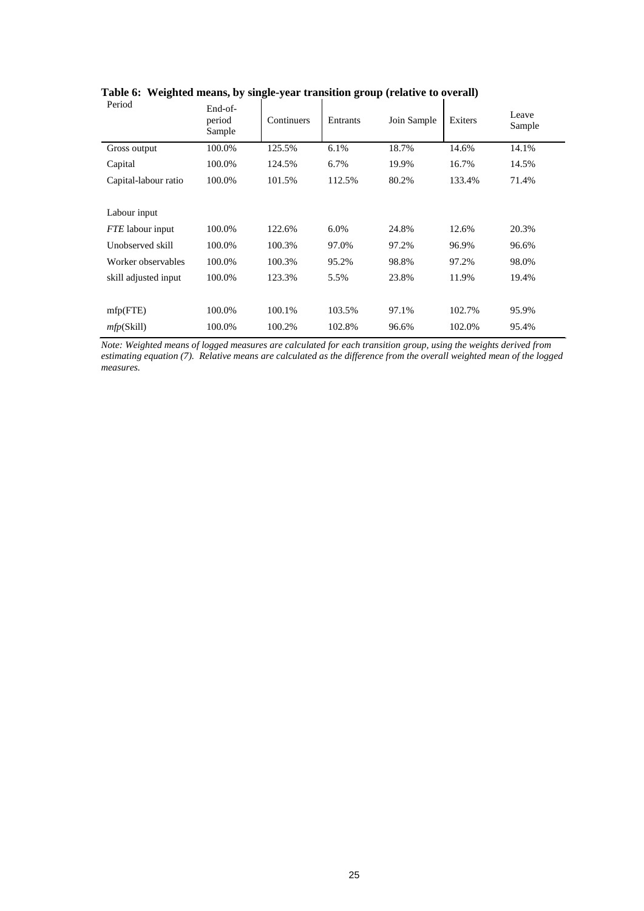**Table 6: Weighted means, by single-year transition group (relative to overall)**

| Period | End-of-period Sample | Continuers | Entrants | Join Sample | Exiters | Leave Sample |
|---|---|---|---|---|---|---|
| Gross output | 100.0% | 125.5% | 6.1% | 18.7% | 14.6% | 14.1% |
| Capital | 100.0% | 124.5% | 6.7% | 19.9% | 16.7% | 14.5% |
| Capital-labour ratio | 100.0% | 101.5% | 112.5% | 80.2% | 133.4% | 71.4% |
| | | | | | | |
| Labour input | | | | | | |
| *FTE* labour input | 100.0% | 122.6% | 6.0% | 24.8% | 12.6% | 20.3% |
| Unobserved skill | 100.0% | 100.3% | 97.0% | 97.2% | 96.9% | 96.6% |
| Worker observables | 100.0% | 100.3% | 95.2% | 98.8% | 97.2% | 98.0% |
| skill adjusted input | 100.0% | 123.3% | 5.5% | 23.8% | 11.9% | 19.4% |
| | | | | | | |
| mfp(FTE) | 100.0% | 100.1% | 103.5% | 97.1% | 102.7% | 95.9% |
| *mfp*(Skill) | 100.0% | 100.2% | 102.8% | 96.6% | 102.0% | 95.4% |

*Note: Weighted means of logged measures are calculated for each transition group, using the weights derived from estimating equation (7). Relative means are calculated as the difference from the overall weighted mean of the logged measures.*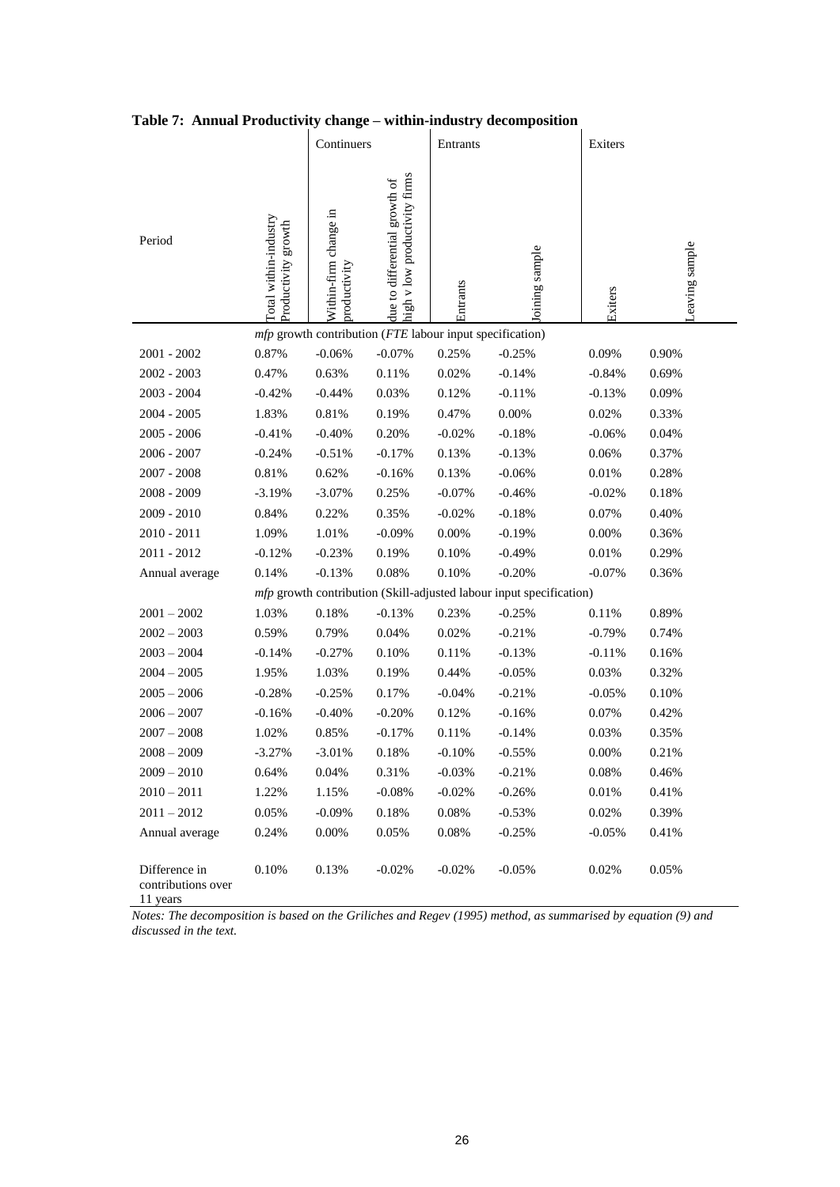**Table 7: Annual Productivity change – within-industry decomposition**

| Period | Total within-industry Productivity growth | Continuers | | Entrants | | Exiters | |
|---|---|---|---|---|---|---|---|
| | | Within-firm change in productivity | due to differential growth of high v low productivity firms | Entrants | Joining sample | Exiters | Leaving sample |
| | *mfp* growth contribution (*FTE* labour input specification) | | | | | | |
| 2001 - 2002 | 0.87% | -0.06% | -0.07% | 0.25% | -0.25% | 0.09% | 0.90% |
| 2002 - 2003 | 0.47% | 0.63% | 0.11% | 0.02% | -0.14% | -0.84% | 0.69% |
| 2003 - 2004 | -0.42% | -0.44% | 0.03% | 0.12% | -0.11% | -0.13% | 0.09% |
| 2004 - 2005 | 1.83% | 0.81% | 0.19% | 0.47% | 0.00% | 0.02% | 0.33% |
| 2005 - 2006 | -0.41% | -0.40% | 0.20% | -0.02% | -0.18% | -0.06% | 0.04% |
| 2006 - 2007 | -0.24% | -0.51% | -0.17% | 0.13% | -0.13% | 0.06% | 0.37% |
| 2007 - 2008 | 0.81% | 0.62% | -0.16% | 0.13% | -0.06% | 0.01% | 0.28% |
| 2008 - 2009 | -3.19% | -3.07% | 0.25% | -0.07% | -0.46% | -0.02% | 0.18% |
| 2009 - 2010 | 0.84% | 0.22% | 0.35% | -0.02% | -0.18% | 0.07% | 0.40% |
| 2010 - 2011 | 1.09% | 1.01% | -0.09% | 0.00% | -0.19% | 0.00% | 0.36% |
| 2011 - 2012 | -0.12% | -0.23% | 0.19% | 0.10% | -0.49% | 0.01% | 0.29% |
| Annual average | 0.14% | -0.13% | 0.08% | 0.10% | -0.20% | -0.07% | 0.36% |
| | *mfp* growth contribution (Skill-adjusted labour input specification) | | | | | | |
| 2001 – 2002 | 1.03% | 0.18% | -0.13% | 0.23% | -0.25% | 0.11% | 0.89% |
| 2002 – 2003 | 0.59% | 0.79% | 0.04% | 0.02% | -0.21% | -0.79% | 0.74% |
| 2003 – 2004 | -0.14% | -0.27% | 0.10% | 0.11% | -0.13% | -0.11% | 0.16% |
| 2004 – 2005 | 1.95% | 1.03% | 0.19% | 0.44% | -0.05% | 0.03% | 0.32% |
| 2005 – 2006 | -0.28% | -0.25% | 0.17% | -0.04% | -0.21% | -0.05% | 0.10% |
| 2006 – 2007 | -0.16% | -0.40% | -0.20% | 0.12% | -0.16% | 0.07% | 0.42% |
| 2007 – 2008 | 1.02% | 0.85% | -0.17% | 0.11% | -0.14% | 0.03% | 0.35% |
| 2008 – 2009 | -3.27% | -3.01% | 0.18% | -0.10% | -0.55% | 0.00% | 0.21% |
| 2009 – 2010 | 0.64% | 0.04% | 0.31% | -0.03% | -0.21% | 0.08% | 0.46% |
| 2010 – 2011 | 1.22% | 1.15% | -0.08% | -0.02% | -0.26% | 0.01% | 0.41% |
| 2011 – 2012 | 0.05% | -0.09% | 0.18% | 0.08% | -0.53% | 0.02% | 0.39% |
| Annual average | 0.24% | 0.00% | 0.05% | 0.08% | -0.25% | -0.05% | 0.41% |
| Difference in contributions over 11 years | 0.10% | 0.13% | -0.02% | -0.02% | -0.05% | 0.02% | 0.05% |

*Notes: The decomposition is based on the Griliches and Regev (1995) method, as summarised by equation (9) and discussed in the text.*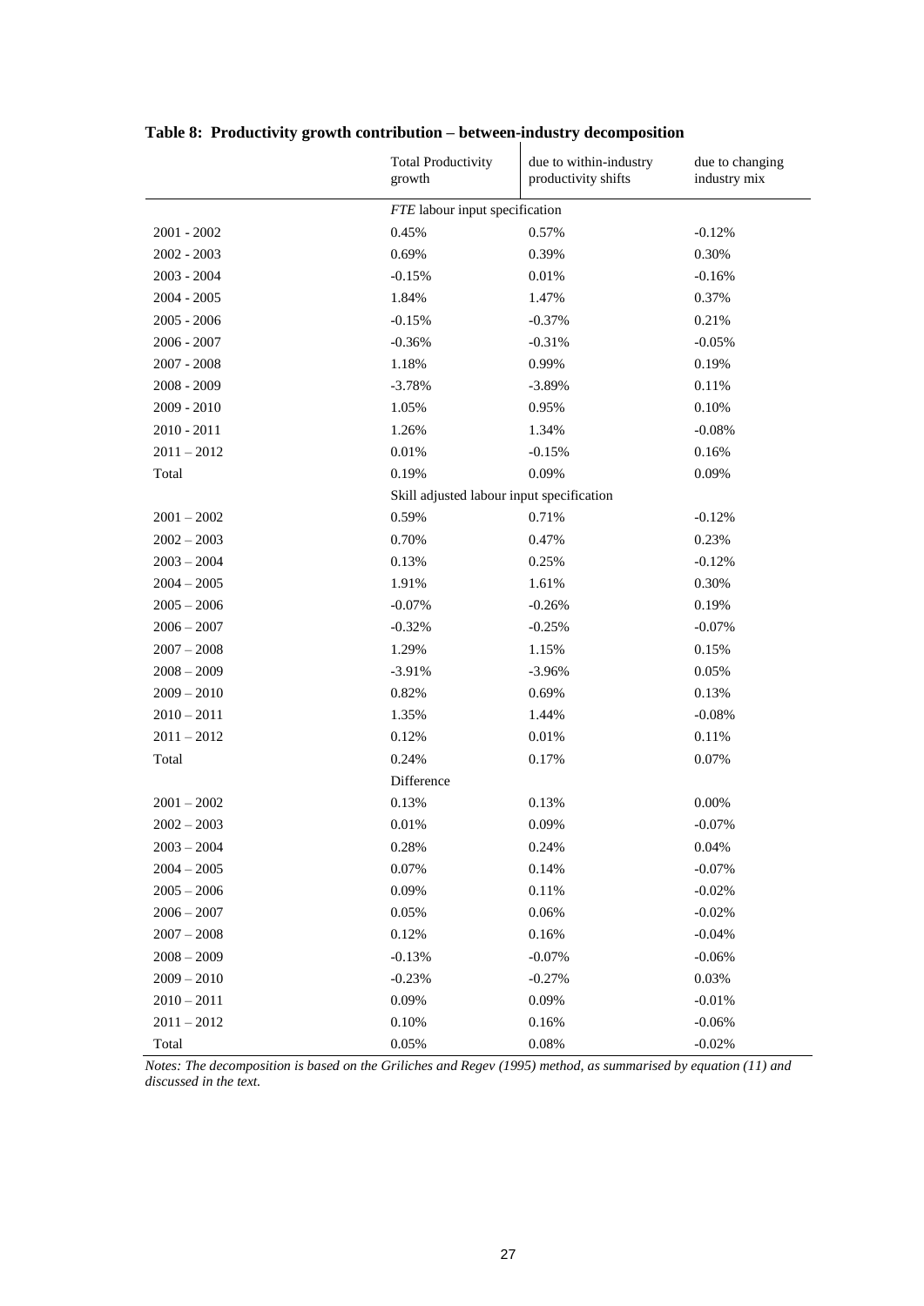**Table 8: Productivity growth contribution – between-industry decomposition**

| | Total Productivity growth | due to within-industry productivity shifts | due to changing industry mix |
|---|---|---|---|
| | *FTE* labour input specification | | |
| 2001 - 2002 | 0.45% | 0.57% | -0.12% |
| 2002 - 2003 | 0.69% | 0.39% | 0.30% |
| 2003 - 2004 | -0.15% | 0.01% | -0.16% |
| 2004 - 2005 | 1.84% | 1.47% | 0.37% |
| 2005 - 2006 | -0.15% | -0.37% | 0.21% |
| 2006 - 2007 | -0.36% | -0.31% | -0.05% |
| 2007 - 2008 | 1.18% | 0.99% | 0.19% |
| 2008 - 2009 | -3.78% | -3.89% | 0.11% |
| 2009 - 2010 | 1.05% | 0.95% | 0.10% |
| 2010 - 2011 | 1.26% | 1.34% | -0.08% |
| 2011 – 2012 | 0.01% | -0.15% | 0.16% |
| Total | 0.19% | 0.09% | 0.09% |
| | Skill adjusted labour input specification | | |
| 2001 – 2002 | 0.59% | 0.71% | -0.12% |
| 2002 – 2003 | 0.70% | 0.47% | 0.23% |
| 2003 – 2004 | 0.13% | 0.25% | -0.12% |
| 2004 – 2005 | 1.91% | 1.61% | 0.30% |
| 2005 – 2006 | -0.07% | -0.26% | 0.19% |
| 2006 – 2007 | -0.32% | -0.25% | -0.07% |
| 2007 – 2008 | 1.29% | 1.15% | 0.15% |
| 2008 – 2009 | -3.91% | -3.96% | 0.05% |
| 2009 – 2010 | 0.82% | 0.69% | 0.13% |
| 2010 – 2011 | 1.35% | 1.44% | -0.08% |
| 2011 – 2012 | 0.12% | 0.01% | 0.11% |
| Total | 0.24% | 0.17% | 0.07% |
| | Difference | | |
| 2001 – 2002 | 0.13% | 0.13% | 0.00% |
| 2002 – 2003 | 0.01% | 0.09% | -0.07% |
| 2003 – 2004 | 0.28% | 0.24% | 0.04% |
| 2004 – 2005 | 0.07% | 0.14% | -0.07% |
| 2005 – 2006 | 0.09% | 0.11% | -0.02% |
| 2006 – 2007 | 0.05% | 0.06% | -0.02% |
| 2007 – 2008 | 0.12% | 0.16% | -0.04% |
| 2008 – 2009 | -0.13% | -0.07% | -0.06% |
| 2009 – 2010 | -0.23% | -0.27% | 0.03% |
| 2010 – 2011 | 0.09% | 0.09% | -0.01% |
| 2011 – 2012 | 0.10% | 0.16% | -0.06% |
| Total | 0.05% | 0.08% | -0.02% |

*Notes: The decomposition is based on the Griliches and Regev (1995) method, as summarised by equation (11) and discussed in the text.*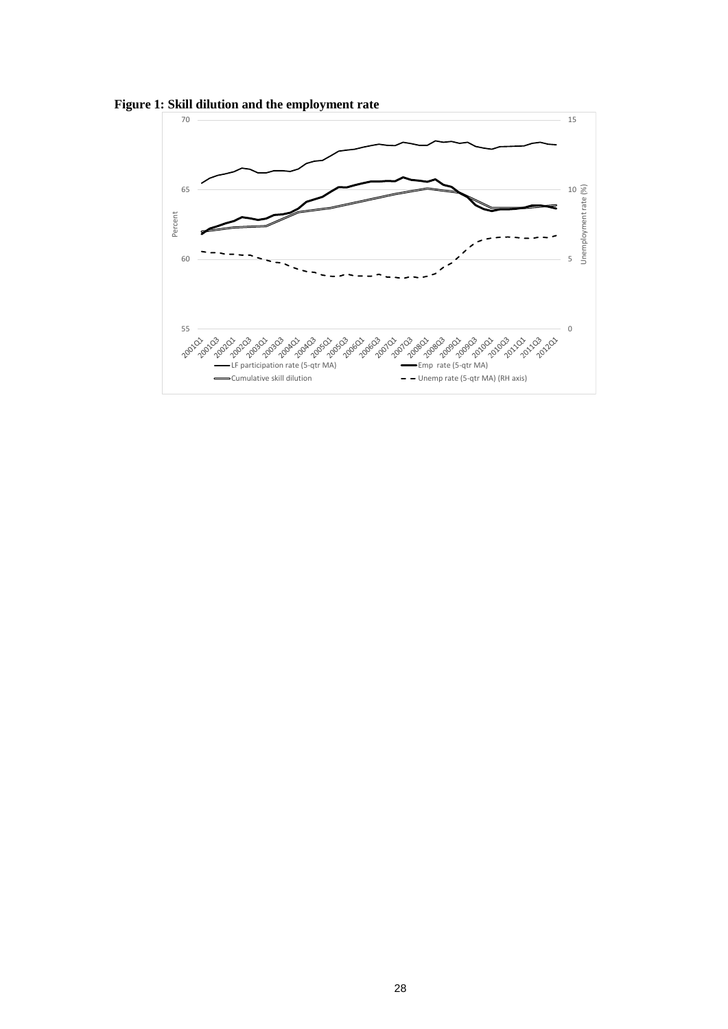**Figure 1: Skill dilution and the employment rate**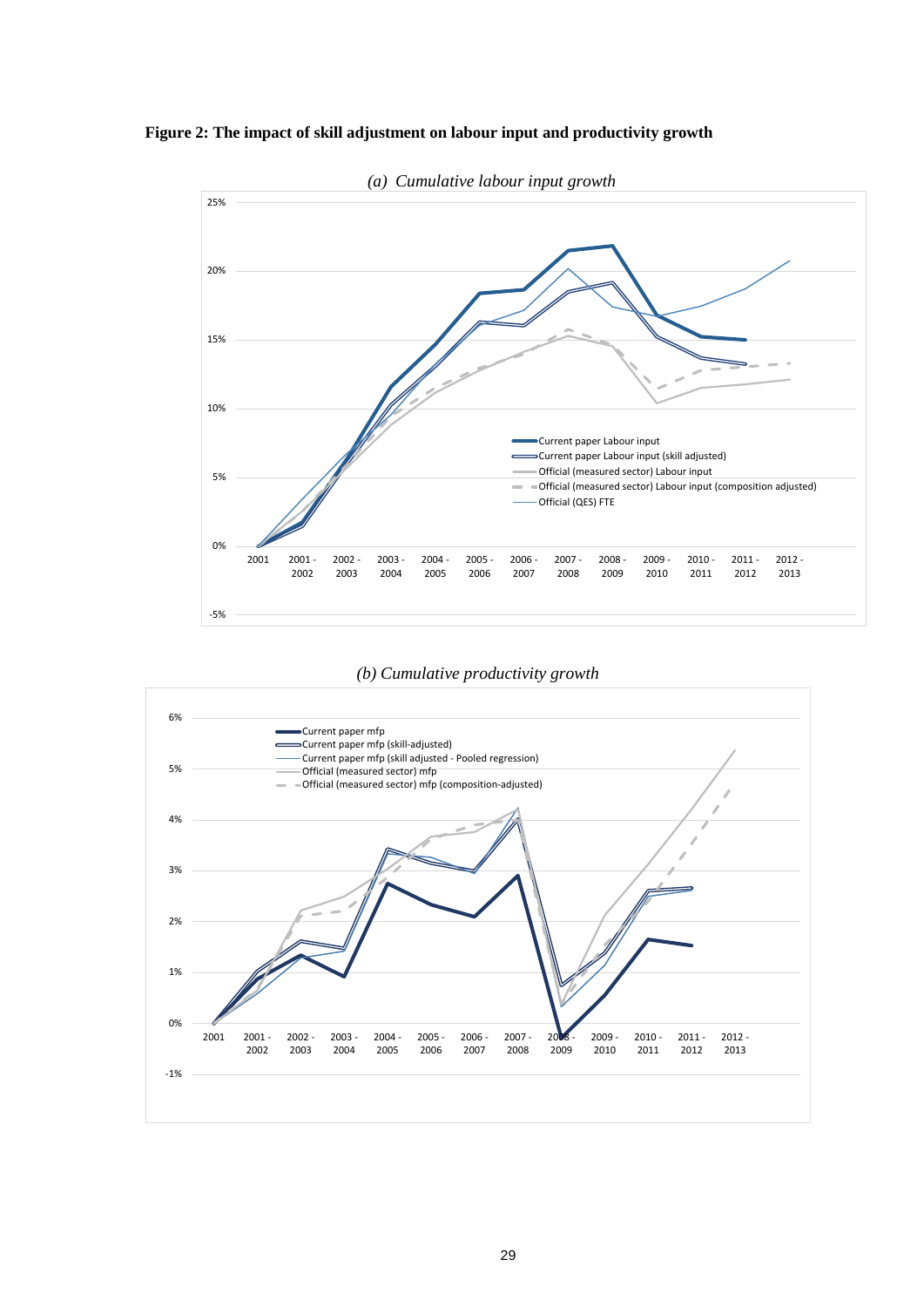**Figure 2: The impact of skill adjustment on labour input and productivity growth**

*(a) Cumulative labour input growth*

*(b) Cumulative productivity growth*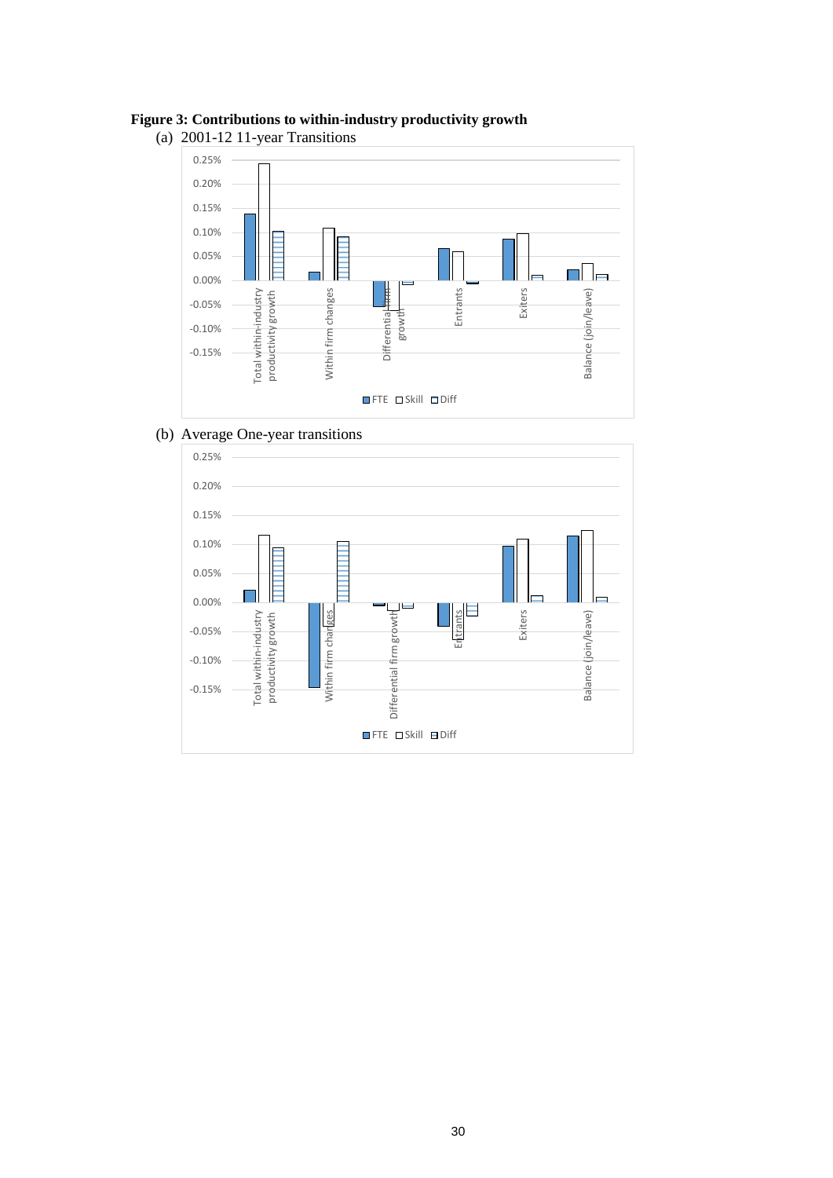**Figure 3: Contributions to within-industry productivity growth**

(a) 2001-12 11-year Transitions

(b) Average One-year transitions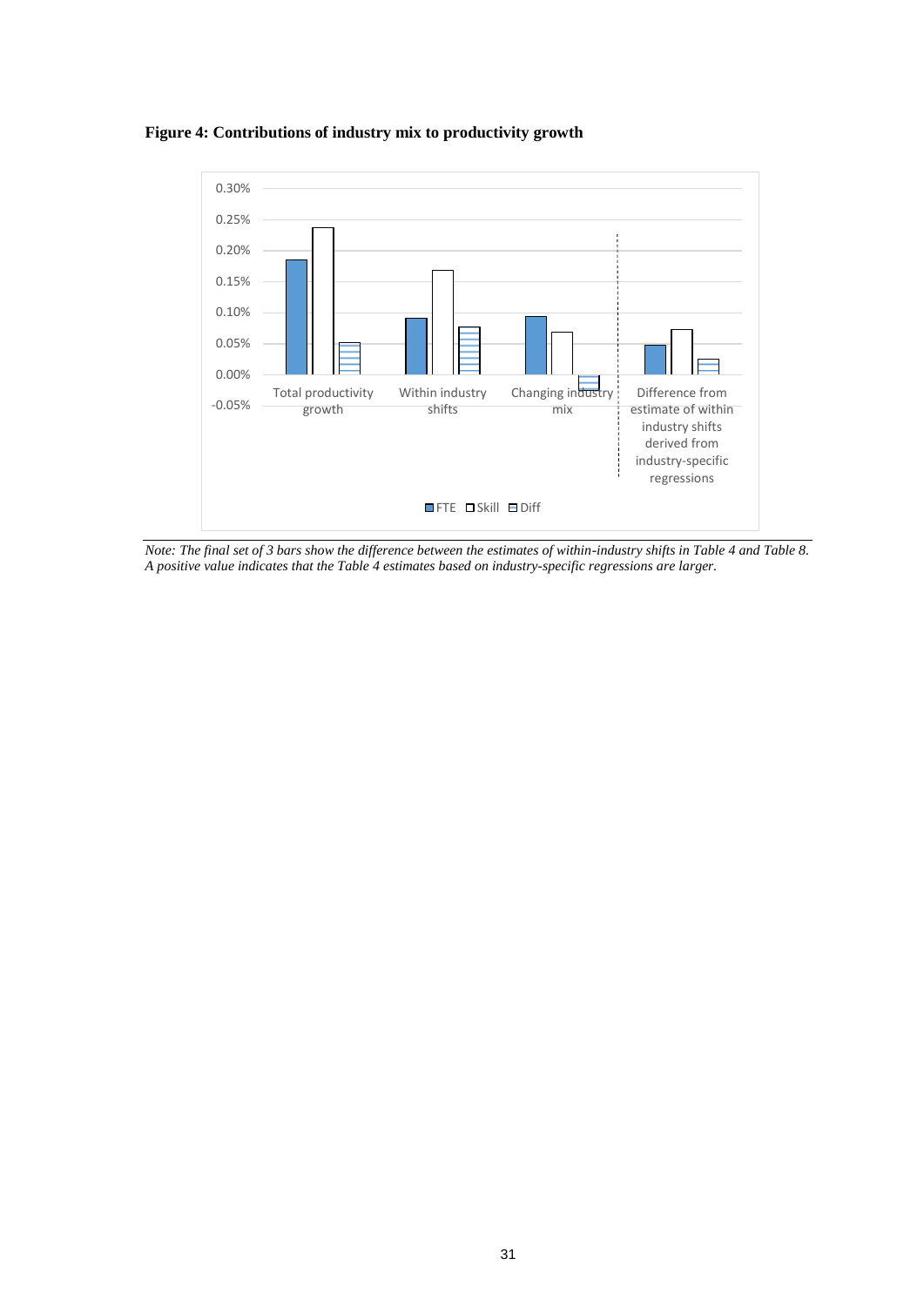**Figure 4: Contributions of industry mix to productivity growth**

*Note: The final set of 3 bars show the difference between the estimates of within-industry shifts in Table 4 and Table 8. A positive value indicates that the Table 4 estimates based on industry-specific regressions are larger.*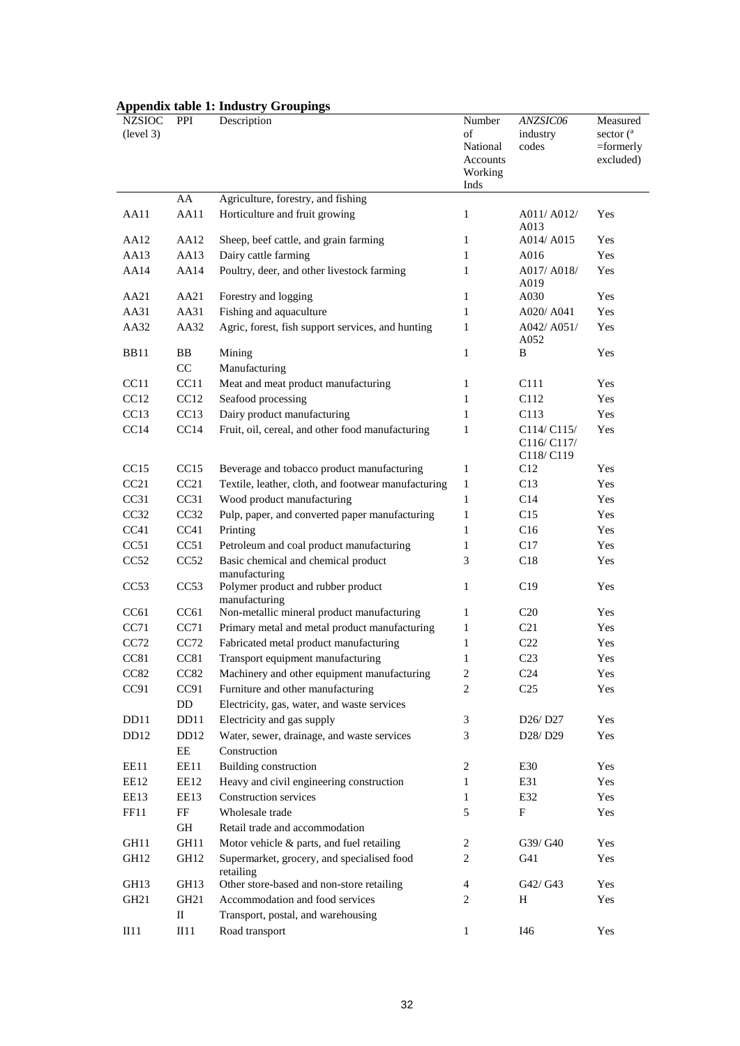**Appendix table 1: Industry Groupings**

| NZSIOC (level 3) | PPI | Description | Number of National Accounts Working Inds | *ANZSIC06* industry codes | Measured sector (a =formerly excluded) |
|---|---|---|---|---|---|
| | AA | Agriculture, forestry, and fishing | | | |
| AA11 | AA11 | Horticulture and fruit growing | 1 | A011/ A012/ A013 | Yes |
| AA12 | AA12 | Sheep, beef cattle, and grain farming | 1 | A014/ A015 | Yes |
| AA13 | AA13 | Dairy cattle farming | 1 | A016 | Yes |
| AA14 | AA14 | Poultry, deer, and other livestock farming | 1 | A017/ A018/ A019 | Yes |
| AA21 | AA21 | Forestry and logging | 1 | A030 | Yes |
| AA31 | AA31 | Fishing and aquaculture | 1 | A020/ A041 | Yes |
| AA32 | AA32 | Agric, forest, fish support services, and hunting | 1 | A042/ A051/ A052 | Yes |
| BB11 | BB | Mining | 1 | B | Yes |
| | CC | Manufacturing | | | |
| CC11 | CC11 | Meat and meat product manufacturing | 1 | C111 | Yes |
| CC12 | CC12 | Seafood processing | 1 | C112 | Yes |
| CC13 | CC13 | Dairy product manufacturing | 1 | C113 | Yes |
| CC14 | CC14 | Fruit, oil, cereal, and other food manufacturing | 1 | C114/ C115/ C116/ C117/ C118/ C119 | Yes |
| CC15 | CC15 | Beverage and tobacco product manufacturing | 1 | C12 | Yes |
| CC21 | CC21 | Textile, leather, cloth, and footwear manufacturing | 1 | C13 | Yes |
| CC31 | CC31 | Wood product manufacturing | 1 | C14 | Yes |
| CC32 | CC32 | Pulp, paper, and converted paper manufacturing | 1 | C15 | Yes |
| CC41 | CC41 | Printing | 1 | C16 | Yes |
| CC51 | CC51 | Petroleum and coal product manufacturing | 1 | C17 | Yes |
| CC52 | CC52 | Basic chemical and chemical product manufacturing | 3 | C18 | Yes |
| CC53 | CC53 | Polymer product and rubber product manufacturing | 1 | C19 | Yes |
| CC61 | CC61 | Non-metallic mineral product manufacturing | 1 | C20 | Yes |
| CC71 | CC71 | Primary metal and metal product manufacturing | 1 | C21 | Yes |
| CC72 | CC72 | Fabricated metal product manufacturing | 1 | C22 | Yes |
| CC81 | CC81 | Transport equipment manufacturing | 1 | C23 | Yes |
| CC82 | CC82 | Machinery and other equipment manufacturing | 2 | C24 | Yes |
| CC91 | CC91 | Furniture and other manufacturing | 2 | C25 | Yes |
| | DD | Electricity, gas, water, and waste services | | | |
| DD11 | DD11 | Electricity and gas supply | 3 | D26/ D27 | Yes |
| DD12 | DD12 | Water, sewer, drainage, and waste services | 3 | D28/ D29 | Yes |
| | EE | Construction | | | |
| EE11 | EE11 | Building construction | 2 | E30 | Yes |
| EE12 | EE12 | Heavy and civil engineering construction | 1 | E31 | Yes |
| EE13 | EE13 | Construction services | 1 | E32 | Yes |
| FF11 | FF | Wholesale trade | 5 | F | Yes |
| | GH | Retail trade and accommodation | | | |
| GH11 | GH11 | Motor vehicle & parts, and fuel retailing | 2 | G39/ G40 | Yes |
| GH12 | GH12 | Supermarket, grocery, and specialised food retailing | 2 | G41 | Yes |
| GH13 | GH13 | Other store-based and non-store retailing | 4 | G42/ G43 | Yes |
| GH21 | GH21 | Accommodation and food services | 2 | H | Yes |
| | II | Transport, postal, and warehousing | | | |
| II11 | II11 | Road transport | 1 | I46 | Yes |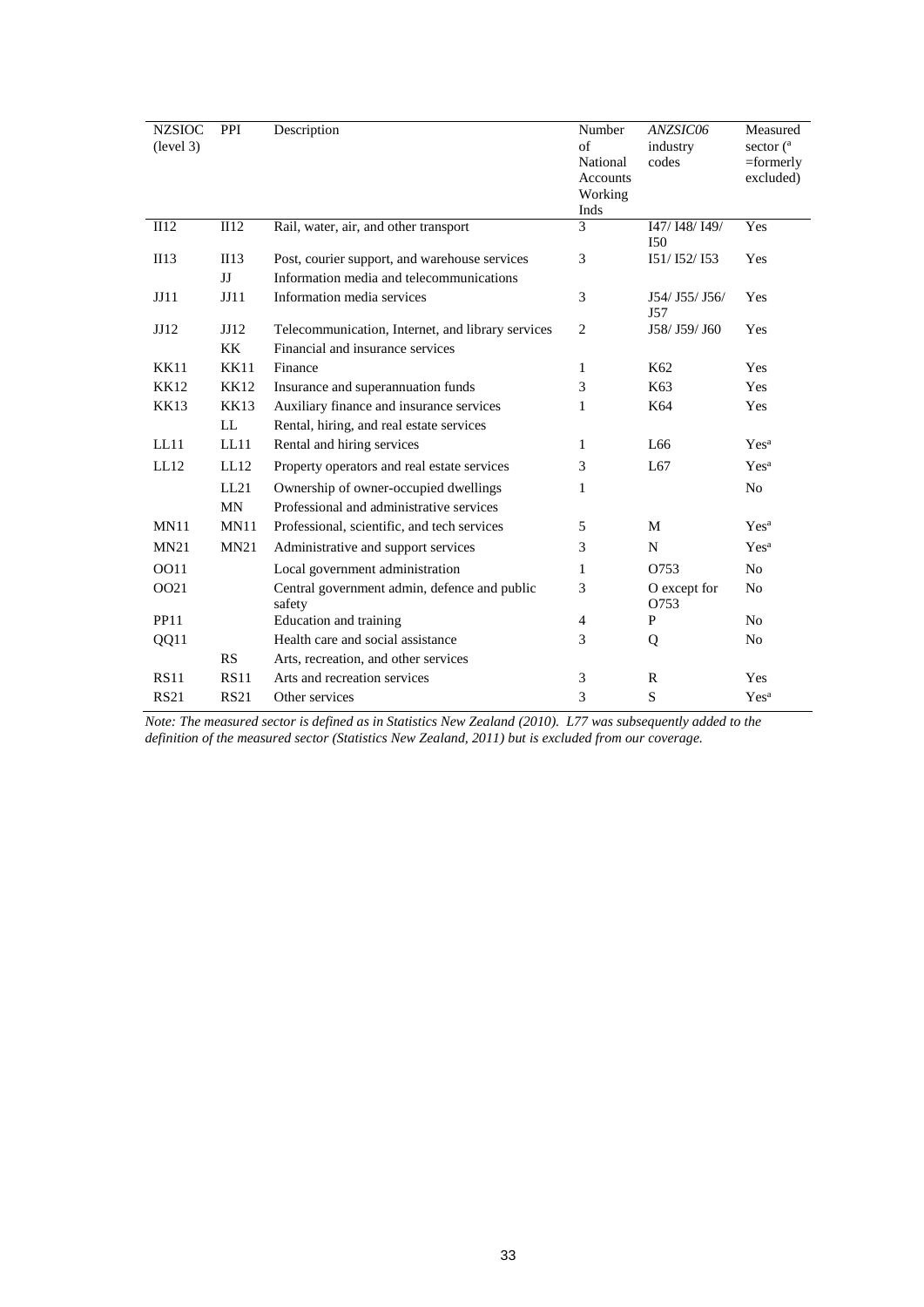| NZSIOC (level 3) | PPI | Description | Number of National Accounts Working Inds | *ANZSIC06* industry codes | Measured sector ([a] =formerly excluded) |
|---|---|---|---|---|---|
| II12 | II12 | Rail, water, air, and other transport | 3 | I47/ I48/ I49/ I50 | Yes |
| II13 | II13 | Post, courier support, and warehouse services | 3 | I51/ I52/ I53 | Yes |
| | JJ | Information media and telecommunications | | | |
| JJ11 | JJ11 | Information media services | 3 | J54/ J55/ J56/ J57 | Yes |
| JJ12 | JJ12 | Telecommunication, Internet, and library services | 2 | J58/ J59/ J60 | Yes |
| | KK | Financial and insurance services | | | |
| KK11 | KK11 | Finance | 1 | K62 | Yes |
| KK12 | KK12 | Insurance and superannuation funds | 3 | K63 | Yes |
| KK13 | KK13 | Auxiliary finance and insurance services | 1 | K64 | Yes |
| | LL | Rental, hiring, and real estate services | | | |
| LL11 | LL11 | Rental and hiring services | 1 | L66 | Yes[a] |
| LL12 | LL12 | Property operators and real estate services | 3 | L67 | Yes[a] |
| | LL21 | Ownership of owner-occupied dwellings | 1 | | No |
| | MN | Professional and administrative services | | | |
| MN11 | MN11 | Professional, scientific, and tech services | 5 | M | Yes[a] |
| MN21 | MN21 | Administrative and support services | 3 | N | Yes[a] |
| OO11 | | Local government administration | 1 | O753 | No |
| OO21 | | Central government admin, defence and public safety | 3 | O except for O753 | No |
| PP11 | | Education and training | 4 | P | No |
| QQ11 | | Health care and social assistance | 3 | Q | No |
| | RS | Arts, recreation, and other services | | | |
| RS11 | RS11 | Arts and recreation services | 3 | R | Yes |
| RS21 | RS21 | Other services | 3 | S | Yes[a] |

*Note: The measured sector is defined as in Statistics New Zealand (2010). L77 was subsequently added to the definition of the measured sector (Statistics New Zealand, 2011) but is excluded from our coverage.*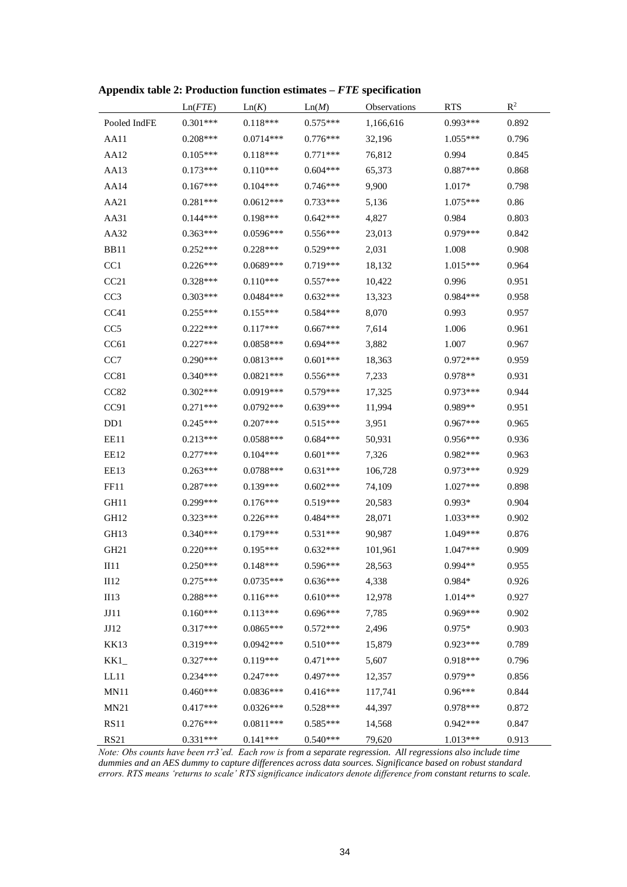**Appendix table 2: Production function estimates – *FTE* specification**

| | Ln(*FTE*) | Ln(*K*) | Ln(*M*) | Observations | RTS | $R^2$ |
|---|---|---|---|---|---|---|
| Pooled IndFE | 0.301*** | 0.118*** | 0.575*** | 1,166,616 | 0.993*** | 0.892 |
| AA11 | 0.208*** | 0.0714*** | 0.776*** | 32,196 | 1.055*** | 0.796 |
| AA12 | 0.105*** | 0.118*** | 0.771*** | 76,812 | 0.994 | 0.845 |
| AA13 | 0.173*** | 0.110*** | 0.604*** | 65,373 | 0.887*** | 0.868 |
| AA14 | 0.167*** | 0.104*** | 0.746*** | 9,900 | 1.017* | 0.798 |
| AA21 | 0.281*** | 0.0612*** | 0.733*** | 5,136 | 1.075*** | 0.86 |
| AA31 | 0.144*** | 0.198*** | 0.642*** | 4,827 | 0.984 | 0.803 |
| AA32 | 0.363*** | 0.0596*** | 0.556*** | 23,013 | 0.979*** | 0.842 |
| BB11 | 0.252*** | 0.228*** | 0.529*** | 2,031 | 1.008 | 0.908 |
| CC1 | 0.226*** | 0.0689*** | 0.719*** | 18,132 | 1.015*** | 0.964 |
| CC21 | 0.328*** | 0.110*** | 0.557*** | 10,422 | 0.996 | 0.951 |
| CC3 | 0.303*** | 0.0484*** | 0.632*** | 13,323 | 0.984*** | 0.958 |
| CC41 | 0.255*** | 0.155*** | 0.584*** | 8,070 | 0.993 | 0.957 |
| CC5 | 0.222*** | 0.117*** | 0.667*** | 7,614 | 1.006 | 0.961 |
| CC61 | 0.227*** | 0.0858*** | 0.694*** | 3,882 | 1.007 | 0.967 |
| CC7 | 0.290*** | 0.0813*** | 0.601*** | 18,363 | 0.972*** | 0.959 |
| CC81 | 0.340*** | 0.0821*** | 0.556*** | 7,233 | 0.978** | 0.931 |
| CC82 | 0.302*** | 0.0919*** | 0.579*** | 17,325 | 0.973*** | 0.944 |
| CC91 | 0.271*** | 0.0792*** | 0.639*** | 11,994 | 0.989** | 0.951 |
| DD1 | 0.245*** | 0.207*** | 0.515*** | 3,951 | 0.967*** | 0.965 |
| EE11 | 0.213*** | 0.0588*** | 0.684*** | 50,931 | 0.956*** | 0.936 |
| EE12 | 0.277*** | 0.104*** | 0.601*** | 7,326 | 0.982*** | 0.963 |
| EE13 | 0.263*** | 0.0788*** | 0.631*** | 106,728 | 0.973*** | 0.929 |
| FF11 | 0.287*** | 0.139*** | 0.602*** | 74,109 | 1.027*** | 0.898 |
| GH11 | 0.299*** | 0.176*** | 0.519*** | 20,583 | 0.993* | 0.904 |
| GH12 | 0.323*** | 0.226*** | 0.484*** | 28,071 | 1.033*** | 0.902 |
| GH13 | 0.340*** | 0.179*** | 0.531*** | 90,987 | 1.049*** | 0.876 |
| GH21 | 0.220*** | 0.195*** | 0.632*** | 101,961 | 1.047*** | 0.909 |
| II11 | 0.250*** | 0.148*** | 0.596*** | 28,563 | 0.994** | 0.955 |
| II12 | 0.275*** | 0.0735*** | 0.636*** | 4,338 | 0.984* | 0.926 |
| II13 | 0.288*** | 0.116*** | 0.610*** | 12,978 | 1.014** | 0.927 |
| JJ11 | 0.160*** | 0.113*** | 0.696*** | 7,785 | 0.969*** | 0.902 |
| JJ12 | 0.317*** | 0.0865*** | 0.572*** | 2,496 | 0.975* | 0.903 |
| KK13 | 0.319*** | 0.0942*** | 0.510*** | 15,879 | 0.923*** | 0.789 |
| KK1_ | 0.327*** | 0.119*** | 0.471*** | 5,607 | 0.918*** | 0.796 |
| LL11 | 0.234*** | 0.247*** | 0.497*** | 12,357 | 0.979** | 0.856 |
| MN11 | 0.460*** | 0.0836*** | 0.416*** | 117,741 | 0.96*** | 0.844 |
| MN21 | 0.417*** | 0.0326*** | 0.528*** | 44,397 | 0.978*** | 0.872 |
| RS11 | 0.276*** | 0.0811*** | 0.585*** | 14,568 | 0.942*** | 0.847 |
| RS21 | 0.331*** | 0.141*** | 0.540*** | 79,620 | 1.013*** | 0.913 |

*Note: Obs counts have been rr3'ed. Each row is from a separate regression. All regressions also include time dummies and an AES dummy to capture differences across data sources. Significance based on robust standard errors. RTS means 'returns to scale' RTS significance indicators denote difference from constant returns to scale.*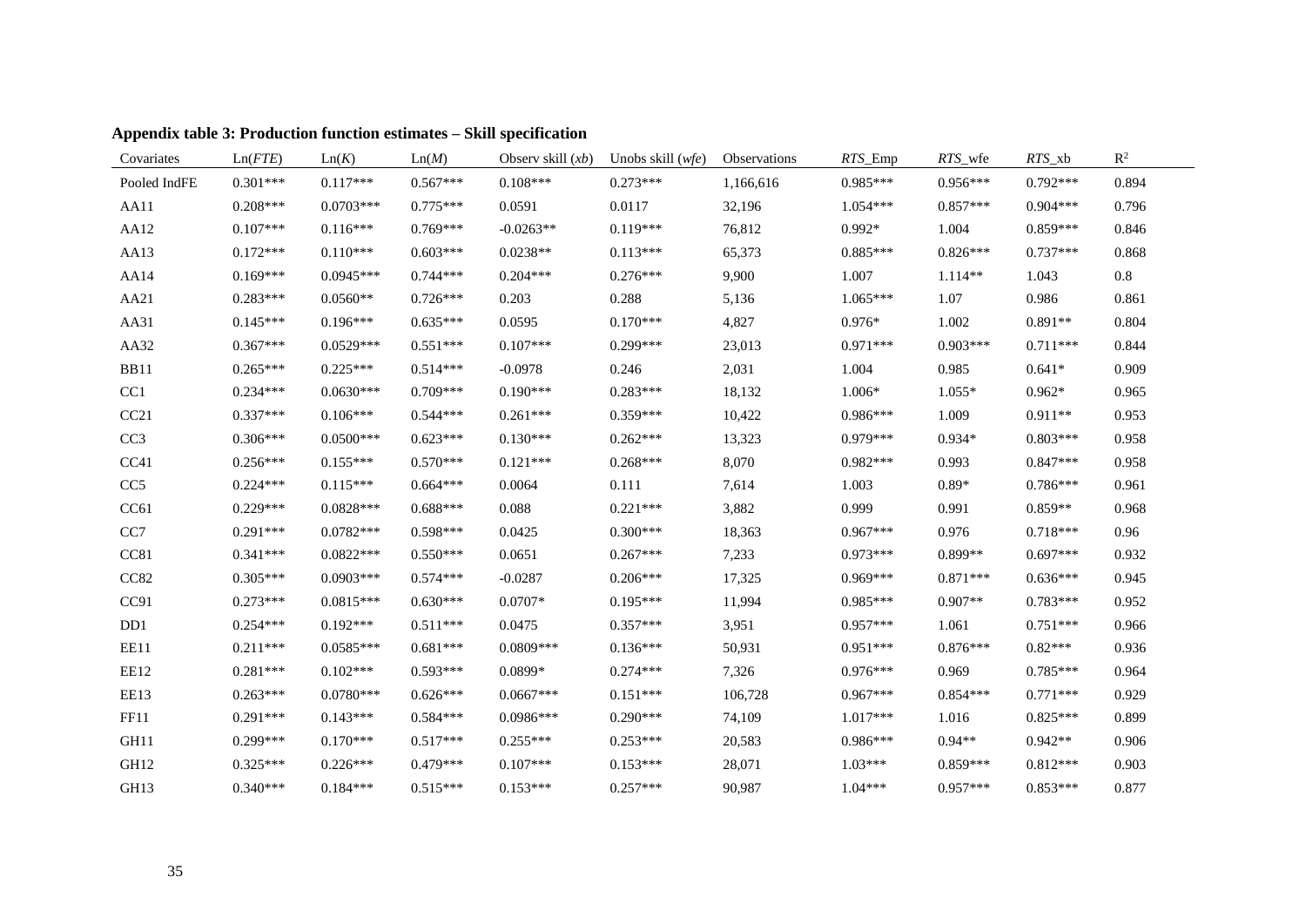**Appendix table 3: Production function estimates – Skill specification**

| Covariates | Ln(*FTE*) | Ln(*K*) | Ln(*M*) | Observ skill (*xb*) | Unobs skill (*wfe*) | Observations | *RTS*_Emp | *RTS*_wfe | *RTS*_xb | $R^2$ |
|---|---|---|---|---|---|---|---|---|---|---|
| Pooled IndFE | 0.301*** | 0.117*** | 0.567*** | 0.108*** | 0.273*** | 1,166,616 | 0.985*** | 0.956*** | 0.792*** | 0.894 |
| AA11 | 0.208*** | 0.0703*** | 0.775*** | 0.0591 | 0.0117 | 32,196 | 1.054*** | 0.857*** | 0.904*** | 0.796 |
| AA12 | 0.107*** | 0.116*** | 0.769*** | -0.0263** | 0.119*** | 76,812 | 0.992* | 1.004 | 0.859*** | 0.846 |
| AA13 | 0.172*** | 0.110*** | 0.603*** | 0.0238** | 0.113*** | 65,373 | 0.885*** | 0.826*** | 0.737*** | 0.868 |
| AA14 | 0.169*** | 0.0945*** | 0.744*** | 0.204*** | 0.276*** | 9,900 | 1.007 | 1.114** | 1.043 | 0.8 |
| AA21 | 0.283*** | 0.0560** | 0.726*** | 0.203 | 0.288 | 5,136 | 1.065*** | 1.07 | 0.986 | 0.861 |
| AA31 | 0.145*** | 0.196*** | 0.635*** | 0.0595 | 0.170*** | 4,827 | 0.976* | 1.002 | 0.891** | 0.804 |
| AA32 | 0.367*** | 0.0529*** | 0.551*** | 0.107*** | 0.299*** | 23,013 | 0.971*** | 0.903*** | 0.711*** | 0.844 |
| BB11 | 0.265*** | 0.225*** | 0.514*** | -0.0978 | 0.246 | 2,031 | 1.004 | 0.985 | 0.641* | 0.909 |
| CC1 | 0.234*** | 0.0630*** | 0.709*** | 0.190*** | 0.283*** | 18,132 | 1.006* | 1.055* | 0.962* | 0.965 |
| CC21 | 0.337*** | 0.106*** | 0.544*** | 0.261*** | 0.359*** | 10,422 | 0.986*** | 1.009 | 0.911** | 0.953 |
| CC3 | 0.306*** | 0.0500*** | 0.623*** | 0.130*** | 0.262*** | 13,323 | 0.979*** | 0.934* | 0.803*** | 0.958 |
| CC41 | 0.256*** | 0.155*** | 0.570*** | 0.121*** | 0.268*** | 8,070 | 0.982*** | 0.993 | 0.847*** | 0.958 |
| CC5 | 0.224*** | 0.115*** | 0.664*** | 0.0064 | 0.111 | 7,614 | 1.003 | 0.89* | 0.786*** | 0.961 |
| CC61 | 0.229*** | 0.0828*** | 0.688*** | 0.088 | 0.221*** | 3,882 | 0.999 | 0.991 | 0.859** | 0.968 |
| CC7 | 0.291*** | 0.0782*** | 0.598*** | 0.0425 | 0.300*** | 18,363 | 0.967*** | 0.976 | 0.718*** | 0.96 |
| CC81 | 0.341*** | 0.0822*** | 0.550*** | 0.0651 | 0.267*** | 7,233 | 0.973*** | 0.899** | 0.697*** | 0.932 |
| CC82 | 0.305*** | 0.0903*** | 0.574*** | -0.0287 | 0.206*** | 17,325 | 0.969*** | 0.871*** | 0.636*** | 0.945 |
| CC91 | 0.273*** | 0.0815*** | 0.630*** | 0.0707* | 0.195*** | 11,994 | 0.985*** | 0.907** | 0.783*** | 0.952 |
| DD1 | 0.254*** | 0.192*** | 0.511*** | 0.0475 | 0.357*** | 3,951 | 0.957*** | 1.061 | 0.751*** | 0.966 |
| EE11 | 0.211*** | 0.0585*** | 0.681*** | 0.0809*** | 0.136*** | 50,931 | 0.951*** | 0.876*** | 0.82*** | 0.936 |
| EE12 | 0.281*** | 0.102*** | 0.593*** | 0.0899* | 0.274*** | 7,326 | 0.976*** | 0.969 | 0.785*** | 0.964 |
| EE13 | 0.263*** | 0.0780*** | 0.626*** | 0.0667*** | 0.151*** | 106,728 | 0.967*** | 0.854*** | 0.771*** | 0.929 |
| FF11 | 0.291*** | 0.143*** | 0.584*** | 0.0986*** | 0.290*** | 74,109 | 1.017*** | 1.016 | 0.825*** | 0.899 |
| GH11 | 0.299*** | 0.170*** | 0.517*** | 0.255*** | 0.253*** | 20,583 | 0.986*** | 0.94** | 0.942** | 0.906 |
| GH12 | 0.325*** | 0.226*** | 0.479*** | 0.107*** | 0.153*** | 28,071 | 1.03*** | 0.859*** | 0.812*** | 0.903 |
| GH13 | 0.340*** | 0.184*** | 0.515*** | 0.153*** | 0.257*** | 90,987 | 1.04*** | 0.957*** | 0.853*** | 0.877 |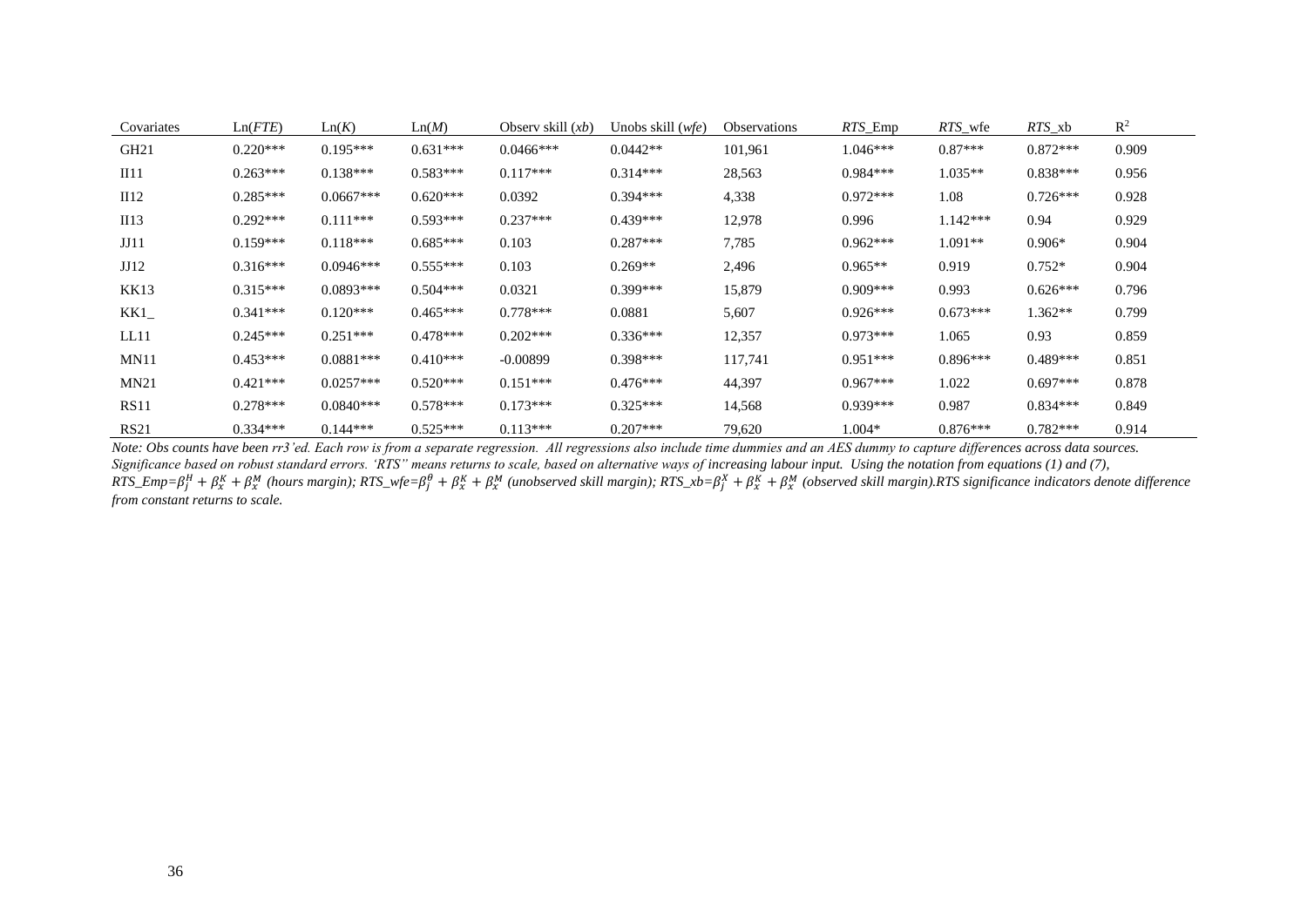| Covariates | Ln(*FTE*) | Ln(*K*) | Ln(*M*) | Observ skill (*xb*) | Unobs skill (*wfe*) | Observations | *RTS*_Emp | *RTS*_wfe | *RTS*_xb | $R^2$ |
|---|---|---|---|---|---|---|---|---|---|---|
| GH21 | 0.220*** | 0.195*** | 0.631*** | 0.0466*** | 0.0442** | 101,961 | 1.046*** | 0.87*** | 0.872*** | 0.909 |
| II11 | 0.263*** | 0.138*** | 0.583*** | 0.117*** | 0.314*** | 28,563 | 0.984*** | 1.035** | 0.838*** | 0.956 |
| II12 | 0.285*** | 0.0667*** | 0.620*** | 0.0392 | 0.394*** | 4,338 | 0.972*** | 1.08 | 0.726*** | 0.928 |
| II13 | 0.292*** | 0.111*** | 0.593*** | 0.237*** | 0.439*** | 12,978 | 0.996 | 1.142*** | 0.94 | 0.929 |
| JJ11 | 0.159*** | 0.118*** | 0.685*** | 0.103 | 0.287*** | 7,785 | 0.962*** | 1.091** | 0.906* | 0.904 |
| JJ12 | 0.316*** | 0.0946*** | 0.555*** | 0.103 | 0.269** | 2,496 | 0.965** | 0.919 | 0.752* | 0.904 |
| KK13 | 0.315*** | 0.0893*** | 0.504*** | 0.0321 | 0.399*** | 15,879 | 0.909*** | 0.993 | 0.626*** | 0.796 |
| KK1_ | 0.341*** | 0.120*** | 0.465*** | 0.778*** | 0.0881 | 5,607 | 0.926*** | 0.673*** | 1.362** | 0.799 |
| LL11 | 0.245*** | 0.251*** | 0.478*** | 0.202*** | 0.336*** | 12,357 | 0.973*** | 1.065 | 0.93 | 0.859 |
| MN11 | 0.453*** | 0.0881*** | 0.410*** | -0.00899 | 0.398*** | 117,741 | 0.951*** | 0.896*** | 0.489*** | 0.851 |
| MN21 | 0.421*** | 0.0257*** | 0.520*** | 0.151*** | 0.476*** | 44,397 | 0.967*** | 1.022 | 0.697*** | 0.878 |
| RS11 | 0.278*** | 0.0840*** | 0.578*** | 0.173*** | 0.325*** | 14,568 | 0.939*** | 0.987 | 0.834*** | 0.849 |
| RS21 | 0.334*** | 0.144*** | 0.525*** | 0.113*** | 0.207*** | 79,620 | 1.004* | 0.876*** | 0.782*** | 0.914 |

*Note: Obs counts have been rr3'ed. Each row is from a separate regression. All regressions also include time dummies and an AES dummy to capture differences across data sources. Significance based on robust standard errors. 'RTS" means returns to scale, based on alternative ways of increasing labour input. Using the notation from equations (1) and (7), RTS_Emp=*$\beta_j^H + \beta_x^K + \beta_x^M$ *(hours margin); RTS_wfe=*$\beta_j^\theta + \beta_x^K + \beta_x^M$ *(unobserved skill margin); RTS_xb=*$\beta_j^X + \beta_x^K + \beta_x^M$ *(observed skill margin).RTS significance indicators denote difference from constant returns to scale.*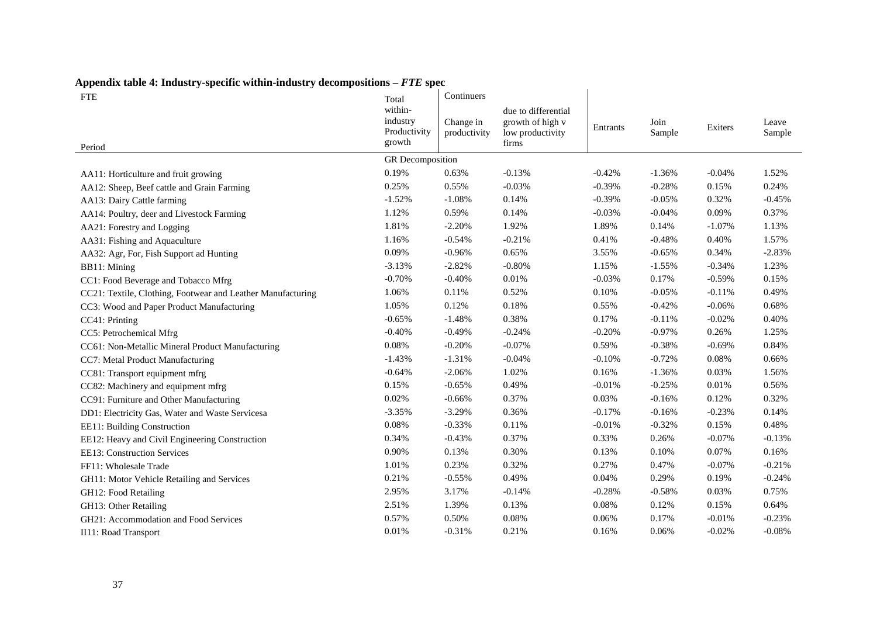**Appendix table 4: Industry-specific within-industry decompositions –** ***FTE*** **spec**

| FTE<br><br>Period | Total within-industry Productivity growth | Continuers<br><br>Change in productivity | <br><br>due to differential growth of high v low productivity firms | Entrants | Join Sample | Exiters | Leave Sample |
|---|---|---|---|---|---|---|---|
| | GR Decomposition | | | | | | |
| AA11: Horticulture and fruit growing | 0.19% | 0.63% | -0.13% | -0.42% | -1.36% | -0.04% | 1.52% |
| AA12: Sheep, Beef cattle and Grain Farming | 0.25% | 0.55% | -0.03% | -0.39% | -0.28% | 0.15% | 0.24% |
| AA13: Dairy Cattle farming | -1.52% | -1.08% | 0.14% | -0.39% | -0.05% | 0.32% | -0.45% |
| AA14: Poultry, deer and Livestock Farming | 1.12% | 0.59% | 0.14% | -0.03% | -0.04% | 0.09% | 0.37% |
| AA21: Forestry and Logging | 1.81% | -2.20% | 1.92% | 1.89% | 0.14% | -1.07% | 1.13% |
| AA31: Fishing and Aquaculture | 1.16% | -0.54% | -0.21% | 0.41% | -0.48% | 0.40% | 1.57% |
| AA32: Agr, For, Fish Support ad Hunting | 0.09% | -0.96% | 0.65% | 3.55% | -0.65% | 0.34% | -2.83% |
| BB11: Mining | -3.13% | -2.82% | -0.80% | 1.15% | -1.55% | -0.34% | 1.23% |
| CC1: Food Beverage and Tobacco Mfrg | -0.70% | -0.40% | 0.01% | -0.03% | 0.17% | -0.59% | 0.15% |
| CC21: Textile, Clothing, Footwear and Leather Manufacturing | 1.06% | 0.11% | 0.52% | 0.10% | -0.05% | -0.11% | 0.49% |
| CC3: Wood and Paper Product Manufacturing | 1.05% | 0.12% | 0.18% | 0.55% | -0.42% | -0.06% | 0.68% |
| CC41: Printing | -0.65% | -1.48% | 0.38% | 0.17% | -0.11% | -0.02% | 0.40% |
| CC5: Petrochemical Mfrg | -0.40% | -0.49% | -0.24% | -0.20% | -0.97% | 0.26% | 1.25% |
| CC61: Non-Metallic Mineral Product Manufacturing | 0.08% | -0.20% | -0.07% | 0.59% | -0.38% | -0.69% | 0.84% |
| CC7: Metal Product Manufacturing | -1.43% | -1.31% | -0.04% | -0.10% | -0.72% | 0.08% | 0.66% |
| CC81: Transport equipment mfrg | -0.64% | -2.06% | 1.02% | 0.16% | -1.36% | 0.03% | 1.56% |
| CC82: Machinery and equipment mfrg | 0.15% | -0.65% | 0.49% | -0.01% | -0.25% | 0.01% | 0.56% |
| CC91: Furniture and Other Manufacturing | 0.02% | -0.66% | 0.37% | 0.03% | -0.16% | 0.12% | 0.32% |
| DD1: Electricity Gas, Water and Waste Servicesa | -3.35% | -3.29% | 0.36% | -0.17% | -0.16% | -0.23% | 0.14% |
| EE11: Building Construction | 0.08% | -0.33% | 0.11% | -0.01% | -0.32% | 0.15% | 0.48% |
| EE12: Heavy and Civil Engineering Construction | 0.34% | -0.43% | 0.37% | 0.33% | 0.26% | -0.07% | -0.13% |
| EE13: Construction Services | 0.90% | 0.13% | 0.30% | 0.13% | 0.10% | 0.07% | 0.16% |
| FF11: Wholesale Trade | 1.01% | 0.23% | 0.32% | 0.27% | 0.47% | -0.07% | -0.21% |
| GH11: Motor Vehicle Retailing and Services | 0.21% | -0.55% | 0.49% | 0.04% | 0.29% | 0.19% | -0.24% |
| GH12: Food Retailing | 2.95% | 3.17% | -0.14% | -0.28% | -0.58% | 0.03% | 0.75% |
| GH13: Other Retailing | 2.51% | 1.39% | 0.13% | 0.08% | 0.12% | 0.15% | 0.64% |
| GH21: Accommodation and Food Services | 0.57% | 0.50% | 0.08% | 0.06% | 0.17% | -0.01% | -0.23% |
| II11: Road Transport | 0.01% | -0.31% | 0.21% | 0.16% | 0.06% | -0.02% | -0.08% |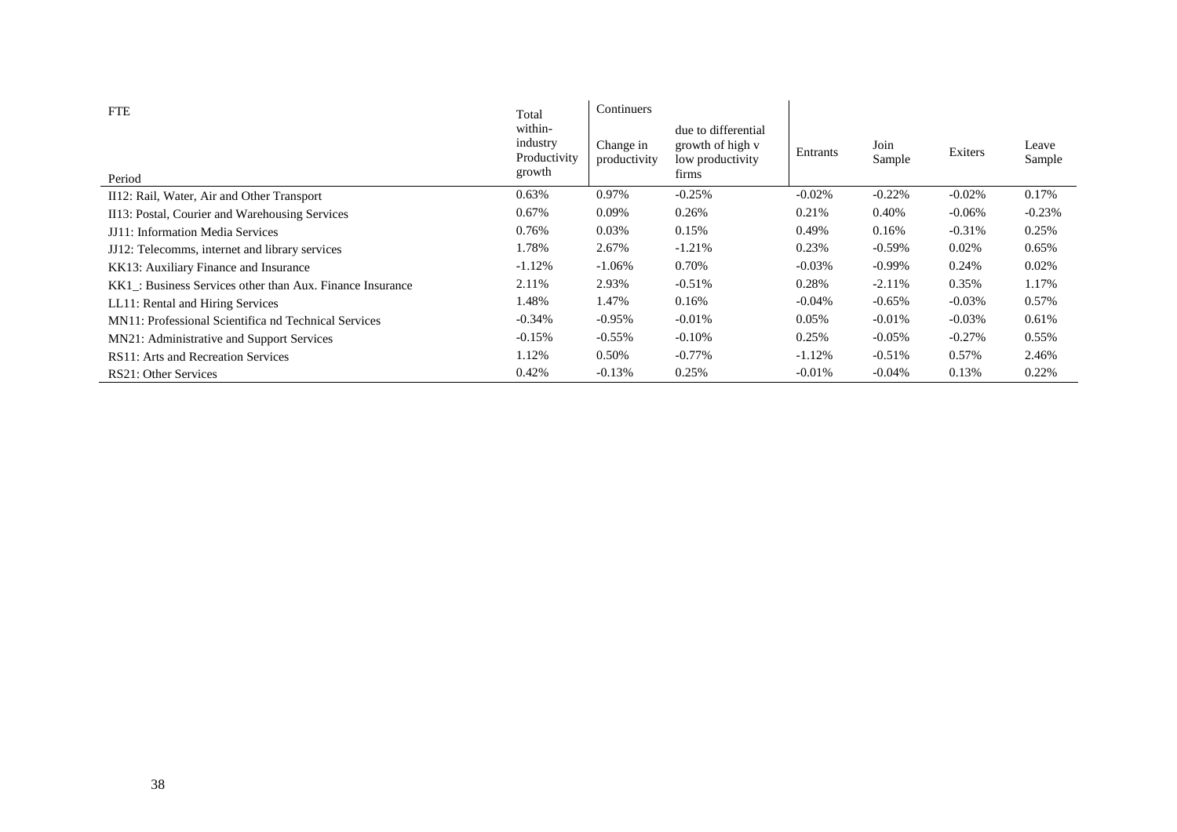| FTE<br><br>Period | Total within-industry Productivity growth | Continuers | | Entrants | Join Sample | Exiters | Leave Sample |
|---|---|---|---|---|---|---|---|
| | | Change in productivity | due to differential growth of high v low productivity firms | | | | |
| II12: Rail, Water, Air and Other Transport | 0.63% | 0.97% | -0.25% | -0.02% | -0.22% | -0.02% | 0.17% |
| II13: Postal, Courier and Warehousing Services | 0.67% | 0.09% | 0.26% | 0.21% | 0.40% | -0.06% | -0.23% |
| JJ11: Information Media Services | 0.76% | 0.03% | 0.15% | 0.49% | 0.16% | -0.31% | 0.25% |
| JJ12: Telecomms, internet and library services | 1.78% | 2.67% | -1.21% | 0.23% | -0.59% | 0.02% | 0.65% |
| KK13: Auxiliary Finance and Insurance | -1.12% | -1.06% | 0.70% | -0.03% | -0.99% | 0.24% | 0.02% |
| KK1_: Business Services other than Aux. Finance Insurance | 2.11% | 2.93% | -0.51% | 0.28% | -2.11% | 0.35% | 1.17% |
| LL11: Rental and Hiring Services | 1.48% | 1.47% | 0.16% | -0.04% | -0.65% | -0.03% | 0.57% |
| MN11: Professional Scientifica nd Technical Services | -0.34% | -0.95% | -0.01% | 0.05% | -0.01% | -0.03% | 0.61% |
| MN21: Administrative and Support Services | -0.15% | -0.55% | -0.10% | 0.25% | -0.05% | -0.27% | 0.55% |
| RS11: Arts and Recreation Services | 1.12% | 0.50% | -0.77% | -1.12% | -0.51% | 0.57% | 2.46% |
| RS21: Other Services | 0.42% | -0.13% | 0.25% | -0.01% | -0.04% | 0.13% | 0.22% |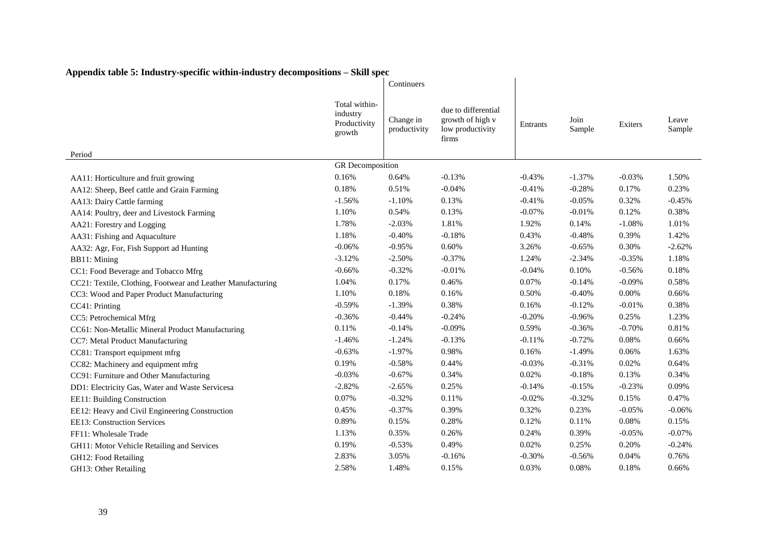**Appendix table 5: Industry-specific within-industry decompositions – Skill spec**

| | | Continuers | | | | | |
|---|---|---|---|---|---|---|---|
| Period | Total within-industry Productivity growth | Change in productivity | due to differential growth of high v low productivity firms | Entrants | Join Sample | Exiters | Leave Sample |
| | GR Decomposition | | | | | | |
| AA11: Horticulture and fruit growing | 0.16% | 0.64% | -0.13% | -0.43% | -1.37% | -0.03% | 1.50% |
| AA12: Sheep, Beef cattle and Grain Farming | 0.18% | 0.51% | -0.04% | -0.41% | -0.28% | 0.17% | 0.23% |
| AA13: Dairy Cattle farming | -1.56% | -1.10% | 0.13% | -0.41% | -0.05% | 0.32% | -0.45% |
| AA14: Poultry, deer and Livestock Farming | 1.10% | 0.54% | 0.13% | -0.07% | -0.01% | 0.12% | 0.38% |
| AA21: Forestry and Logging | 1.78% | -2.03% | 1.81% | 1.92% | 0.14% | -1.08% | 1.01% |
| AA31: Fishing and Aquaculture | 1.18% | -0.40% | -0.18% | 0.43% | -0.48% | 0.39% | 1.42% |
| AA32: Agr, For, Fish Support ad Hunting | -0.06% | -0.95% | 0.60% | 3.26% | -0.65% | 0.30% | -2.62% |
| BB11: Mining | -3.12% | -2.50% | -0.37% | 1.24% | -2.34% | -0.35% | 1.18% |
| CC1: Food Beverage and Tobacco Mfrg | -0.66% | -0.32% | -0.01% | -0.04% | 0.10% | -0.56% | 0.18% |
| CC21: Textile, Clothing, Footwear and Leather Manufacturing | 1.04% | 0.17% | 0.46% | 0.07% | -0.14% | -0.09% | 0.58% |
| CC3: Wood and Paper Product Manufacturing | 1.10% | 0.18% | 0.16% | 0.50% | -0.40% | 0.00% | 0.66% |
| CC41: Printing | -0.59% | -1.39% | 0.38% | 0.16% | -0.12% | -0.01% | 0.38% |
| CC5: Petrochemical Mfrg | -0.36% | -0.44% | -0.24% | -0.20% | -0.96% | 0.25% | 1.23% |
| CC61: Non-Metallic Mineral Product Manufacturing | 0.11% | -0.14% | -0.09% | 0.59% | -0.36% | -0.70% | 0.81% |
| CC7: Metal Product Manufacturing | -1.46% | -1.24% | -0.13% | -0.11% | -0.72% | 0.08% | 0.66% |
| CC81: Transport equipment mfrg | -0.63% | -1.97% | 0.98% | 0.16% | -1.49% | 0.06% | 1.63% |
| CC82: Machinery and equipment mfrg | 0.19% | -0.58% | 0.44% | -0.03% | -0.31% | 0.02% | 0.64% |
| CC91: Furniture and Other Manufacturing | -0.03% | -0.67% | 0.34% | 0.02% | -0.18% | 0.13% | 0.34% |
| DD1: Electricity Gas, Water and Waste Servicesa | -2.82% | -2.65% | 0.25% | -0.14% | -0.15% | -0.23% | 0.09% |
| EE11: Building Construction | 0.07% | -0.32% | 0.11% | -0.02% | -0.32% | 0.15% | 0.47% |
| EE12: Heavy and Civil Engineering Construction | 0.45% | -0.37% | 0.39% | 0.32% | 0.23% | -0.05% | -0.06% |
| EE13: Construction Services | 0.89% | 0.15% | 0.28% | 0.12% | 0.11% | 0.08% | 0.15% |
| FF11: Wholesale Trade | 1.13% | 0.35% | 0.26% | 0.24% | 0.39% | -0.05% | -0.07% |
| GH11: Motor Vehicle Retailing and Services | 0.19% | -0.53% | 0.49% | 0.02% | 0.25% | 0.20% | -0.24% |
| GH12: Food Retailing | 2.83% | 3.05% | -0.16% | -0.30% | -0.56% | 0.04% | 0.76% |
| GH13: Other Retailing | 2.58% | 1.48% | 0.15% | 0.03% | 0.08% | 0.18% | 0.66% |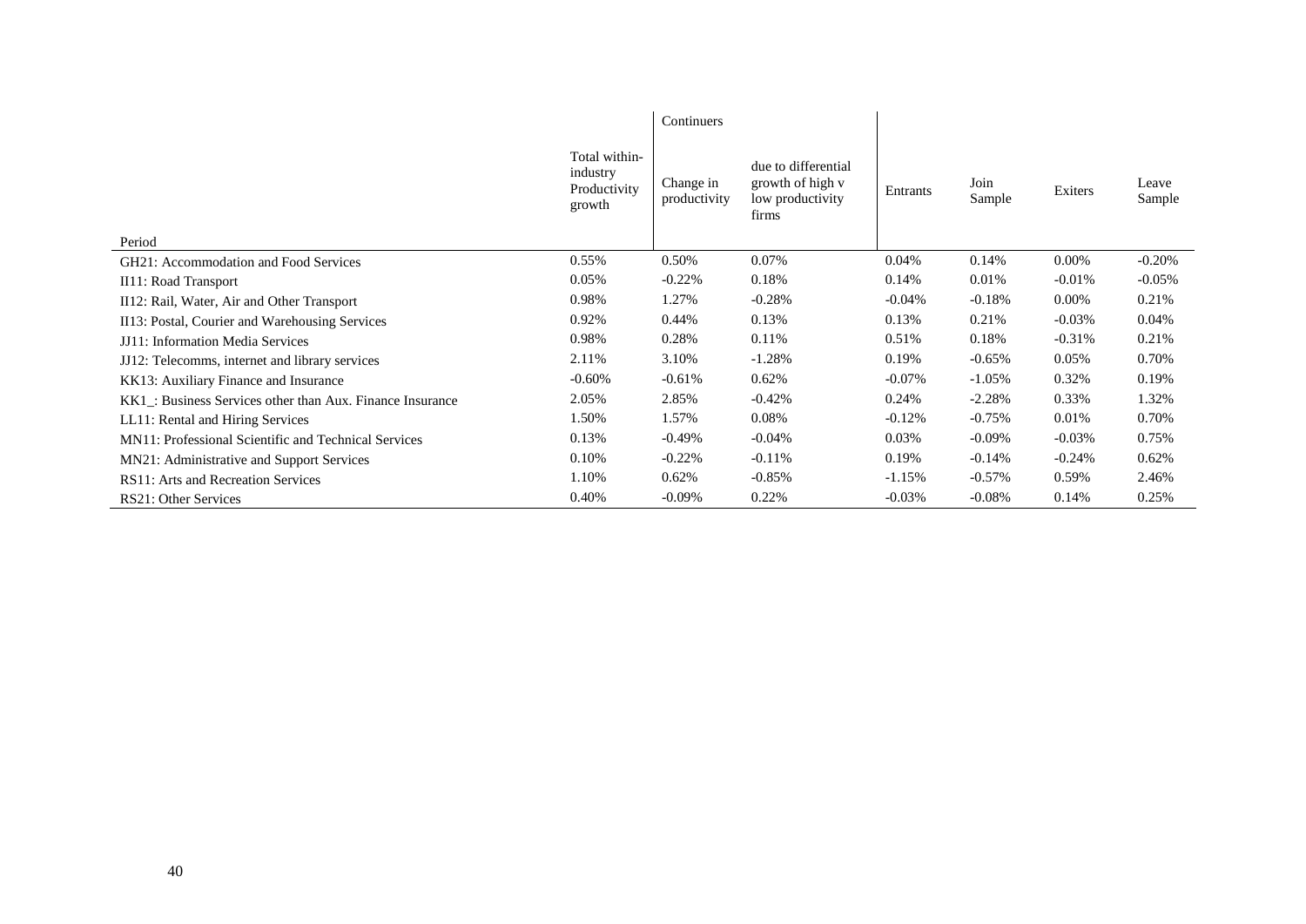| Period | Total within-industry Productivity growth | Continuers<br>Change in productivity | due to differential growth of high v low productivity firms | Entrants | Join Sample | Exiters | Leave Sample |
|---|---|---|---|---|---|---|---|
| GH21: Accommodation and Food Services | 0.55% | 0.50% | 0.07% | 0.04% | 0.14% | 0.00% | -0.20% |
| II11: Road Transport | 0.05% | -0.22% | 0.18% | 0.14% | 0.01% | -0.01% | -0.05% |
| II12: Rail, Water, Air and Other Transport | 0.98% | 1.27% | -0.28% | -0.04% | -0.18% | 0.00% | 0.21% |
| II13: Postal, Courier and Warehousing Services | 0.92% | 0.44% | 0.13% | 0.13% | 0.21% | -0.03% | 0.04% |
| JJ11: Information Media Services | 0.98% | 0.28% | 0.11% | 0.51% | 0.18% | -0.31% | 0.21% |
| JJ12: Telecomms, internet and library services | 2.11% | 3.10% | -1.28% | 0.19% | -0.65% | 0.05% | 0.70% |
| KK13: Auxiliary Finance and Insurance | -0.60% | -0.61% | 0.62% | -0.07% | -1.05% | 0.32% | 0.19% |
| KK1_: Business Services other than Aux. Finance Insurance | 2.05% | 2.85% | -0.42% | 0.24% | -2.28% | 0.33% | 1.32% |
| LL11: Rental and Hiring Services | 1.50% | 1.57% | 0.08% | -0.12% | -0.75% | 0.01% | 0.70% |
| MN11: Professional Scientific and Technical Services | 0.13% | -0.49% | -0.04% | 0.03% | -0.09% | -0.03% | 0.75% |
| MN21: Administrative and Support Services | 0.10% | -0.22% | -0.11% | 0.19% | -0.14% | -0.24% | 0.62% |
| RS11: Arts and Recreation Services | 1.10% | 0.62% | -0.85% | -1.15% | -0.57% | 0.59% | 2.46% |
| RS21: Other Services | 0.40% | -0.09% | 0.22% | -0.03% | -0.08% | 0.14% | 0.25% |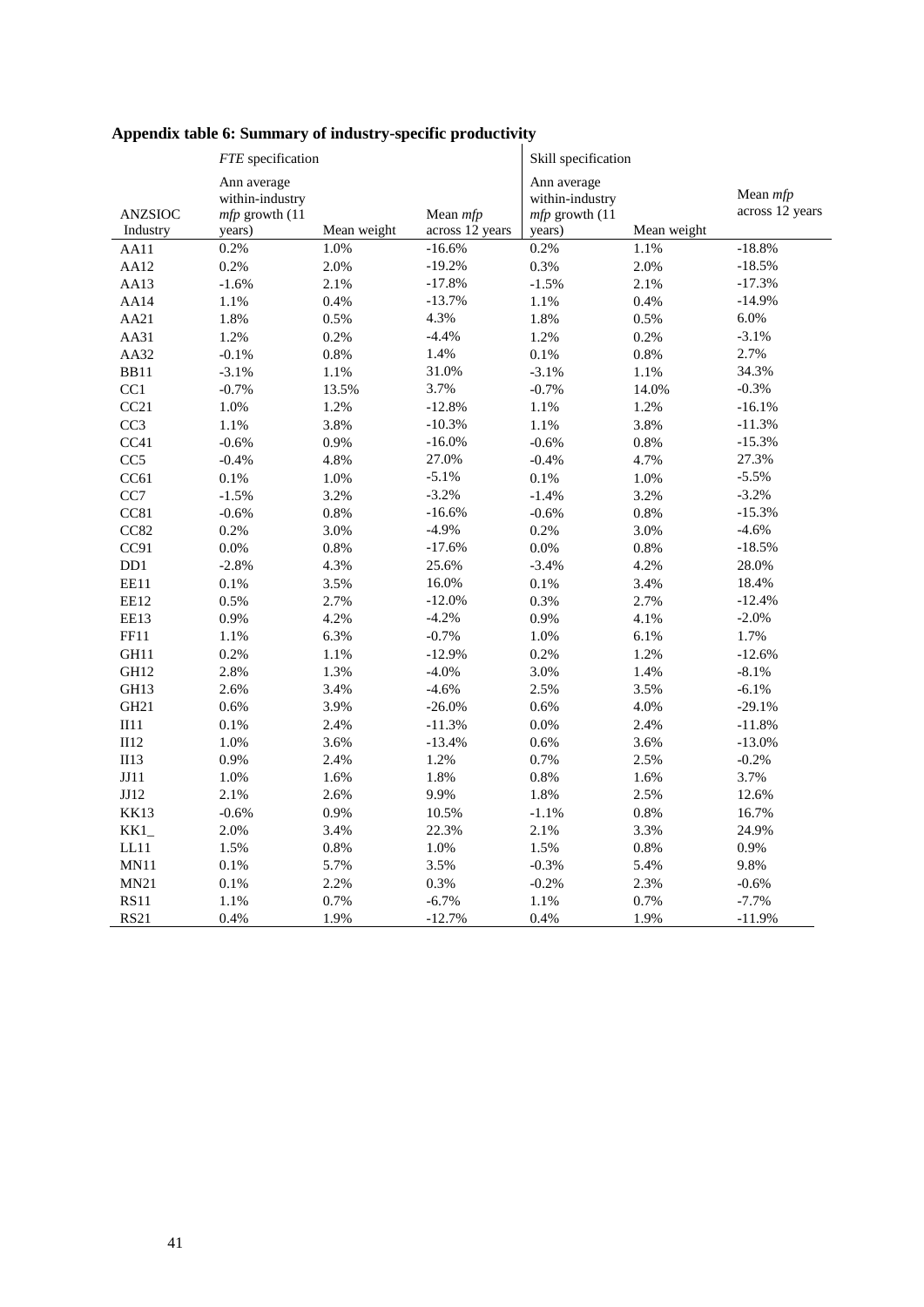**Appendix table 6: Summary of industry-specific productivity**

| | *FTE* specification | | | Skill specification | | |
|---|---|---|---|---|---|---|
| ANZSIOC Industry | Ann average within-industry *mfp* growth (11 years) | Mean weight | Mean *mfp* across 12 years | Ann average within-industry *mfp* growth (11 years) | Mean weight | Mean *mfp* across 12 years |
| AA11 | 0.2% | 1.0% | -16.6% | 0.2% | 1.1% | -18.8% |
| AA12 | 0.2% | 2.0% | -19.2% | 0.3% | 2.0% | -18.5% |
| AA13 | -1.6% | 2.1% | -17.8% | -1.5% | 2.1% | -17.3% |
| AA14 | 1.1% | 0.4% | -13.7% | 1.1% | 0.4% | -14.9% |
| AA21 | 1.8% | 0.5% | 4.3% | 1.8% | 0.5% | 6.0% |
| AA31 | 1.2% | 0.2% | -4.4% | 1.2% | 0.2% | -3.1% |
| AA32 | -0.1% | 0.8% | 1.4% | 0.1% | 0.8% | 2.7% |
| BB11 | -3.1% | 1.1% | 31.0% | -3.1% | 1.1% | 34.3% |
| CC1 | -0.7% | 13.5% | 3.7% | -0.7% | 14.0% | -0.3% |
| CC21 | 1.0% | 1.2% | -12.8% | 1.1% | 1.2% | -16.1% |
| CC3 | 1.1% | 3.8% | -10.3% | 1.1% | 3.8% | -11.3% |
| CC41 | -0.6% | 0.9% | -16.0% | -0.6% | 0.8% | -15.3% |
| CC5 | -0.4% | 4.8% | 27.0% | -0.4% | 4.7% | 27.3% |
| CC61 | 0.1% | 1.0% | -5.1% | 0.1% | 1.0% | -5.5% |
| CC7 | -1.5% | 3.2% | -3.2% | -1.4% | 3.2% | -3.2% |
| CC81 | -0.6% | 0.8% | -16.6% | -0.6% | 0.8% | -15.3% |
| CC82 | 0.2% | 3.0% | -4.9% | 0.2% | 3.0% | -4.6% |
| CC91 | 0.0% | 0.8% | -17.6% | 0.0% | 0.8% | -18.5% |
| DD1 | -2.8% | 4.3% | 25.6% | -3.4% | 4.2% | 28.0% |
| EE11 | 0.1% | 3.5% | 16.0% | 0.1% | 3.4% | 18.4% |
| EE12 | 0.5% | 2.7% | -12.0% | 0.3% | 2.7% | -12.4% |
| EE13 | 0.9% | 4.2% | -4.2% | 0.9% | 4.1% | -2.0% |
| FF11 | 1.1% | 6.3% | -0.7% | 1.0% | 6.1% | 1.7% |
| GH11 | 0.2% | 1.1% | -12.9% | 0.2% | 1.2% | -12.6% |
| GH12 | 2.8% | 1.3% | -4.0% | 3.0% | 1.4% | -8.1% |
| GH13 | 2.6% | 3.4% | -4.6% | 2.5% | 3.5% | -6.1% |
| GH21 | 0.6% | 3.9% | -26.0% | 0.6% | 4.0% | -29.1% |
| II11 | 0.1% | 2.4% | -11.3% | 0.0% | 2.4% | -11.8% |
| II12 | 1.0% | 3.6% | -13.4% | 0.6% | 3.6% | -13.0% |
| II13 | 0.9% | 2.4% | 1.2% | 0.7% | 2.5% | -0.2% |
| JJ11 | 1.0% | 1.6% | 1.8% | 0.8% | 1.6% | 3.7% |
| JJ12 | 2.1% | 2.6% | 9.9% | 1.8% | 2.5% | 12.6% |
| KK13 | -0.6% | 0.9% | 10.5% | -1.1% | 0.8% | 16.7% |
| KK1_ | 2.0% | 3.4% | 22.3% | 2.1% | 3.3% | 24.9% |
| LL11 | 1.5% | 0.8% | 1.0% | 1.5% | 0.8% | 0.9% |
| MN11 | 0.1% | 5.7% | 3.5% | -0.3% | 5.4% | 9.8% |
| MN21 | 0.1% | 2.2% | 0.3% | -0.2% | 2.3% | -0.6% |
| RS11 | 1.1% | 0.7% | -6.7% | 1.1% | 0.7% | -7.7% |
| RS21 | 0.4% | 1.9% | -12.7% | 0.4% | 1.9% | -11.9% |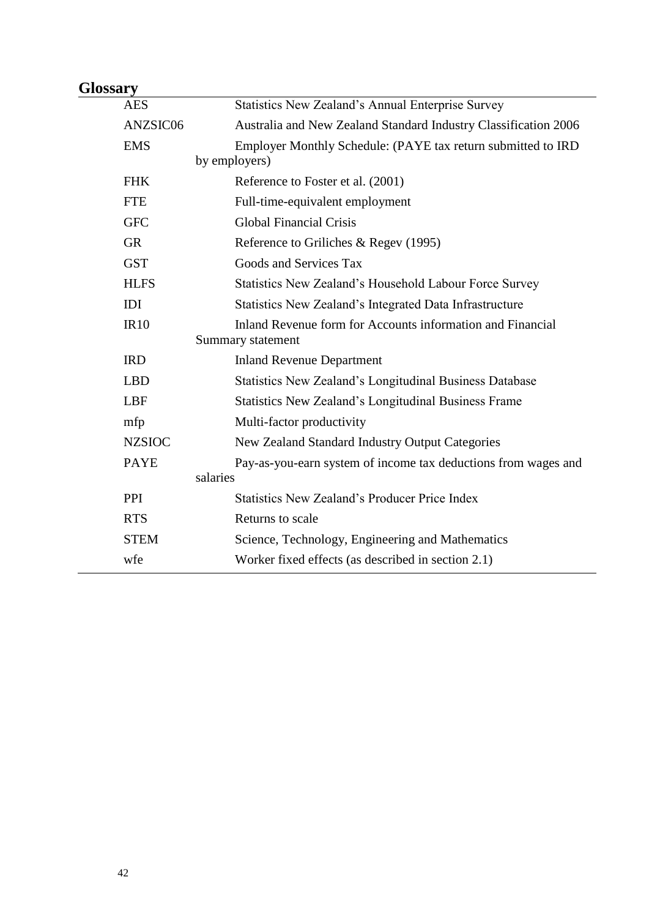## Glossary

| | |
|---|---|
| AES | Statistics New Zealand's Annual Enterprise Survey |
| ANZSIC06 | Australia and New Zealand Standard Industry Classification 2006 |
| EMS | Employer Monthly Schedule: (PAYE tax return submitted to IRD by employers) |
| FHK | Reference to Foster et al. (2001) |
| FTE | Full-time-equivalent employment |
| GFC | Global Financial Crisis |
| GR | Reference to Griliches & Regev (1995) |
| GST | Goods and Services Tax |
| HLFS | Statistics New Zealand's Household Labour Force Survey |
| IDI | Statistics New Zealand's Integrated Data Infrastructure |
| IR10 | Inland Revenue form for Accounts information and Financial Summary statement |
| IRD | Inland Revenue Department |
| LBD | Statistics New Zealand's Longitudinal Business Database |
| LBF | Statistics New Zealand's Longitudinal Business Frame |
| mfp | Multi-factor productivity |
| NZSIOC | New Zealand Standard Industry Output Categories |
| PAYE | Pay-as-you-earn system of income tax deductions from wages and salaries |
| PPI | Statistics New Zealand's Producer Price Index |
| RTS | Returns to scale |
| STEM | Science, Technology, Engineering and Mathematics |
| wfe | Worker fixed effects (as described in section 2.1) |